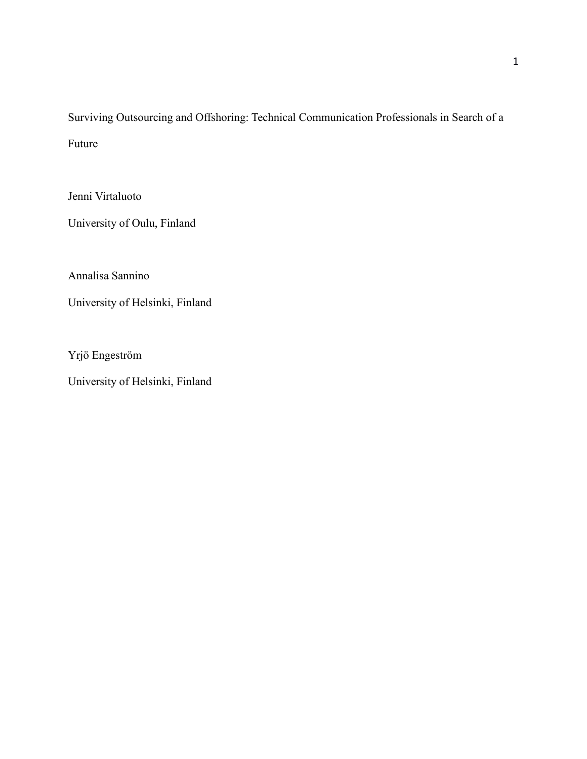# Surviving Outsourcing and Offshoring: Technical Communication Professionals in Search of a Future

Jenni Virtaluoto

University of Oulu, Finland

Annalisa Sannino

University of Helsinki, Finland

Yrjö Engeström

University of Helsinki, Finland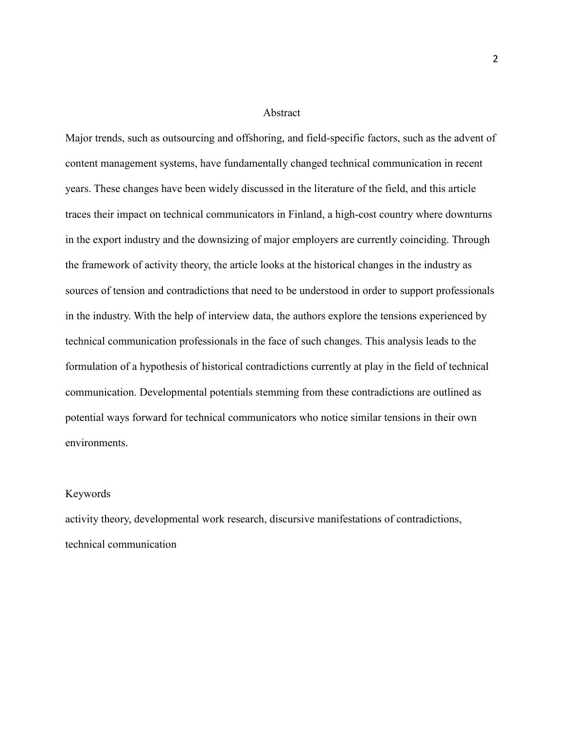# Abstract

Major trends, such as outsourcing and offshoring, and field-specific factors, such as the advent of content management systems, have fundamentally changed technical communication in recent years. These changes have been widely discussed in the literature of the field, and this article traces their impact on technical communicators in Finland, a high-cost country where downturns in the export industry and the downsizing of major employers are currently coinciding. Through the framework of activity theory, the article looks at the historical changes in the industry as sources of tension and contradictions that need to be understood in order to support professionals in the industry. With the help of interview data, the authors explore the tensions experienced by technical communication professionals in the face of such changes. This analysis leads to the formulation of a hypothesis of historical contradictions currently at play in the field of technical communication. Developmental potentials stemming from these contradictions are outlined as potential ways forward for technical communicators who notice similar tensions in their own environments.

## Keywords

activity theory, developmental work research, discursive manifestations of contradictions, technical communication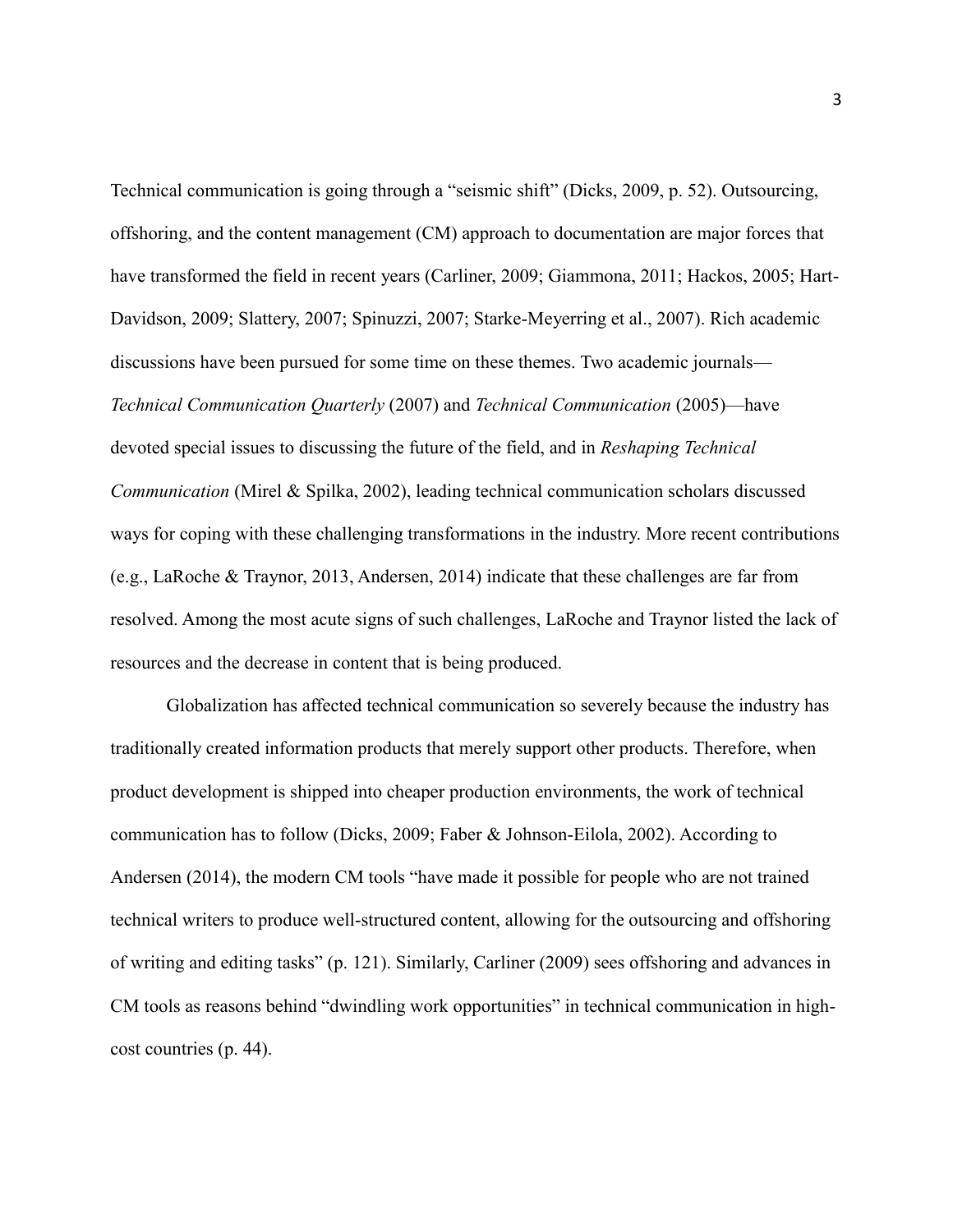Technical communication is going through a "seismic shift" (Dicks, 2009, p. 52). Outsourcing, offshoring, and the content management (CM) approach to documentation are major forces that have transformed the field in recent years (Carliner, 2009; Giammona, 2011; Hackos, 2005; Hart-Davidson, 2009; Slattery, 2007; Spinuzzi, 2007; Starke-Meyerring et al., 2007). Rich academic discussions have been pursued for some time on these themes. Two academic journals—*Technical Communication Quarterly* (2007) and *Technical Communication* (2005)—have devoted special issues to discussing the future of the field, and in *Reshaping Technical Communication* (Mirel & Spilka, 2002), leading technical communication scholars discussed ways for coping with these challenging transformations in the industry. More recent contributions (e.g., LaRoche & Traynor, 2013, Andersen, 2014) indicate that these challenges are far from resolved. Among the most acute signs of such challenges, LaRoche and Traynor listed the lack of resources and the decrease in content that is being produced.

Globalization has affected technical communication so severely because the industry has traditionally created information products that merely support other products. Therefore, when product development is shipped into cheaper production environments, the work of technical communication has to follow (Dicks, 2009; Faber & Johnson-Eilola, 2002). According to Andersen (2014), the modern CM tools "have made it possible for people who are not trained technical writers to produce well-structured content, allowing for the outsourcing and offshoring of writing and editing tasks" (p. 121). Similarly, Carliner (2009) sees offshoring and advances in CM tools as reasons behind "dwindling work opportunities" in technical communication in high-cost countries (p. 44).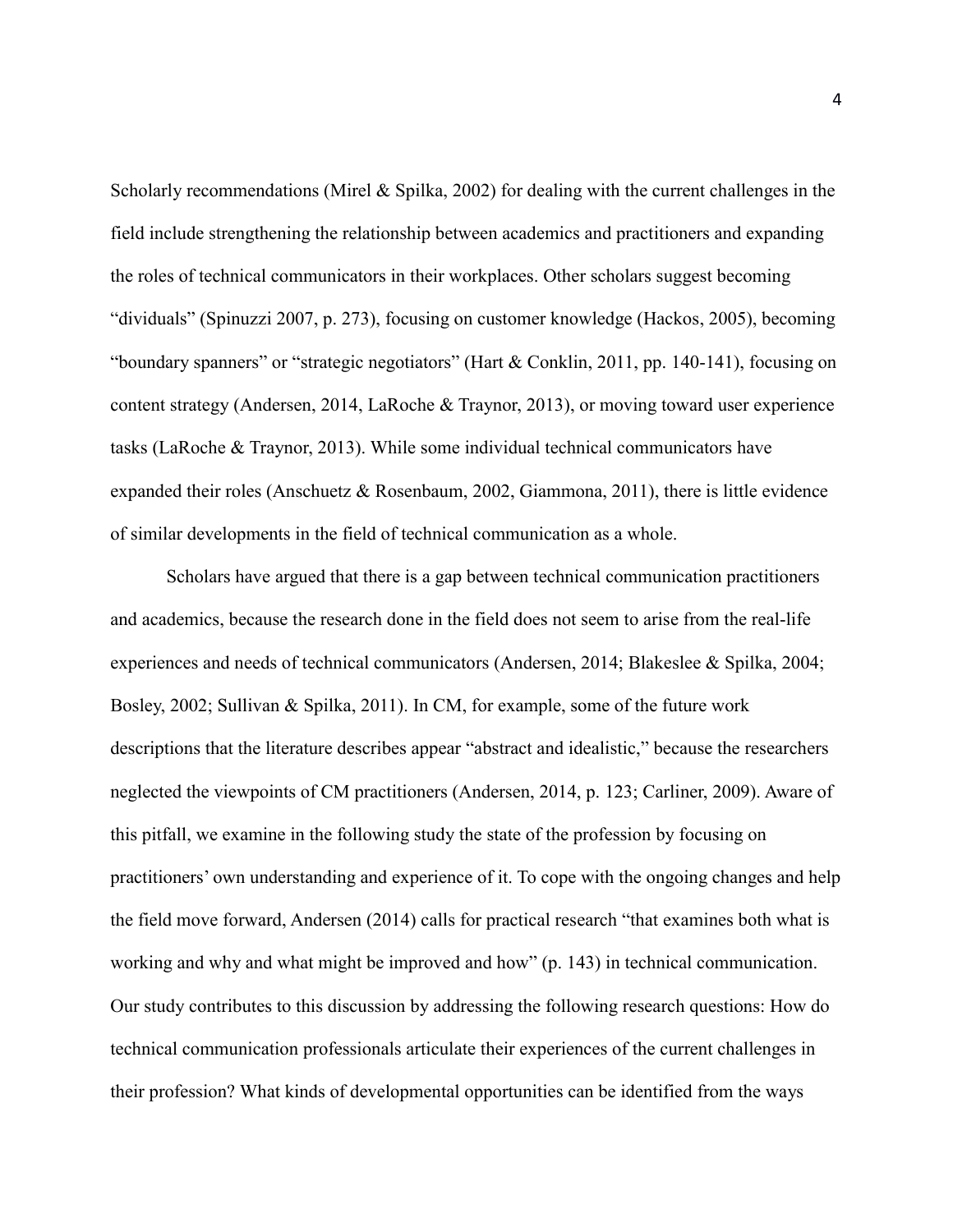Scholarly recommendations (Mirel & Spilka, 2002) for dealing with the current challenges in the field include strengthening the relationship between academics and practitioners and expanding the roles of technical communicators in their workplaces. Other scholars suggest becoming "dividuals" (Spinuzzi 2007, p. 273), focusing on customer knowledge (Hackos, 2005), becoming "boundary spanners" or "strategic negotiators" (Hart & Conklin, 2011, pp. 140-141), focusing on content strategy (Andersen, 2014, LaRoche & Traynor, 2013), or moving toward user experience tasks (LaRoche & Traynor, 2013). While some individual technical communicators have expanded their roles (Anschuetz & Rosenbaum, 2002, Giammona, 2011), there is little evidence of similar developments in the field of technical communication as a whole.

Scholars have argued that there is a gap between technical communication practitioners and academics, because the research done in the field does not seem to arise from the real-life experiences and needs of technical communicators (Andersen, 2014; Blakeslee & Spilka, 2004; Bosley, 2002; Sullivan & Spilka, 2011). In CM, for example, some of the future work descriptions that the literature describes appear "abstract and idealistic," because the researchers neglected the viewpoints of CM practitioners (Andersen, 2014, p. 123; Carliner, 2009). Aware of this pitfall, we examine in the following study the state of the profession by focusing on practitioners' own understanding and experience of it. To cope with the ongoing changes and help the field move forward, Andersen (2014) calls for practical research "that examines both what is working and why and what might be improved and how" (p. 143) in technical communication. Our study contributes to this discussion by addressing the following research questions: How do technical communication professionals articulate their experiences of the current challenges in their profession? What kinds of developmental opportunities can be identified from the ways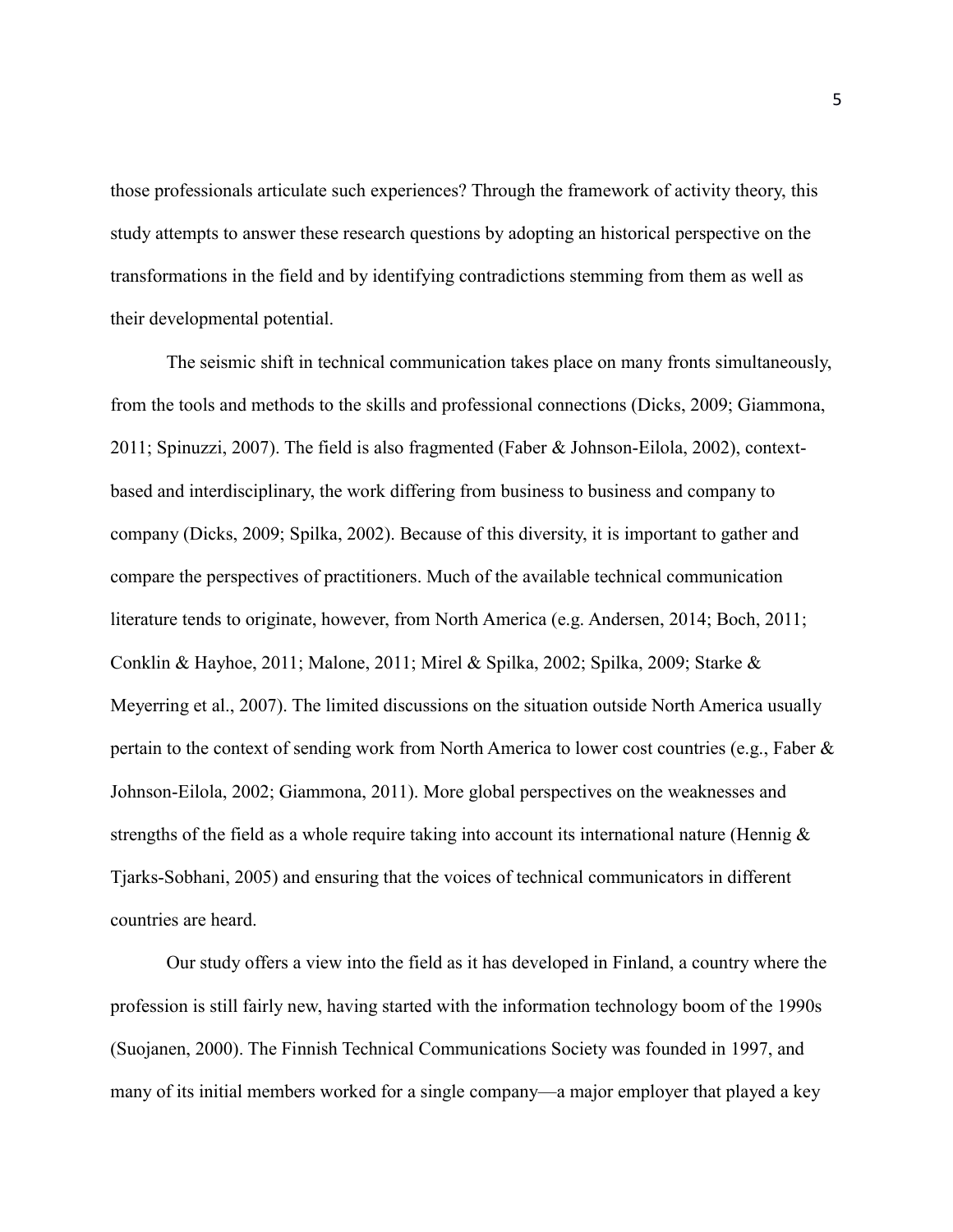those professionals articulate such experiences? Through the framework of activity theory, this study attempts to answer these research questions by adopting an historical perspective on the transformations in the field and by identifying contradictions stemming from them as well as their developmental potential.

The seismic shift in technical communication takes place on many fronts simultaneously, from the tools and methods to the skills and professional connections (Dicks, 2009; Giammona, 2011; Spinuzzi, 2007). The field is also fragmented (Faber & Johnson-Eilola, 2002), context-based and interdisciplinary, the work differing from business to business and company to company (Dicks, 2009; Spilka, 2002). Because of this diversity, it is important to gather and compare the perspectives of practitioners. Much of the available technical communication literature tends to originate, however, from North America (e.g. Andersen, 2014; Boch, 2011; Conklin & Hayhoe, 2011; Malone, 2011; Mirel & Spilka, 2002; Spilka, 2009; Starke & Meyerring et al., 2007). The limited discussions on the situation outside North America usually pertain to the context of sending work from North America to lower cost countries (e.g., Faber & Johnson-Eilola, 2002; Giammona, 2011). More global perspectives on the weaknesses and strengths of the field as a whole require taking into account its international nature (Hennig & Tjarks-Sobhani, 2005) and ensuring that the voices of technical communicators in different countries are heard.

Our study offers a view into the field as it has developed in Finland, a country where the profession is still fairly new, having started with the information technology boom of the 1990s (Suojanen, 2000). The Finnish Technical Communications Society was founded in 1997, and many of its initial members worked for a single company—a major employer that played a key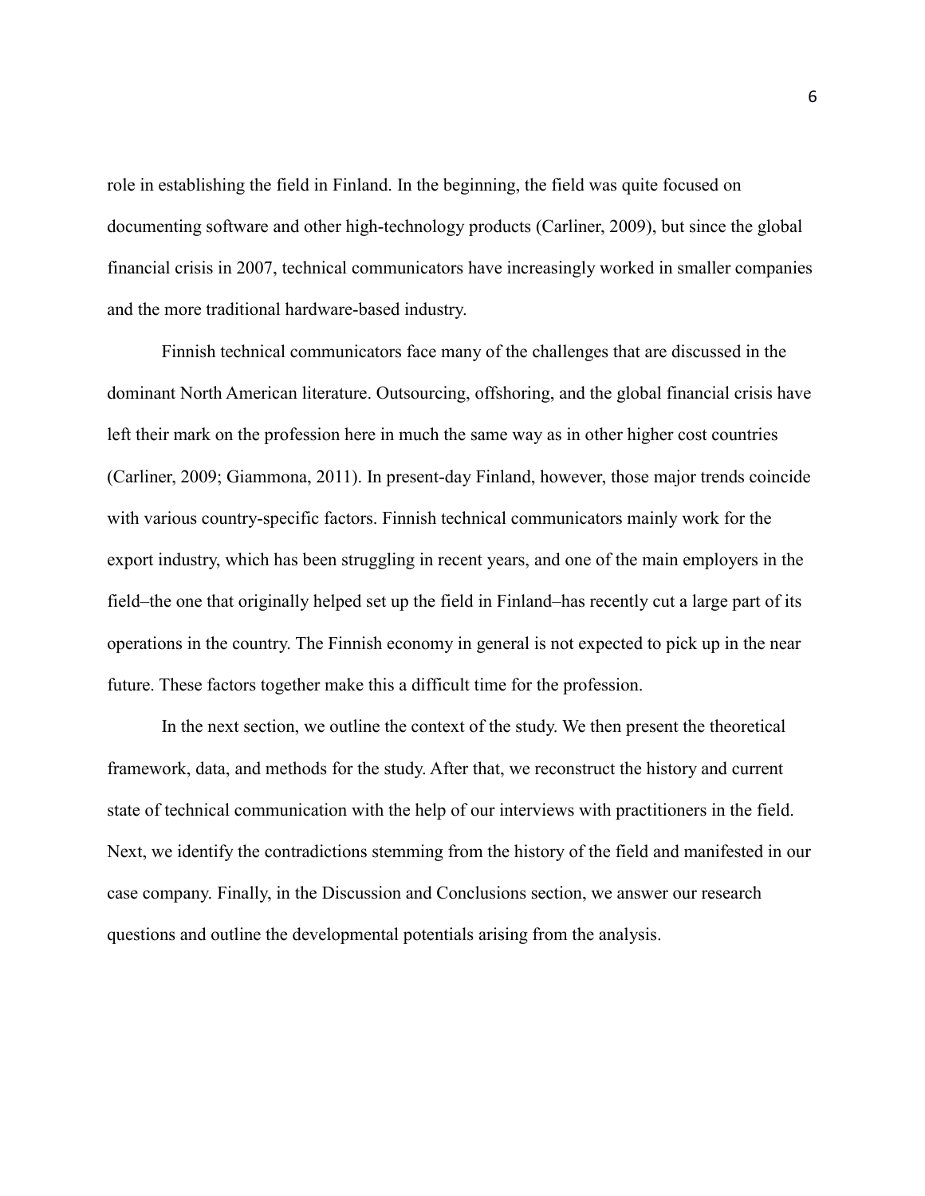role in establishing the field in Finland. In the beginning, the field was quite focused on documenting software and other high-technology products (Carliner, 2009), but since the global financial crisis in 2007, technical communicators have increasingly worked in smaller companies and the more traditional hardware-based industry.

Finnish technical communicators face many of the challenges that are discussed in the dominant North American literature. Outsourcing, offshoring, and the global financial crisis have left their mark on the profession here in much the same way as in other higher cost countries (Carliner, 2009; Giammona, 2011). In present-day Finland, however, those major trends coincide with various country-specific factors. Finnish technical communicators mainly work for the export industry, which has been struggling in recent years, and one of the main employers in the field–the one that originally helped set up the field in Finland–has recently cut a large part of its operations in the country. The Finnish economy in general is not expected to pick up in the near future. These factors together make this a difficult time for the profession.

In the next section, we outline the context of the study. We then present the theoretical framework, data, and methods for the study. After that, we reconstruct the history and current state of technical communication with the help of our interviews with practitioners in the field. Next, we identify the contradictions stemming from the history of the field and manifested in our case company. Finally, in the Discussion and Conclusions section, we answer our research questions and outline the developmental potentials arising from the analysis.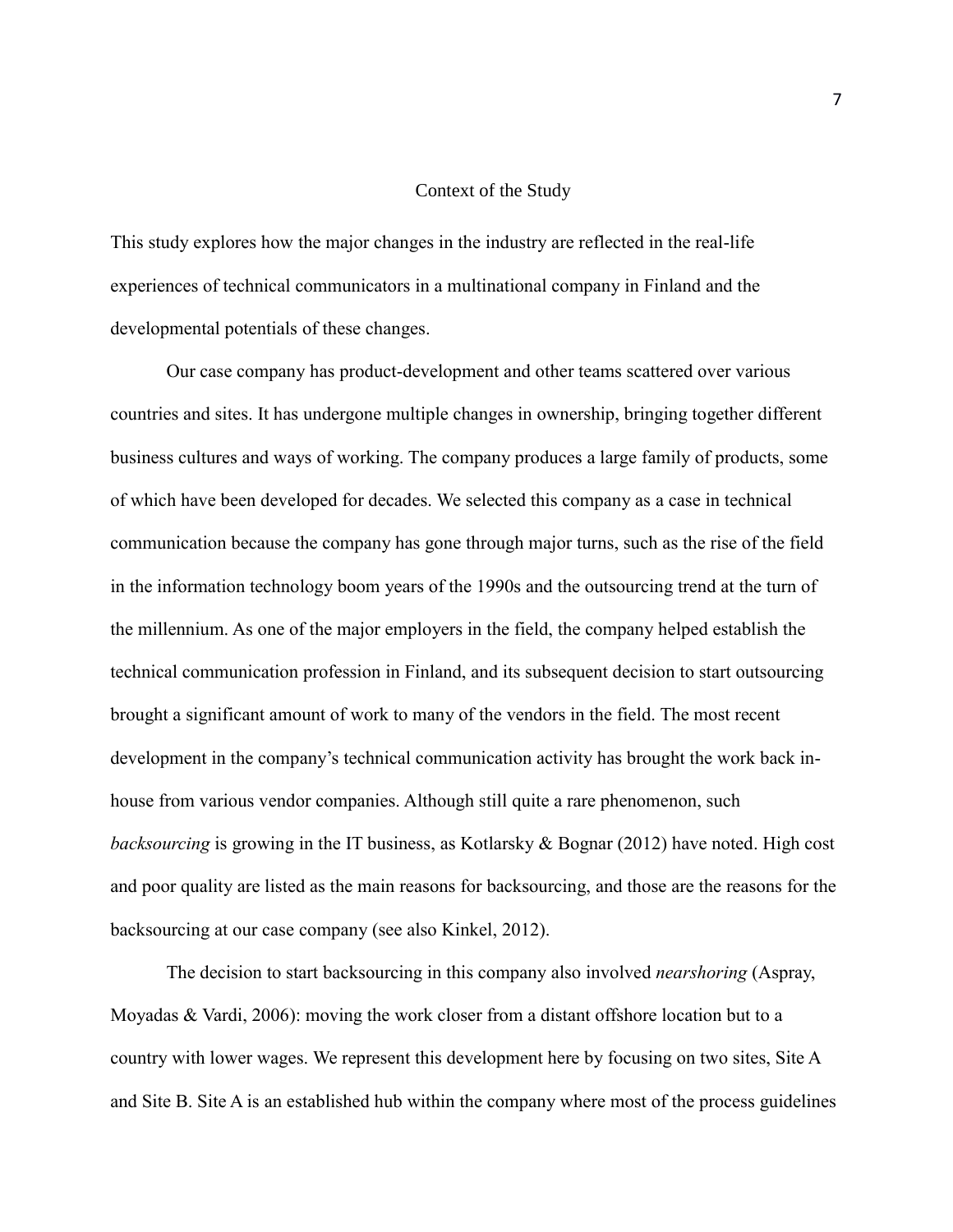## Context of the Study

This study explores how the major changes in the industry are reflected in the real-life experiences of technical communicators in a multinational company in Finland and the developmental potentials of these changes.

Our case company has product-development and other teams scattered over various countries and sites. It has undergone multiple changes in ownership, bringing together different business cultures and ways of working. The company produces a large family of products, some of which have been developed for decades. We selected this company as a case in technical communication because the company has gone through major turns, such as the rise of the field in the information technology boom years of the 1990s and the outsourcing trend at the turn of the millennium. As one of the major employers in the field, the company helped establish the technical communication profession in Finland, and its subsequent decision to start outsourcing brought a significant amount of work to many of the vendors in the field. The most recent development in the company's technical communication activity has brought the work back in-house from various vendor companies. Although still quite a rare phenomenon, such *backsourcing* is growing in the IT business, as Kotlarsky & Bognar (2012) have noted. High cost and poor quality are listed as the main reasons for backsourcing, and those are the reasons for the backsourcing at our case company (see also Kinkel, 2012).

The decision to start backsourcing in this company also involved *nearshoring* (Aspray, Moyadas & Vardi, 2006): moving the work closer from a distant offshore location but to a country with lower wages. We represent this development here by focusing on two sites, Site A and Site B. Site A is an established hub within the company where most of the process guidelines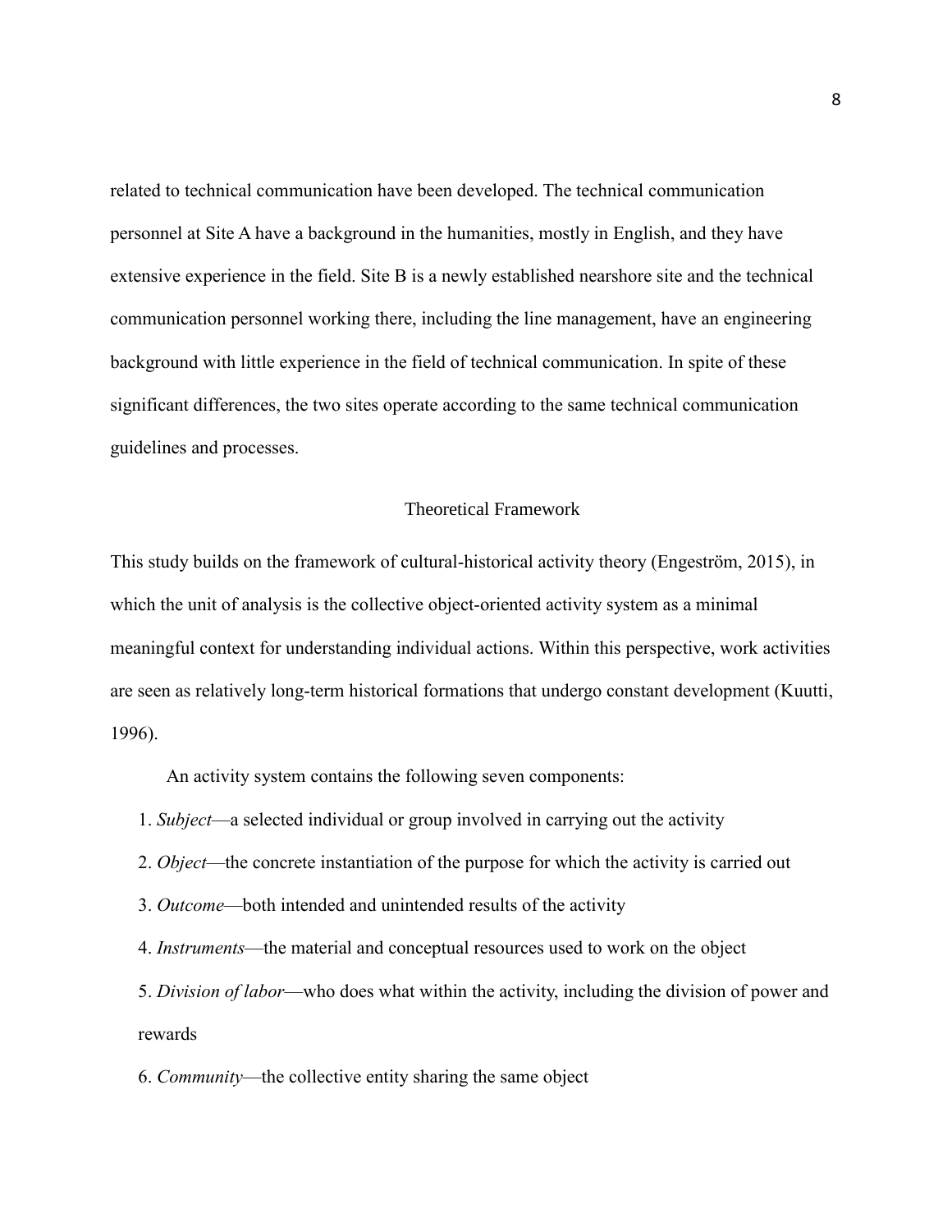related to technical communication have been developed. The technical communication personnel at Site A have a background in the humanities, mostly in English, and they have extensive experience in the field. Site B is a newly established nearshore site and the technical communication personnel working there, including the line management, have an engineering background with little experience in the field of technical communication. In spite of these significant differences, the two sites operate according to the same technical communication guidelines and processes.

## Theoretical Framework

This study builds on the framework of cultural-historical activity theory (Engeström, 2015), in which the unit of analysis is the collective object-oriented activity system as a minimal meaningful context for understanding individual actions. Within this perspective, work activities are seen as relatively long-term historical formations that undergo constant development (Kuutti, 1996).

An activity system contains the following seven components:

1. *Subject*—a selected individual or group involved in carrying out the activity
2. *Object*—the concrete instantiation of the purpose for which the activity is carried out
3. *Outcome*—both intended and unintended results of the activity
4. *Instruments*—the material and conceptual resources used to work on the object
5. *Division of labor*—who does what within the activity, including the division of power and rewards
6. *Community*—the collective entity sharing the same object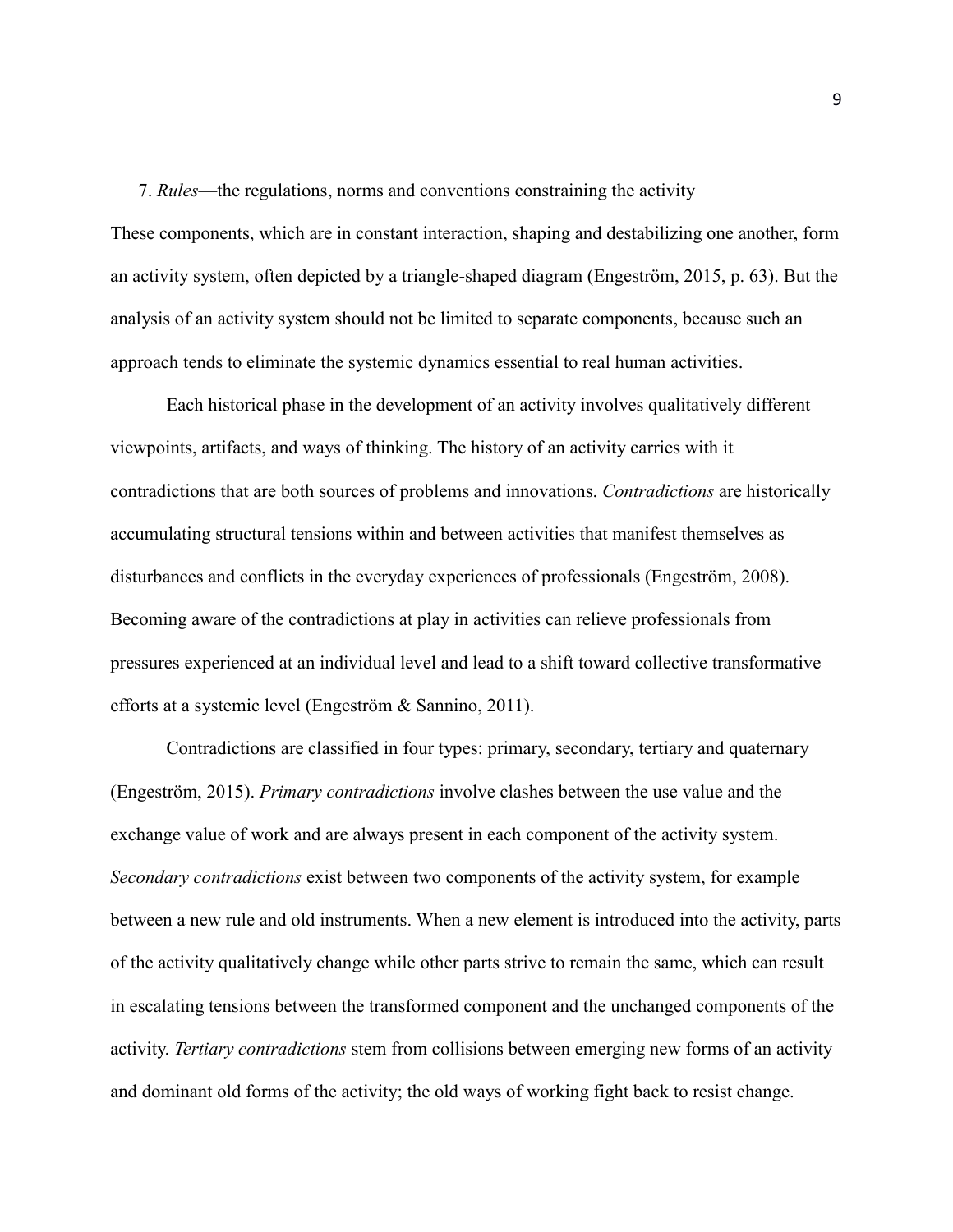7. *Rules*—the regulations, norms and conventions constraining the activity

These components, which are in constant interaction, shaping and destabilizing one another, form an activity system, often depicted by a triangle-shaped diagram (Engeström, 2015, p. 63). But the analysis of an activity system should not be limited to separate components, because such an approach tends to eliminate the systemic dynamics essential to real human activities.

Each historical phase in the development of an activity involves qualitatively different viewpoints, artifacts, and ways of thinking. The history of an activity carries with it contradictions that are both sources of problems and innovations. *Contradictions* are historically accumulating structural tensions within and between activities that manifest themselves as disturbances and conflicts in the everyday experiences of professionals (Engeström, 2008). Becoming aware of the contradictions at play in activities can relieve professionals from pressures experienced at an individual level and lead to a shift toward collective transformative efforts at a systemic level (Engeström & Sannino, 2011).

Contradictions are classified in four types: primary, secondary, tertiary and quaternary (Engeström, 2015). *Primary contradictions* involve clashes between the use value and the exchange value of work and are always present in each component of the activity system. *Secondary contradictions* exist between two components of the activity system, for example between a new rule and old instruments. When a new element is introduced into the activity, parts of the activity qualitatively change while other parts strive to remain the same, which can result in escalating tensions between the transformed component and the unchanged components of the activity. *Tertiary contradictions* stem from collisions between emerging new forms of an activity and dominant old forms of the activity; the old ways of working fight back to resist change.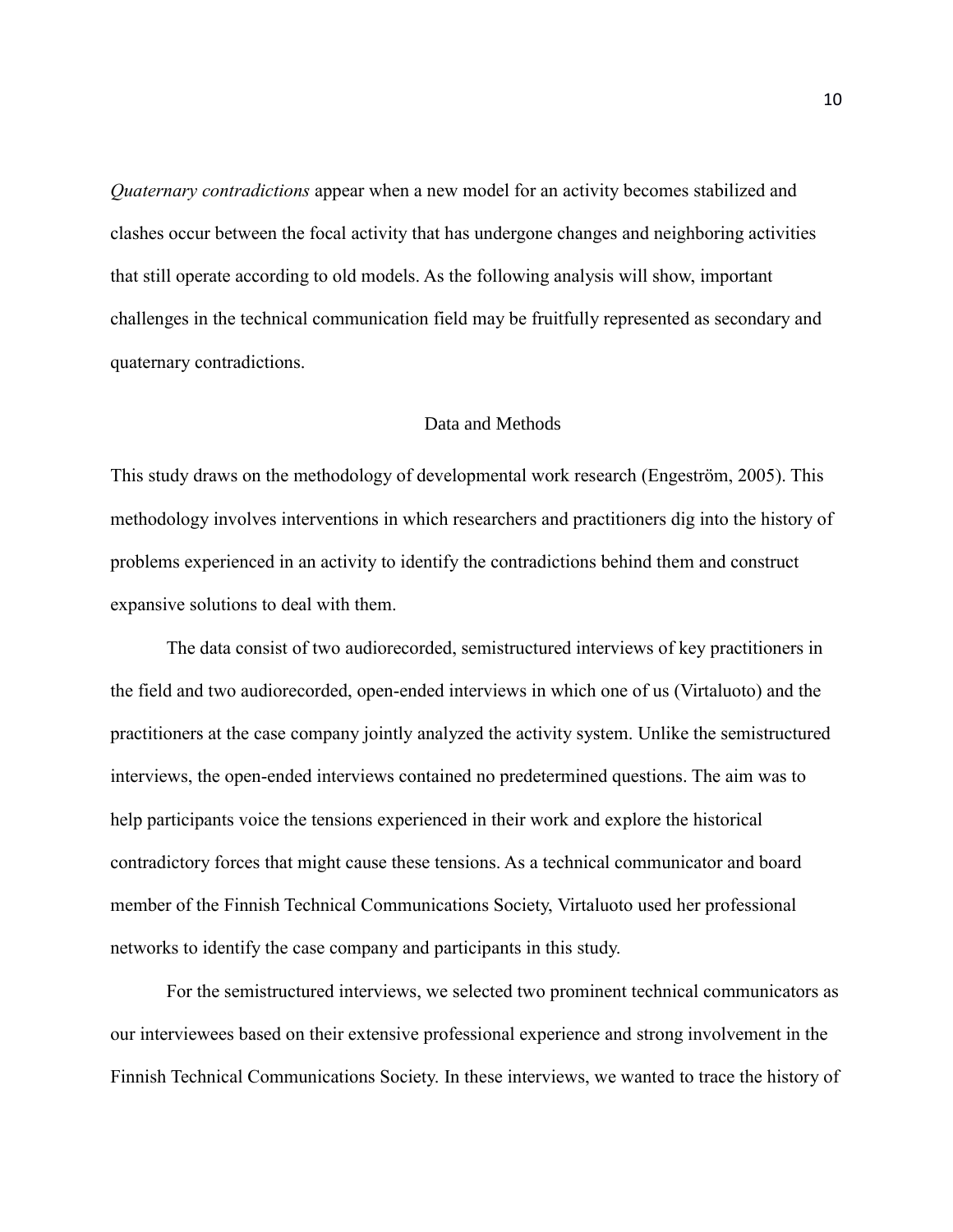*Quaternary contradictions* appear when a new model for an activity becomes stabilized and clashes occur between the focal activity that has undergone changes and neighboring activities that still operate according to old models. As the following analysis will show, important challenges in the technical communication field may be fruitfully represented as secondary and quaternary contradictions.

## Data and Methods

This study draws on the methodology of developmental work research (Engeström, 2005). This methodology involves interventions in which researchers and practitioners dig into the history of problems experienced in an activity to identify the contradictions behind them and construct expansive solutions to deal with them.

The data consist of two audiorecorded, semistructured interviews of key practitioners in the field and two audiorecorded, open-ended interviews in which one of us (Virtaluoto) and the practitioners at the case company jointly analyzed the activity system. Unlike the semistructured interviews, the open-ended interviews contained no predetermined questions. The aim was to help participants voice the tensions experienced in their work and explore the historical contradictory forces that might cause these tensions. As a technical communicator and board member of the Finnish Technical Communications Society, Virtaluoto used her professional networks to identify the case company and participants in this study.

For the semistructured interviews, we selected two prominent technical communicators as our interviewees based on their extensive professional experience and strong involvement in the Finnish Technical Communications Society. In these interviews, we wanted to trace the history of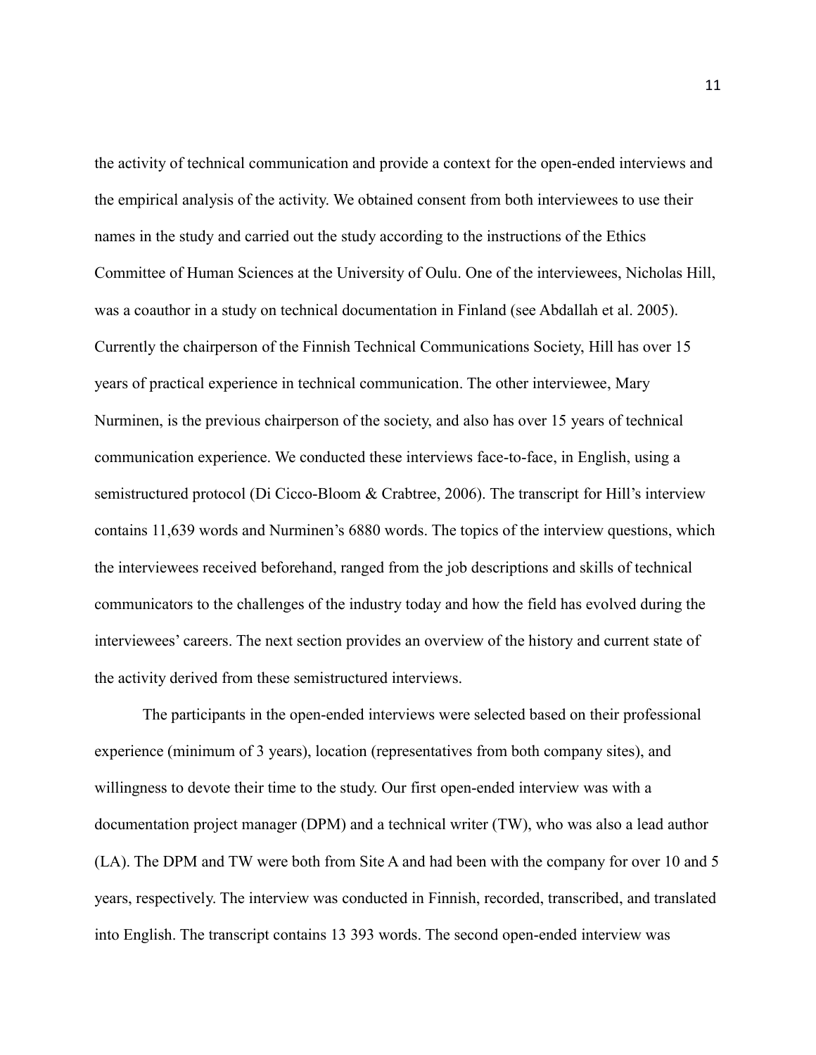the activity of technical communication and provide a context for the open-ended interviews and the empirical analysis of the activity. We obtained consent from both interviewees to use their names in the study and carried out the study according to the instructions of the Ethics Committee of Human Sciences at the University of Oulu. One of the interviewees, Nicholas Hill, was a coauthor in a study on technical documentation in Finland (see Abdallah et al. 2005). Currently the chairperson of the Finnish Technical Communications Society, Hill has over 15 years of practical experience in technical communication. The other interviewee, Mary Nurminen, is the previous chairperson of the society, and also has over 15 years of technical communication experience. We conducted these interviews face-to-face, in English, using a semistructured protocol (Di Cicco-Bloom & Crabtree, 2006). The transcript for Hill's interview contains 11,639 words and Nurminen's 6880 words. The topics of the interview questions, which the interviewees received beforehand, ranged from the job descriptions and skills of technical communicators to the challenges of the industry today and how the field has evolved during the interviewees' careers. The next section provides an overview of the history and current state of the activity derived from these semistructured interviews.

The participants in the open-ended interviews were selected based on their professional experience (minimum of 3 years), location (representatives from both company sites), and willingness to devote their time to the study. Our first open-ended interview was with a documentation project manager (DPM) and a technical writer (TW), who was also a lead author (LA). The DPM and TW were both from Site A and had been with the company for over 10 and 5 years, respectively. The interview was conducted in Finnish, recorded, transcribed, and translated into English. The transcript contains 13 393 words. The second open-ended interview was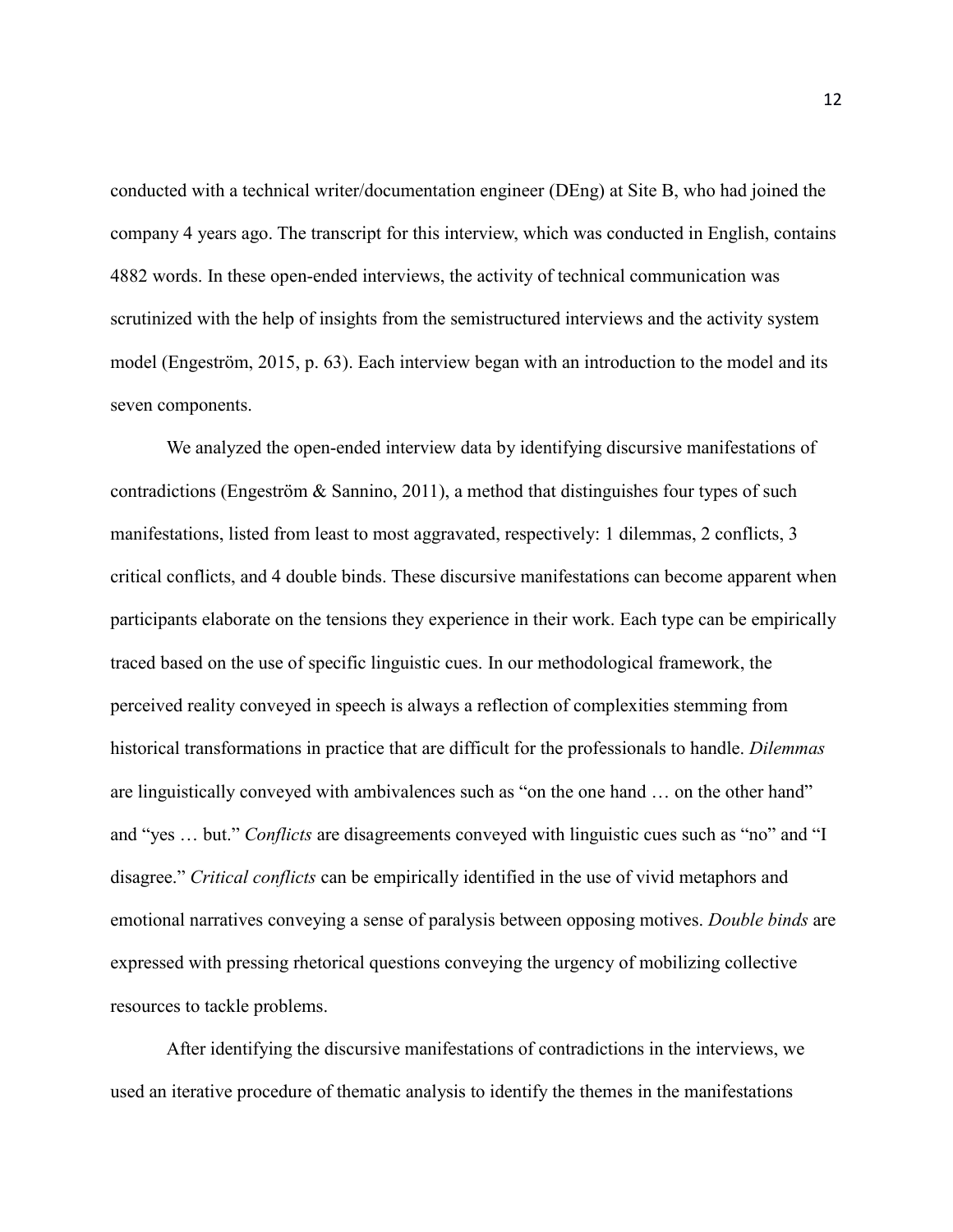conducted with a technical writer/documentation engineer (DEng) at Site B, who had joined the company 4 years ago. The transcript for this interview, which was conducted in English, contains 4882 words. In these open-ended interviews, the activity of technical communication was scrutinized with the help of insights from the semistructured interviews and the activity system model (Engeström, 2015, p. 63). Each interview began with an introduction to the model and its seven components.

We analyzed the open-ended interview data by identifying discursive manifestations of contradictions (Engeström & Sannino, 2011), a method that distinguishes four types of such manifestations, listed from least to most aggravated, respectively: 1 dilemmas, 2 conflicts, 3 critical conflicts, and 4 double binds. These discursive manifestations can become apparent when participants elaborate on the tensions they experience in their work. Each type can be empirically traced based on the use of specific linguistic cues. In our methodological framework, the perceived reality conveyed in speech is always a reflection of complexities stemming from historical transformations in practice that are difficult for the professionals to handle. *Dilemmas* are linguistically conveyed with ambivalences such as "on the one hand … on the other hand" and "yes … but." *Conflicts* are disagreements conveyed with linguistic cues such as "no" and "I disagree." *Critical conflicts* can be empirically identified in the use of vivid metaphors and emotional narratives conveying a sense of paralysis between opposing motives. *Double binds* are expressed with pressing rhetorical questions conveying the urgency of mobilizing collective resources to tackle problems.

After identifying the discursive manifestations of contradictions in the interviews, we used an iterative procedure of thematic analysis to identify the themes in the manifestations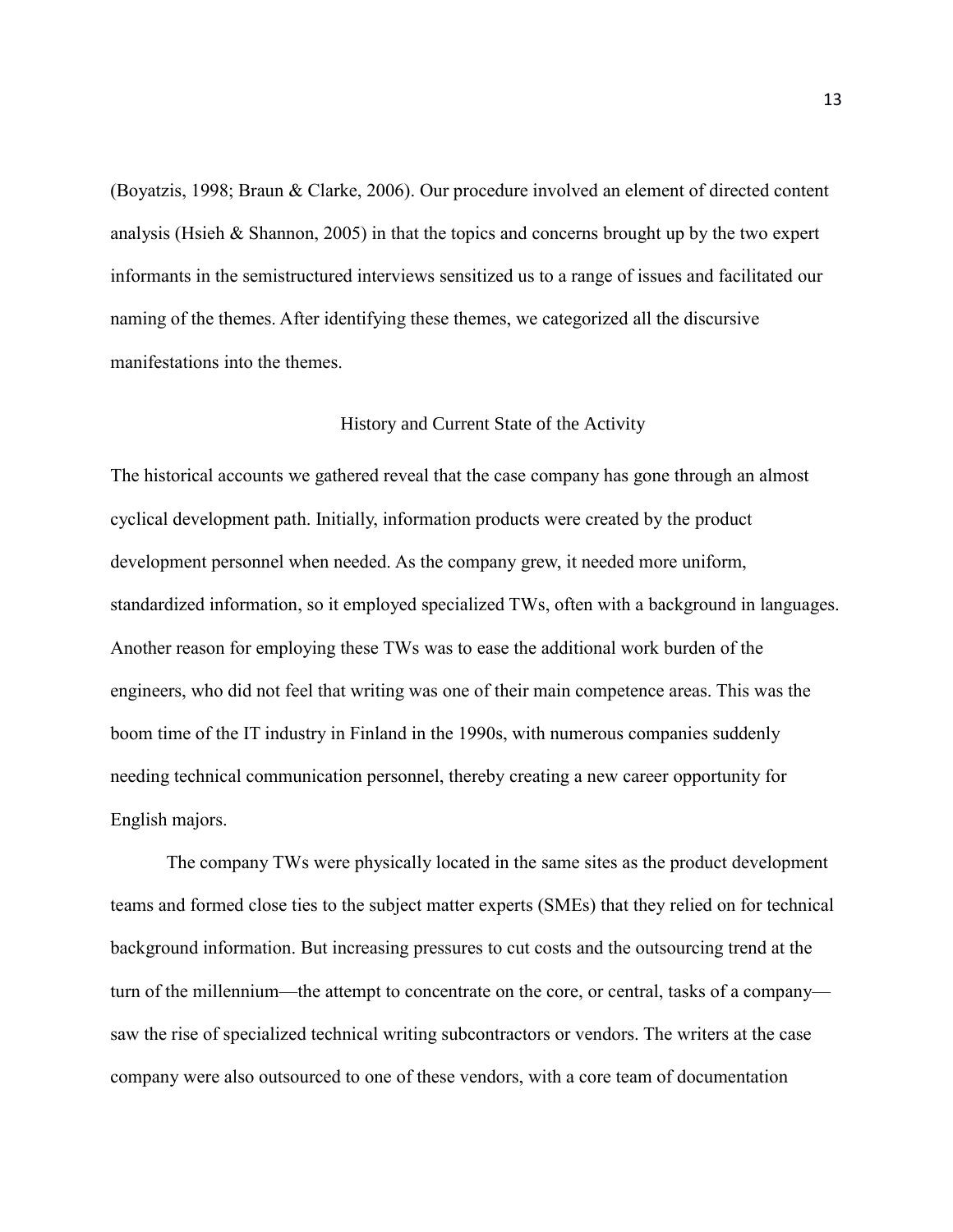(Boyatzis, 1998; Braun & Clarke, 2006). Our procedure involved an element of directed content analysis (Hsieh & Shannon, 2005) in that the topics and concerns brought up by the two expert informants in the semistructured interviews sensitized us to a range of issues and facilitated our naming of the themes. After identifying these themes, we categorized all the discursive manifestations into the themes.

## History and Current State of the Activity

The historical accounts we gathered reveal that the case company has gone through an almost cyclical development path. Initially, information products were created by the product development personnel when needed. As the company grew, it needed more uniform, standardized information, so it employed specialized TWs, often with a background in languages. Another reason for employing these TWs was to ease the additional work burden of the engineers, who did not feel that writing was one of their main competence areas. This was the boom time of the IT industry in Finland in the 1990s, with numerous companies suddenly needing technical communication personnel, thereby creating a new career opportunity for English majors.

The company TWs were physically located in the same sites as the product development teams and formed close ties to the subject matter experts (SMEs) that they relied on for technical background information. But increasing pressures to cut costs and the outsourcing trend at the turn of the millennium—the attempt to concentrate on the core, or central, tasks of a company—saw the rise of specialized technical writing subcontractors or vendors. The writers at the case company were also outsourced to one of these vendors, with a core team of documentation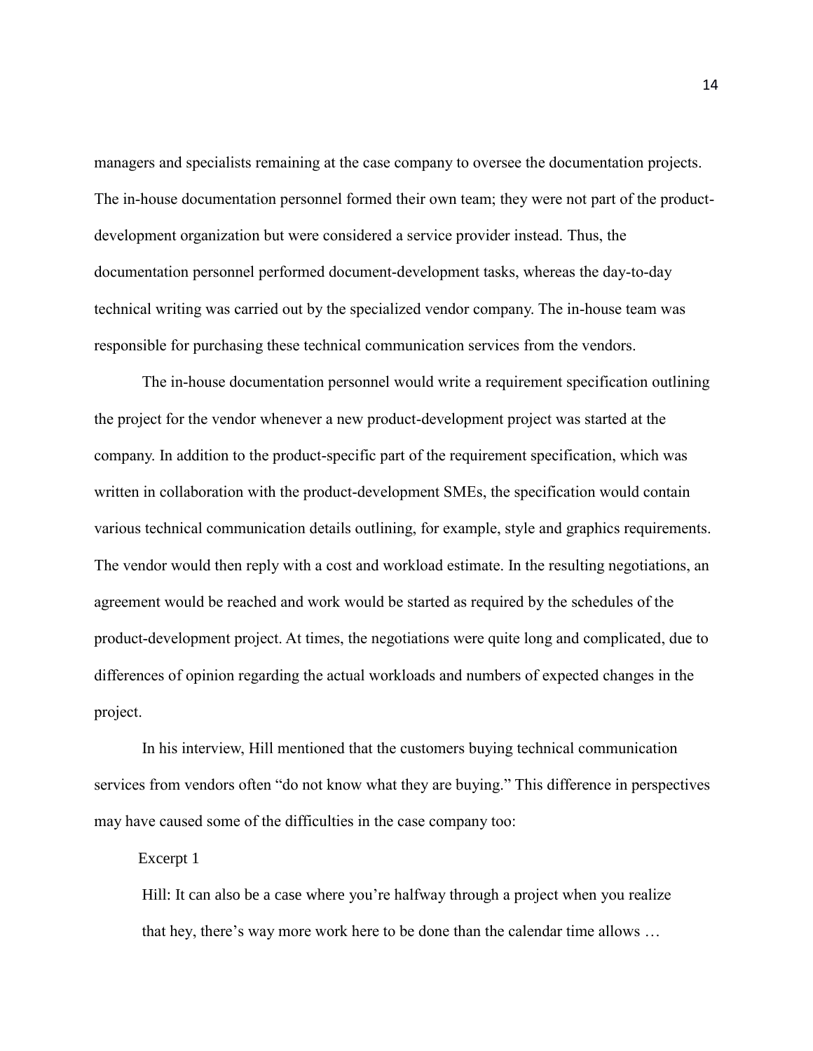managers and specialists remaining at the case company to oversee the documentation projects. The in-house documentation personnel formed their own team; they were not part of the product-development organization but were considered a service provider instead. Thus, the documentation personnel performed document-development tasks, whereas the day-to-day technical writing was carried out by the specialized vendor company. The in-house team was responsible for purchasing these technical communication services from the vendors.

The in-house documentation personnel would write a requirement specification outlining the project for the vendor whenever a new product-development project was started at the company. In addition to the product-specific part of the requirement specification, which was written in collaboration with the product-development SMEs, the specification would contain various technical communication details outlining, for example, style and graphics requirements. The vendor would then reply with a cost and workload estimate. In the resulting negotiations, an agreement would be reached and work would be started as required by the schedules of the product-development project. At times, the negotiations were quite long and complicated, due to differences of opinion regarding the actual workloads and numbers of expected changes in the project.

In his interview, Hill mentioned that the customers buying technical communication services from vendors often "do not know what they are buying." This difference in perspectives may have caused some of the difficulties in the case company too:

Excerpt 1

> Hill: It can also be a case where you're halfway through a project when you realize that hey, there's way more work here to be done than the calendar time allows …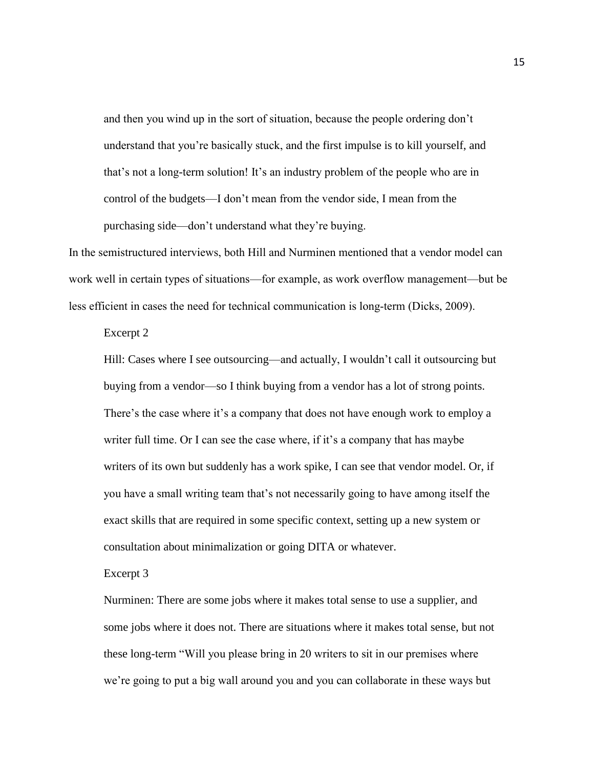> and then you wind up in the sort of situation, because the people ordering don't understand that you're basically stuck, and the first impulse is to kill yourself, and that's not a long-term solution! It's an industry problem of the people who are in control of the budgets—I don't mean from the vendor side, I mean from the purchasing side—don't understand what they're buying.

In the semistructured interviews, both Hill and Nurminen mentioned that a vendor model can work well in certain types of situations—for example, as work overflow management—but be less efficient in cases the need for technical communication is long-term (Dicks, 2009).

> Excerpt 2
>
> Hill: Cases where I see outsourcing—and actually, I wouldn't call it outsourcing but buying from a vendor—so I think buying from a vendor has a lot of strong points. There's the case where it's a company that does not have enough work to employ a writer full time. Or I can see the case where, if it's a company that has maybe writers of its own but suddenly has a work spike, I can see that vendor model. Or, if you have a small writing team that's not necessarily going to have among itself the exact skills that are required in some specific context, setting up a new system or consultation about minimalization or going DITA or whatever.
>
> Excerpt 3
>
> Nurminen: There are some jobs where it makes total sense to use a supplier, and some jobs where it does not. There are situations where it makes total sense, but not these long-term "Will you please bring in 20 writers to sit in our premises where we're going to put a big wall around you and you can collaborate in these ways but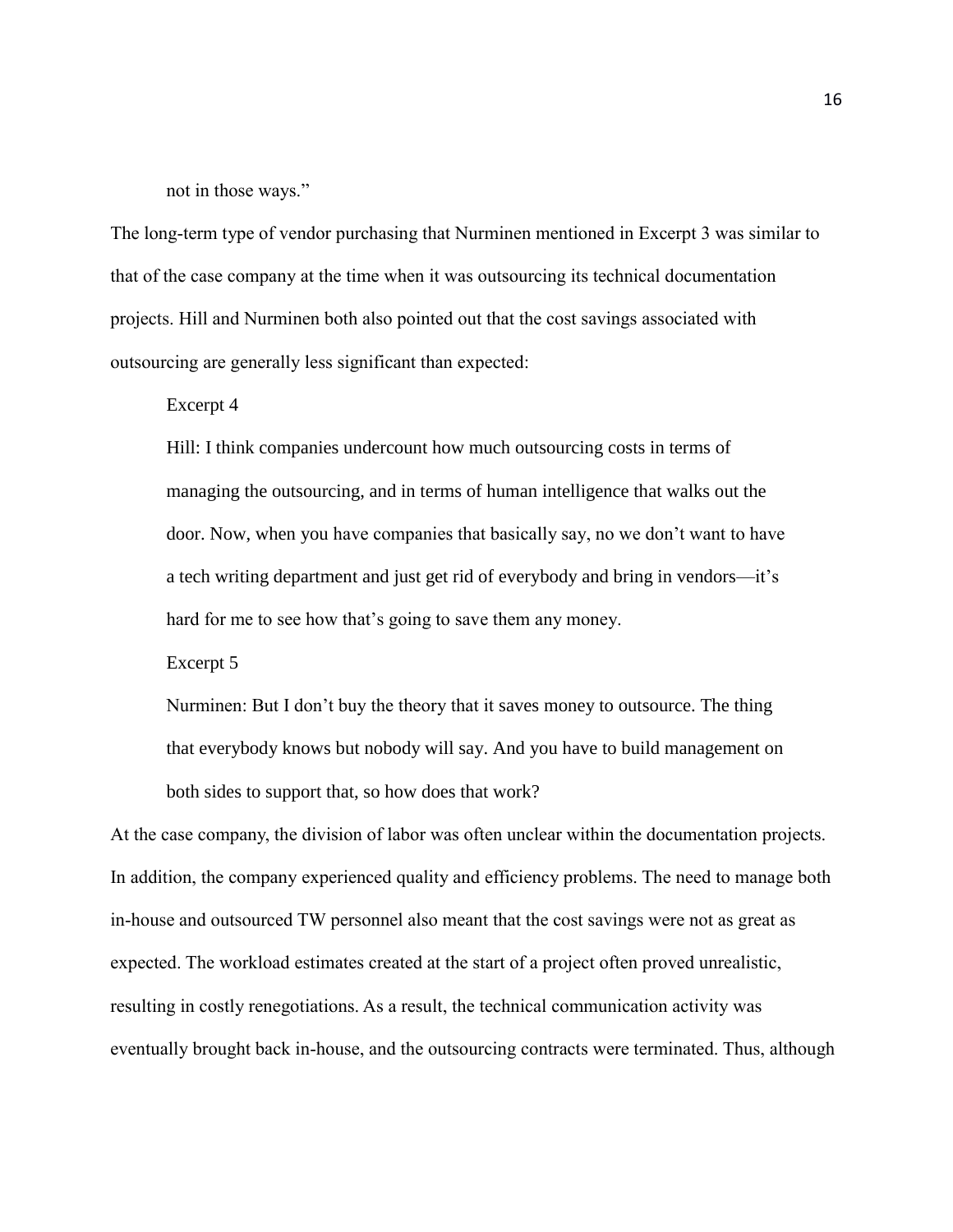not in those ways."

The long-term type of vendor purchasing that Nurminen mentioned in Excerpt 3 was similar to that of the case company at the time when it was outsourcing its technical documentation projects. Hill and Nurminen both also pointed out that the cost savings associated with outsourcing are generally less significant than expected:

> Excerpt 4
>
> Hill: I think companies undercount how much outsourcing costs in terms of managing the outsourcing, and in terms of human intelligence that walks out the door. Now, when you have companies that basically say, no we don't want to have a tech writing department and just get rid of everybody and bring in vendors—it's hard for me to see how that's going to save them any money.
>
> Excerpt 5
>
> Nurminen: But I don't buy the theory that it saves money to outsource. The thing that everybody knows but nobody will say. And you have to build management on both sides to support that, so how does that work?

At the case company, the division of labor was often unclear within the documentation projects. In addition, the company experienced quality and efficiency problems. The need to manage both in-house and outsourced TW personnel also meant that the cost savings were not as great as expected. The workload estimates created at the start of a project often proved unrealistic, resulting in costly renegotiations. As a result, the technical communication activity was eventually brought back in-house, and the outsourcing contracts were terminated. Thus, although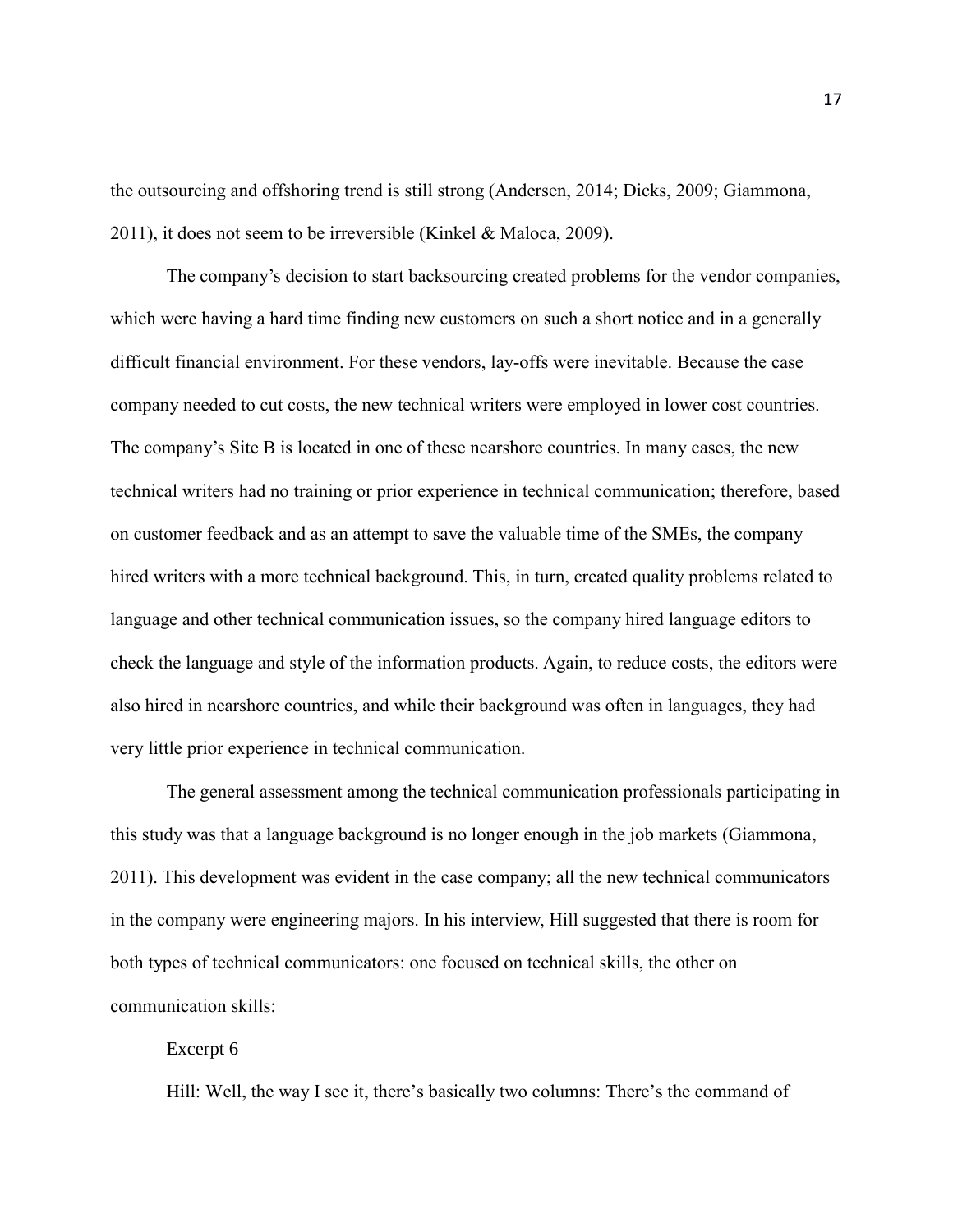the outsourcing and offshoring trend is still strong (Andersen, 2014; Dicks, 2009; Giammona, 2011), it does not seem to be irreversible (Kinkel & Maloca, 2009).

The company's decision to start backsourcing created problems for the vendor companies, which were having a hard time finding new customers on such a short notice and in a generally difficult financial environment. For these vendors, lay-offs were inevitable. Because the case company needed to cut costs, the new technical writers were employed in lower cost countries. The company's Site B is located in one of these nearshore countries. In many cases, the new technical writers had no training or prior experience in technical communication; therefore, based on customer feedback and as an attempt to save the valuable time of the SMEs, the company hired writers with a more technical background. This, in turn, created quality problems related to language and other technical communication issues, so the company hired language editors to check the language and style of the information products. Again, to reduce costs, the editors were also hired in nearshore countries, and while their background was often in languages, they had very little prior experience in technical communication.

The general assessment among the technical communication professionals participating in this study was that a language background is no longer enough in the job markets (Giammona, 2011). This development was evident in the case company; all the new technical communicators in the company were engineering majors. In his interview, Hill suggested that there is room for both types of technical communicators: one focused on technical skills, the other on communication skills:

Excerpt 6

Hill: Well, the way I see it, there's basically two columns: There's the command of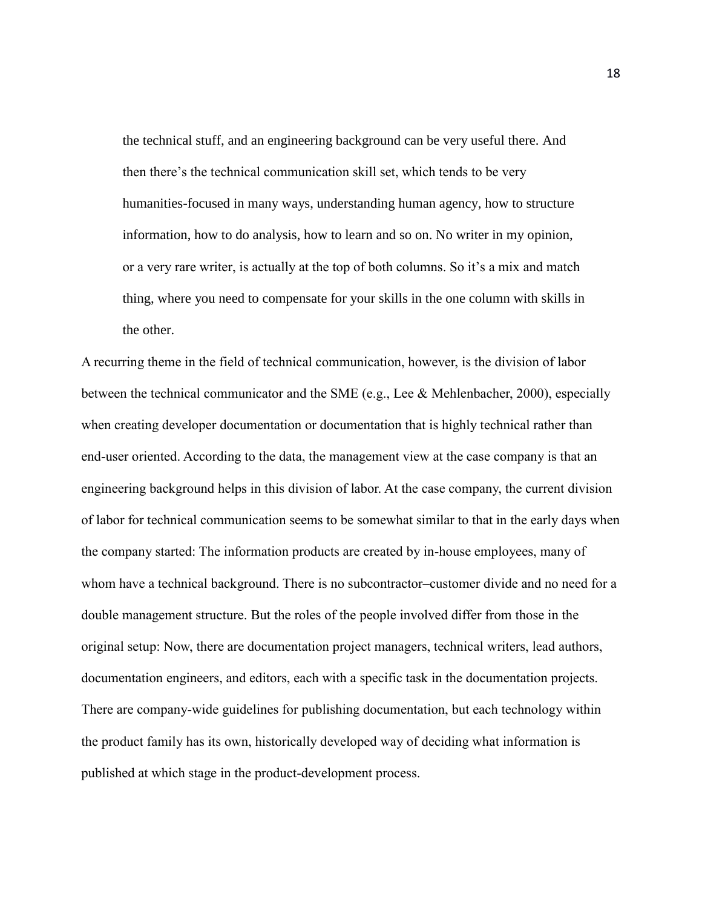> the technical stuff, and an engineering background can be very useful there. And then there's the technical communication skill set, which tends to be very humanities-focused in many ways, understanding human agency, how to structure information, how to do analysis, how to learn and so on. No writer in my opinion, or a very rare writer, is actually at the top of both columns. So it's a mix and match thing, where you need to compensate for your skills in the one column with skills in the other.

A recurring theme in the field of technical communication, however, is the division of labor between the technical communicator and the SME (e.g., Lee & Mehlenbacher, 2000), especially when creating developer documentation or documentation that is highly technical rather than end-user oriented. According to the data, the management view at the case company is that an engineering background helps in this division of labor. At the case company, the current division of labor for technical communication seems to be somewhat similar to that in the early days when the company started: The information products are created by in-house employees, many of whom have a technical background. There is no subcontractor–customer divide and no need for a double management structure. But the roles of the people involved differ from those in the original setup: Now, there are documentation project managers, technical writers, lead authors, documentation engineers, and editors, each with a specific task in the documentation projects. There are company-wide guidelines for publishing documentation, but each technology within the product family has its own, historically developed way of deciding what information is published at which stage in the product-development process.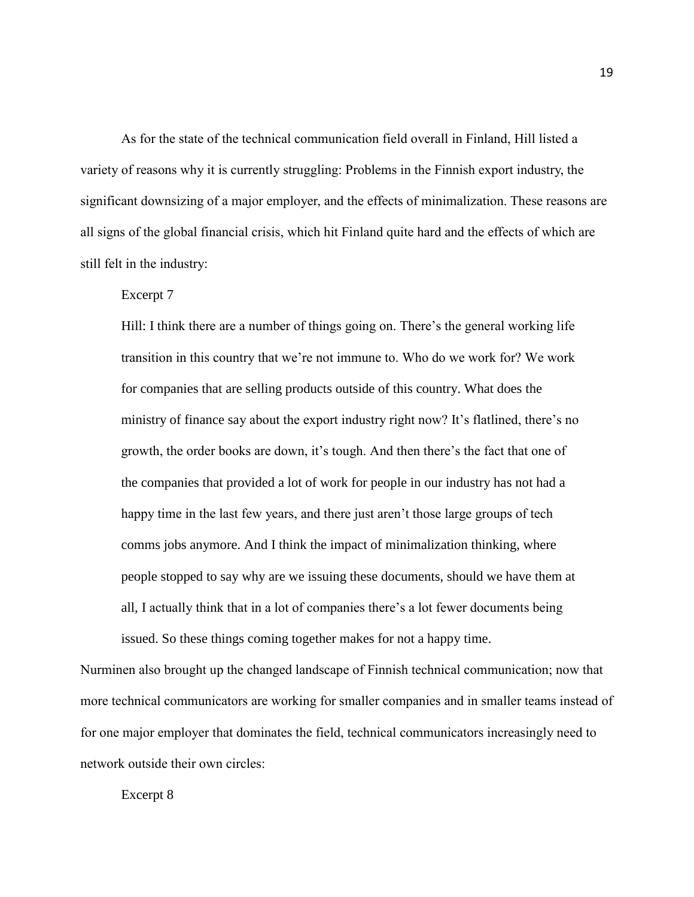As for the state of the technical communication field overall in Finland, Hill listed a variety of reasons why it is currently struggling: Problems in the Finnish export industry, the significant downsizing of a major employer, and the effects of minimalization. These reasons are all signs of the global financial crisis, which hit Finland quite hard and the effects of which are still felt in the industry:

Excerpt 7

> Hill: I think there are a number of things going on. There's the general working life transition in this country that we're not immune to. Who do we work for? We work for companies that are selling products outside of this country. What does the ministry of finance say about the export industry right now? It's flatlined, there's no growth, the order books are down, it's tough. And then there's the fact that one of the companies that provided a lot of work for people in our industry has not had a happy time in the last few years, and there just aren't those large groups of tech comms jobs anymore. And I think the impact of minimalization thinking, where people stopped to say why are we issuing these documents, should we have them at all, I actually think that in a lot of companies there's a lot fewer documents being issued. So these things coming together makes for not a happy time.

Nurminen also brought up the changed landscape of Finnish technical communication; now that more technical communicators are working for smaller companies and in smaller teams instead of for one major employer that dominates the field, technical communicators increasingly need to network outside their own circles:

Excerpt 8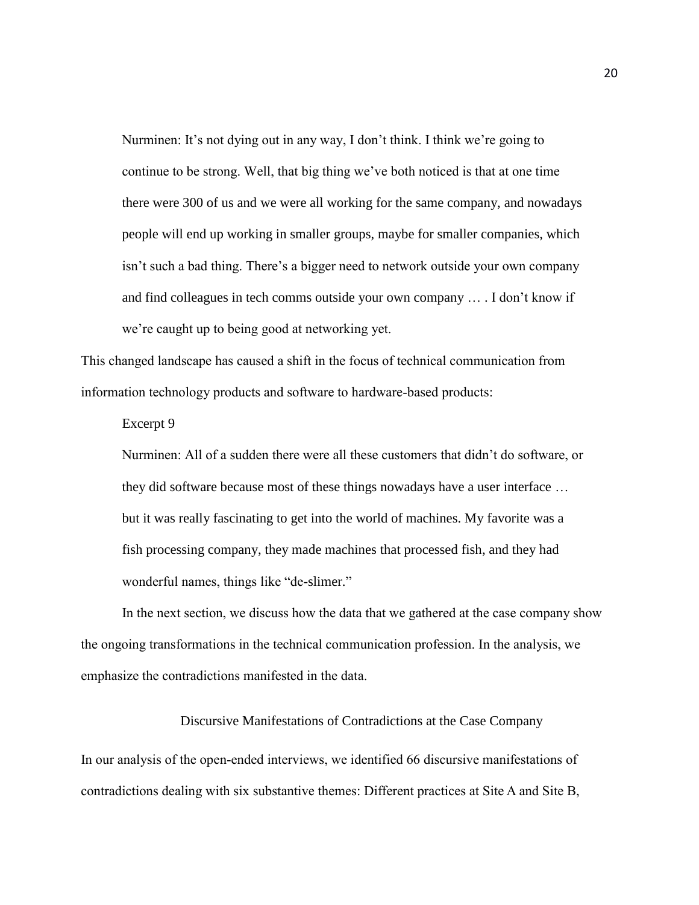> Nurminen: It's not dying out in any way, I don't think. I think we're going to continue to be strong. Well, that big thing we've both noticed is that at one time there were 300 of us and we were all working for the same company, and nowadays people will end up working in smaller groups, maybe for smaller companies, which isn't such a bad thing. There's a bigger need to network outside your own company and find colleagues in tech comms outside your own company … . I don't know if we're caught up to being good at networking yet.

This changed landscape has caused a shift in the focus of technical communication from information technology products and software to hardware-based products:

> Excerpt 9
>
> Nurminen: All of a sudden there were all these customers that didn't do software, or they did software because most of these things nowadays have a user interface … but it was really fascinating to get into the world of machines. My favorite was a fish processing company, they made machines that processed fish, and they had wonderful names, things like "de-slimer."

In the next section, we discuss how the data that we gathered at the case company show the ongoing transformations in the technical communication profession. In the analysis, we emphasize the contradictions manifested in the data.

## Discursive Manifestations of Contradictions at the Case Company

In our analysis of the open-ended interviews, we identified 66 discursive manifestations of contradictions dealing with six substantive themes: Different practices at Site A and Site B,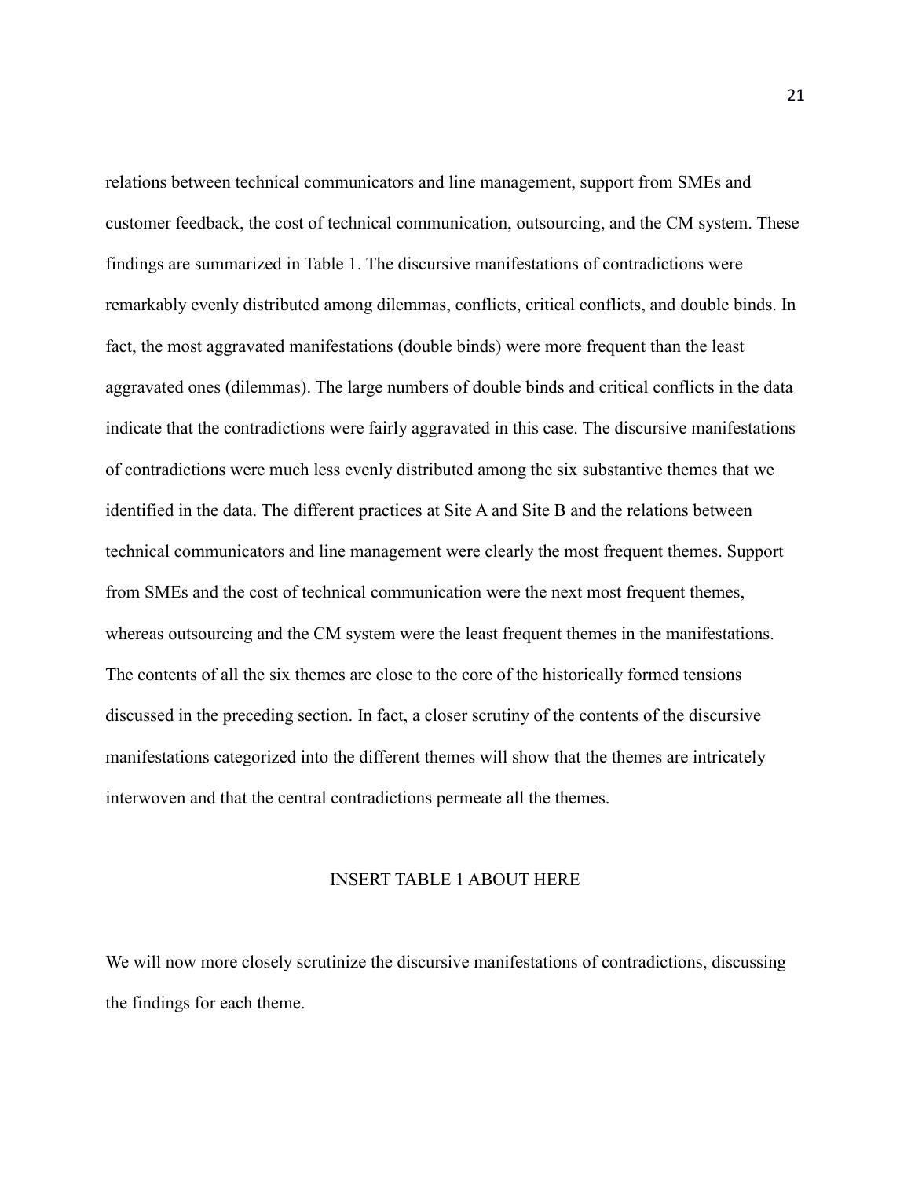relations between technical communicators and line management, support from SMEs and customer feedback, the cost of technical communication, outsourcing, and the CM system. These findings are summarized in Table 1. The discursive manifestations of contradictions were remarkably evenly distributed among dilemmas, conflicts, critical conflicts, and double binds. In fact, the most aggravated manifestations (double binds) were more frequent than the least aggravated ones (dilemmas). The large numbers of double binds and critical conflicts in the data indicate that the contradictions were fairly aggravated in this case. The discursive manifestations of contradictions were much less evenly distributed among the six substantive themes that we identified in the data. The different practices at Site A and Site B and the relations between technical communicators and line management were clearly the most frequent themes. Support from SMEs and the cost of technical communication were the next most frequent themes, whereas outsourcing and the CM system were the least frequent themes in the manifestations. The contents of all the six themes are close to the core of the historically formed tensions discussed in the preceding section. In fact, a closer scrutiny of the contents of the discursive manifestations categorized into the different themes will show that the themes are intricately interwoven and that the central contradictions permeate all the themes.

INSERT TABLE 1 ABOUT HERE

We will now more closely scrutinize the discursive manifestations of contradictions, discussing the findings for each theme.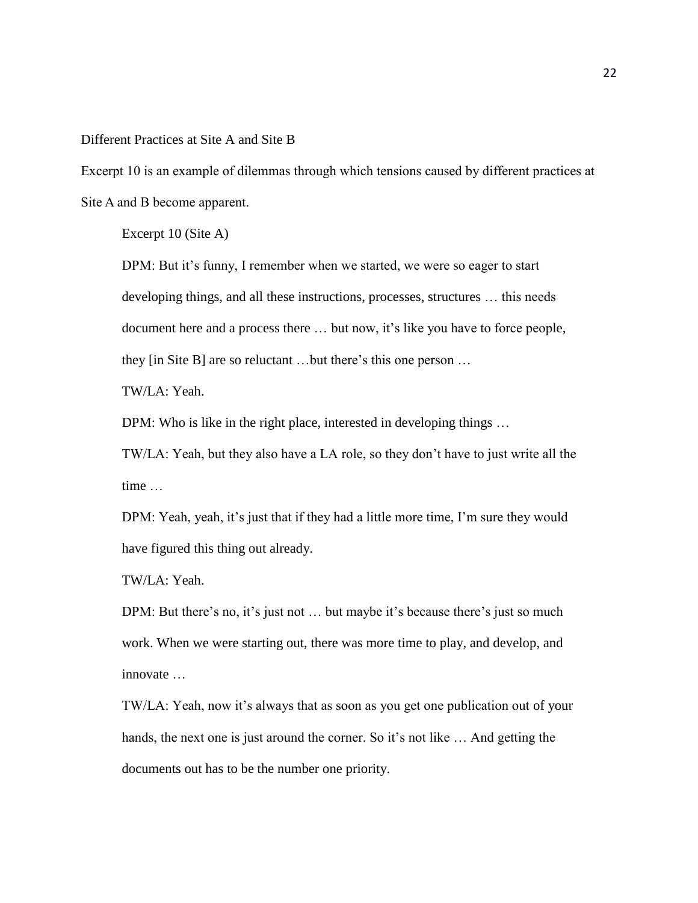### Different Practices at Site A and Site B

Excerpt 10 is an example of dilemmas through which tensions caused by different practices at Site A and B become apparent.

> Excerpt 10 (Site A)
>
> DPM: But it's funny, I remember when we started, we were so eager to start developing things, and all these instructions, processes, structures … this needs document here and a process there … but now, it's like you have to force people, they [in Site B] are so reluctant …but there's this one person …
>
> TW/LA: Yeah.
>
> DPM: Who is like in the right place, interested in developing things …
>
> TW/LA: Yeah, but they also have a LA role, so they don't have to just write all the time …
>
> DPM: Yeah, yeah, it's just that if they had a little more time, I'm sure they would have figured this thing out already.
>
> TW/LA: Yeah.
>
> DPM: But there's no, it's just not … but maybe it's because there's just so much work. When we were starting out, there was more time to play, and develop, and innovate …
>
> TW/LA: Yeah, now it's always that as soon as you get one publication out of your hands, the next one is just around the corner. So it's not like … And getting the documents out has to be the number one priority.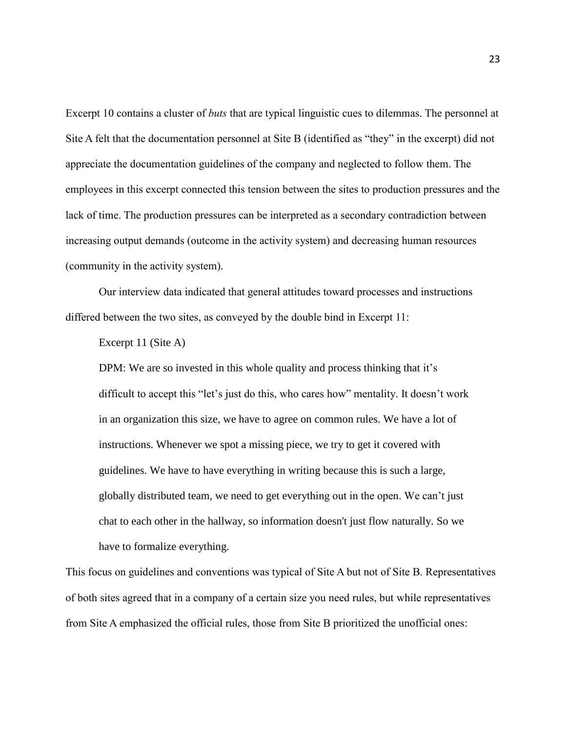Excerpt 10 contains a cluster of *buts* that are typical linguistic cues to dilemmas. The personnel at Site A felt that the documentation personnel at Site B (identified as "they" in the excerpt) did not appreciate the documentation guidelines of the company and neglected to follow them. The employees in this excerpt connected this tension between the sites to production pressures and the lack of time. The production pressures can be interpreted as a secondary contradiction between increasing output demands (outcome in the activity system) and decreasing human resources (community in the activity system).

Our interview data indicated that general attitudes toward processes and instructions differed between the two sites, as conveyed by the double bind in Excerpt 11:

> Excerpt 11 (Site A)
>
> DPM: We are so invested in this whole quality and process thinking that it's difficult to accept this "let's just do this, who cares how" mentality. It doesn't work in an organization this size, we have to agree on common rules. We have a lot of instructions. Whenever we spot a missing piece, we try to get it covered with guidelines. We have to have everything in writing because this is such a large, globally distributed team, we need to get everything out in the open. We can't just chat to each other in the hallway, so information doesn't just flow naturally. So we have to formalize everything.

This focus on guidelines and conventions was typical of Site A but not of Site B. Representatives of both sites agreed that in a company of a certain size you need rules, but while representatives from Site A emphasized the official rules, those from Site B prioritized the unofficial ones: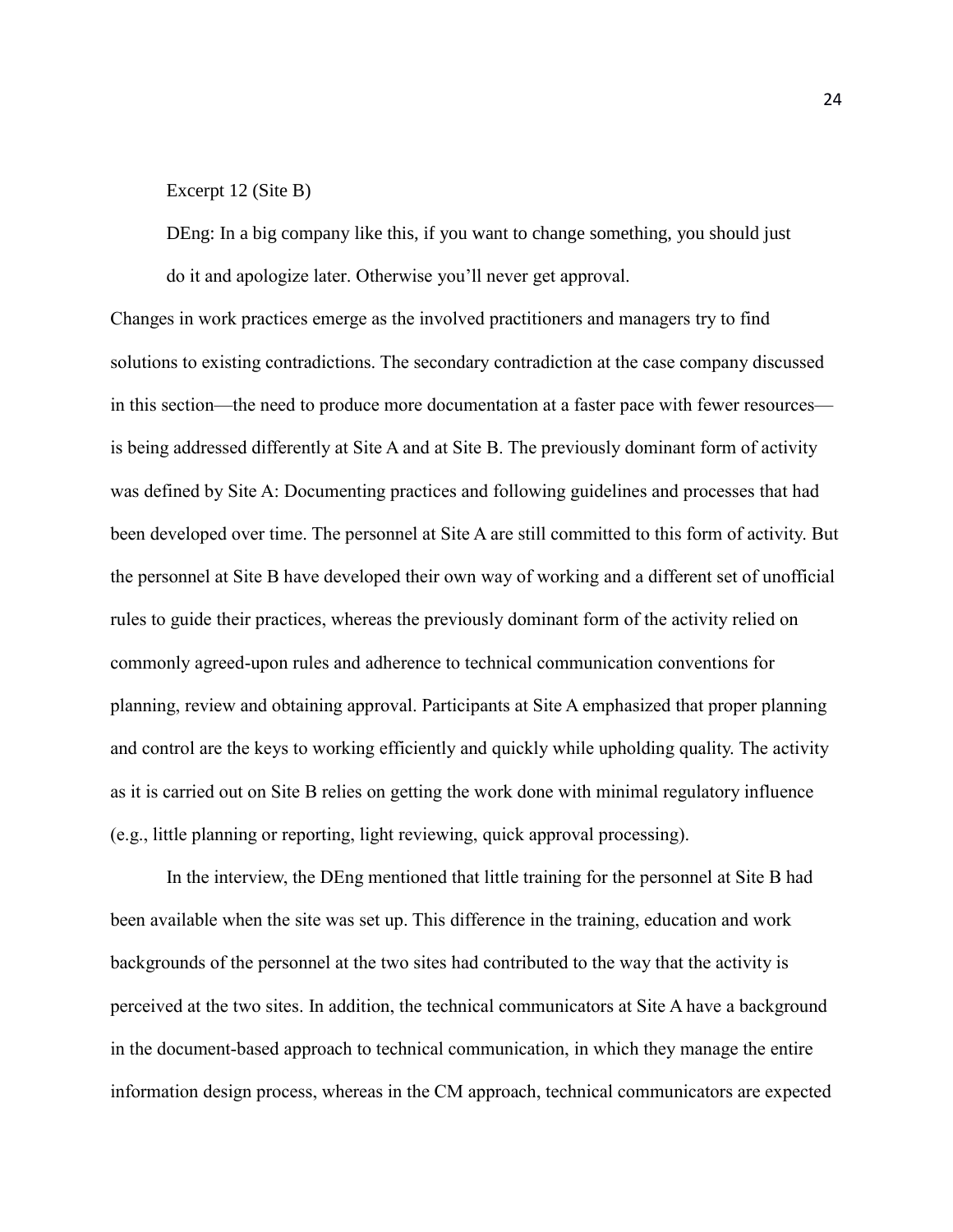Excerpt 12 (Site B)

> DEng: In a big company like this, if you want to change something, you should just do it and apologize later. Otherwise you'll never get approval.

Changes in work practices emerge as the involved practitioners and managers try to find solutions to existing contradictions. The secondary contradiction at the case company discussed in this section—the need to produce more documentation at a faster pace with fewer resources—is being addressed differently at Site A and at Site B. The previously dominant form of activity was defined by Site A: Documenting practices and following guidelines and processes that had been developed over time. The personnel at Site A are still committed to this form of activity. But the personnel at Site B have developed their own way of working and a different set of unofficial rules to guide their practices, whereas the previously dominant form of the activity relied on commonly agreed-upon rules and adherence to technical communication conventions for planning, review and obtaining approval. Participants at Site A emphasized that proper planning and control are the keys to working efficiently and quickly while upholding quality. The activity as it is carried out on Site B relies on getting the work done with minimal regulatory influence (e.g., little planning or reporting, light reviewing, quick approval processing).

In the interview, the DEng mentioned that little training for the personnel at Site B had been available when the site was set up. This difference in the training, education and work backgrounds of the personnel at the two sites had contributed to the way that the activity is perceived at the two sites. In addition, the technical communicators at Site A have a background in the document-based approach to technical communication, in which they manage the entire information design process, whereas in the CM approach, technical communicators are expected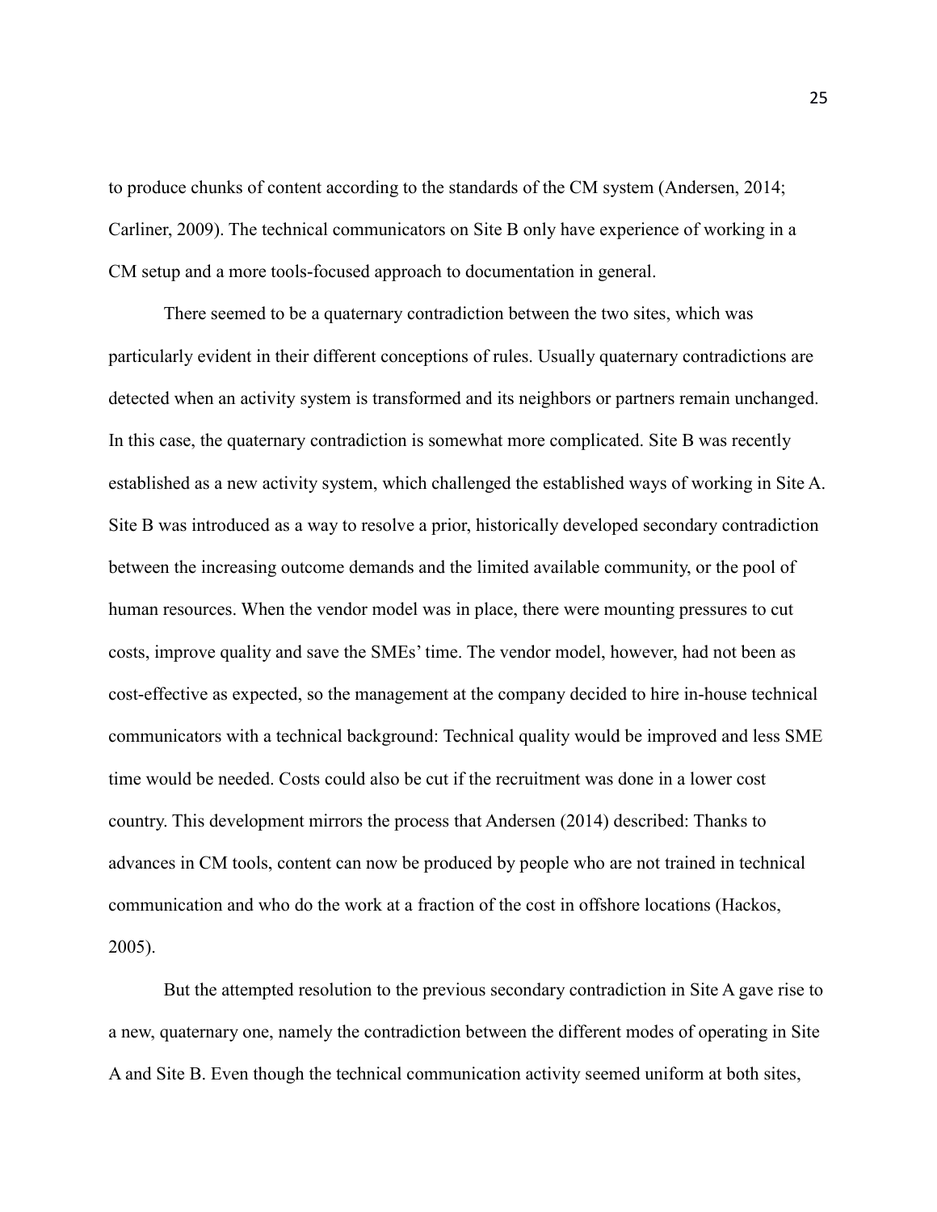to produce chunks of content according to the standards of the CM system (Andersen, 2014; Carliner, 2009). The technical communicators on Site B only have experience of working in a CM setup and a more tools-focused approach to documentation in general.

There seemed to be a quaternary contradiction between the two sites, which was particularly evident in their different conceptions of rules. Usually quaternary contradictions are detected when an activity system is transformed and its neighbors or partners remain unchanged. In this case, the quaternary contradiction is somewhat more complicated. Site B was recently established as a new activity system, which challenged the established ways of working in Site A. Site B was introduced as a way to resolve a prior, historically developed secondary contradiction between the increasing outcome demands and the limited available community, or the pool of human resources. When the vendor model was in place, there were mounting pressures to cut costs, improve quality and save the SMEs' time. The vendor model, however, had not been as cost-effective as expected, so the management at the company decided to hire in-house technical communicators with a technical background: Technical quality would be improved and less SME time would be needed. Costs could also be cut if the recruitment was done in a lower cost country. This development mirrors the process that Andersen (2014) described: Thanks to advances in CM tools, content can now be produced by people who are not trained in technical communication and who do the work at a fraction of the cost in offshore locations (Hackos, 2005).

But the attempted resolution to the previous secondary contradiction in Site A gave rise to a new, quaternary one, namely the contradiction between the different modes of operating in Site A and Site B. Even though the technical communication activity seemed uniform at both sites,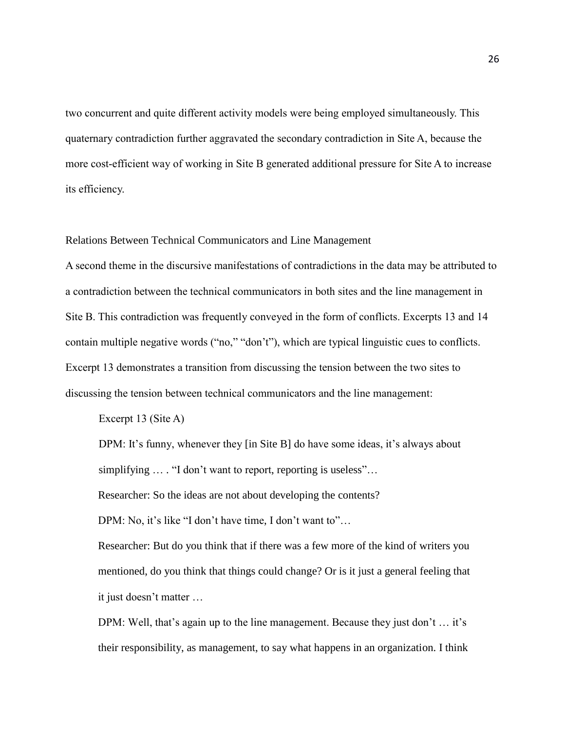two concurrent and quite different activity models were being employed simultaneously. This quaternary contradiction further aggravated the secondary contradiction in Site A, because the more cost-efficient way of working in Site B generated additional pressure for Site A to increase its efficiency.

## Relations Between Technical Communicators and Line Management

A second theme in the discursive manifestations of contradictions in the data may be attributed to a contradiction between the technical communicators in both sites and the line management in Site B. This contradiction was frequently conveyed in the form of conflicts. Excerpts 13 and 14 contain multiple negative words ("no," "don't"), which are typical linguistic cues to conflicts. Excerpt 13 demonstrates a transition from discussing the tension between the two sites to discussing the tension between technical communicators and the line management:

> Excerpt 13 (Site A)
>
> DPM: It's funny, whenever they [in Site B] do have some ideas, it's always about simplifying … . "I don't want to report, reporting is useless"…
>
> Researcher: So the ideas are not about developing the contents?
>
> DPM: No, it's like "I don't have time, I don't want to"…
>
> Researcher: But do you think that if there was a few more of the kind of writers you mentioned, do you think that things could change? Or is it just a general feeling that it just doesn't matter …
>
> DPM: Well, that's again up to the line management. Because they just don't … it's their responsibility, as management, to say what happens in an organization. I think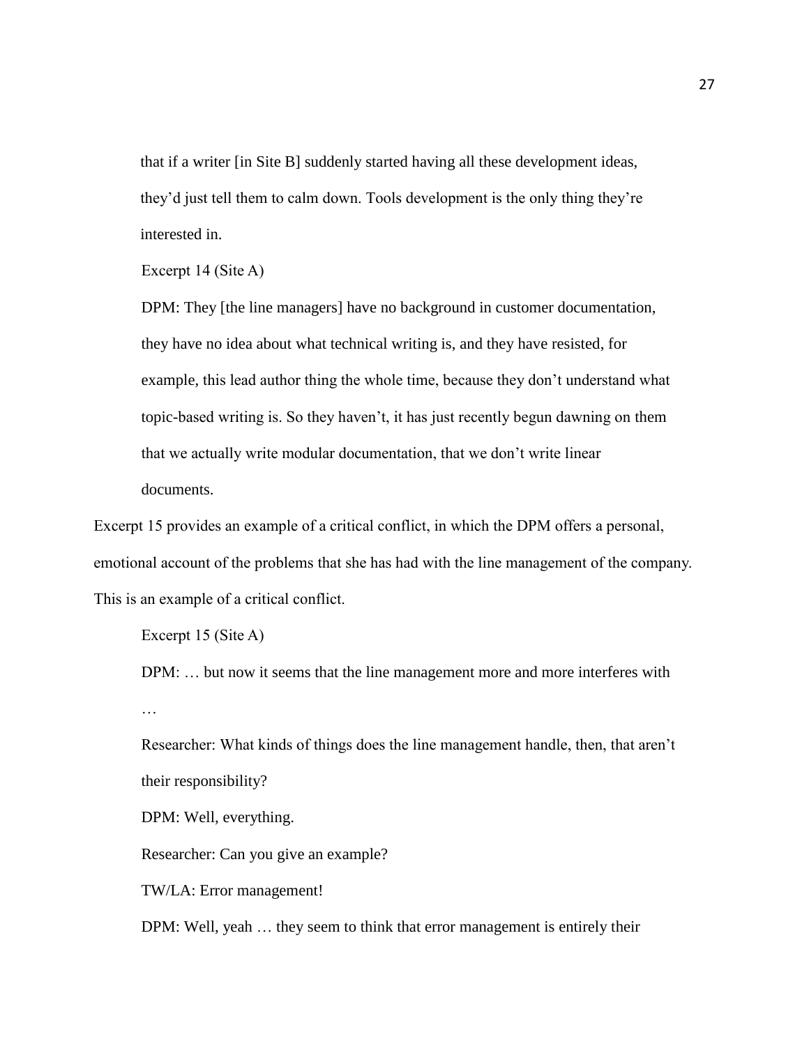> that if a writer [in Site B] suddenly started having all these development ideas, they'd just tell them to calm down. Tools development is the only thing they're interested in.

> Excerpt 14 (Site A)
>
> DPM: They [the line managers] have no background in customer documentation, they have no idea about what technical writing is, and they have resisted, for example, this lead author thing the whole time, because they don't understand what topic-based writing is. So they haven't, it has just recently begun dawning on them that we actually write modular documentation, that we don't write linear documents.

Excerpt 15 provides an example of a critical conflict, in which the DPM offers a personal, emotional account of the problems that she has had with the line management of the company. This is an example of a critical conflict.

> Excerpt 15 (Site A)
>
> DPM: … but now it seems that the line management more and more interferes with …
>
> Researcher: What kinds of things does the line management handle, then, that aren't their responsibility?
>
> DPM: Well, everything.
>
> Researcher: Can you give an example?
>
> TW/LA: Error management!
>
> DPM: Well, yeah … they seem to think that error management is entirely their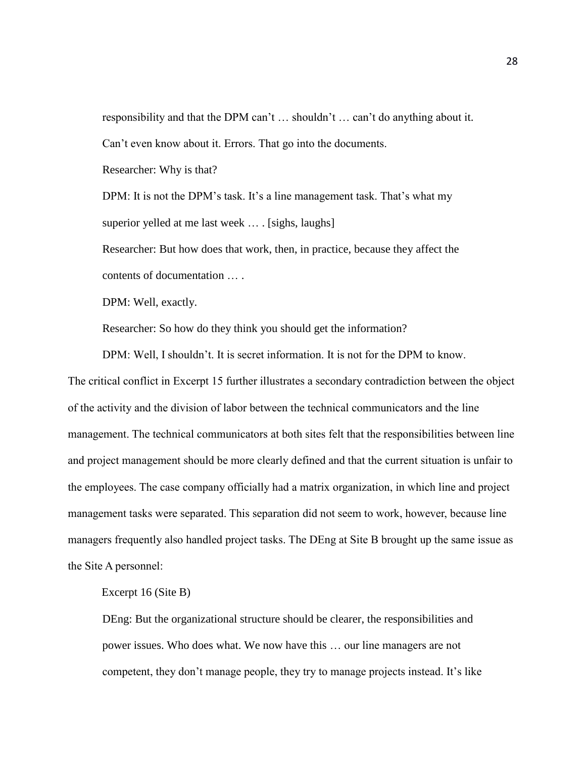responsibility and that the DPM can't … shouldn't … can't do anything about it. Can't even know about it. Errors. That go into the documents.

Researcher: Why is that?

DPM: It is not the DPM's task. It's a line management task. That's what my superior yelled at me last week … . [sighs, laughs]

Researcher: But how does that work, then, in practice, because they affect the contents of documentation … .

DPM: Well, exactly.

Researcher: So how do they think you should get the information?

DPM: Well, I shouldn't. It is secret information. It is not for the DPM to know.

The critical conflict in Excerpt 15 further illustrates a secondary contradiction between the object of the activity and the division of labor between the technical communicators and the line management. The technical communicators at both sites felt that the responsibilities between line and project management should be more clearly defined and that the current situation is unfair to the employees. The case company officially had a matrix organization, in which line and project management tasks were separated. This separation did not seem to work, however, because line managers frequently also handled project tasks. The DEng at Site B brought up the same issue as the Site A personnel:

Excerpt 16 (Site B)

DEng: But the organizational structure should be clearer, the responsibilities and power issues. Who does what. We now have this … our line managers are not competent, they don't manage people, they try to manage projects instead. It's like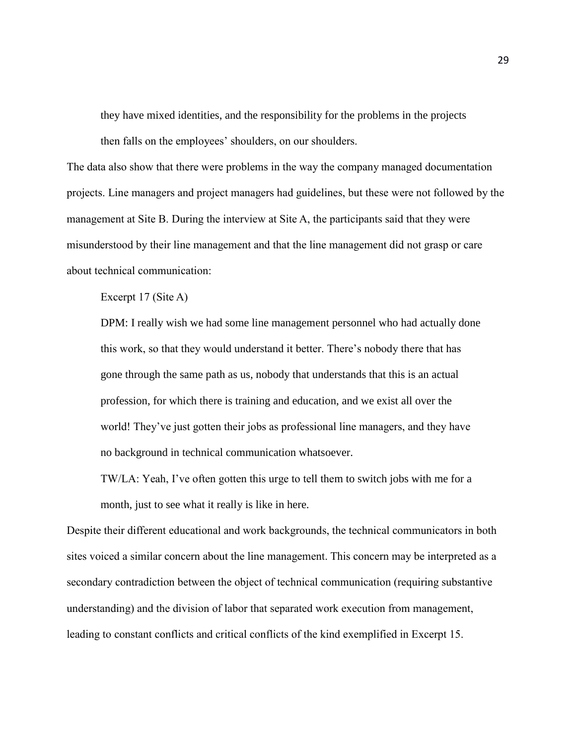> they have mixed identities, and the responsibility for the problems in the projects then falls on the employees' shoulders, on our shoulders.

The data also show that there were problems in the way the company managed documentation projects. Line managers and project managers had guidelines, but these were not followed by the management at Site B. During the interview at Site A, the participants said that they were misunderstood by their line management and that the line management did not grasp or care about technical communication:

> Excerpt 17 (Site A)
>
> DPM: I really wish we had some line management personnel who had actually done this work, so that they would understand it better. There's nobody there that has gone through the same path as us, nobody that understands that this is an actual profession, for which there is training and education, and we exist all over the world! They've just gotten their jobs as professional line managers, and they have no background in technical communication whatsoever.
>
> TW/LA: Yeah, I've often gotten this urge to tell them to switch jobs with me for a month, just to see what it really is like in here.

Despite their different educational and work backgrounds, the technical communicators in both sites voiced a similar concern about the line management. This concern may be interpreted as a secondary contradiction between the object of technical communication (requiring substantive understanding) and the division of labor that separated work execution from management, leading to constant conflicts and critical conflicts of the kind exemplified in Excerpt 15.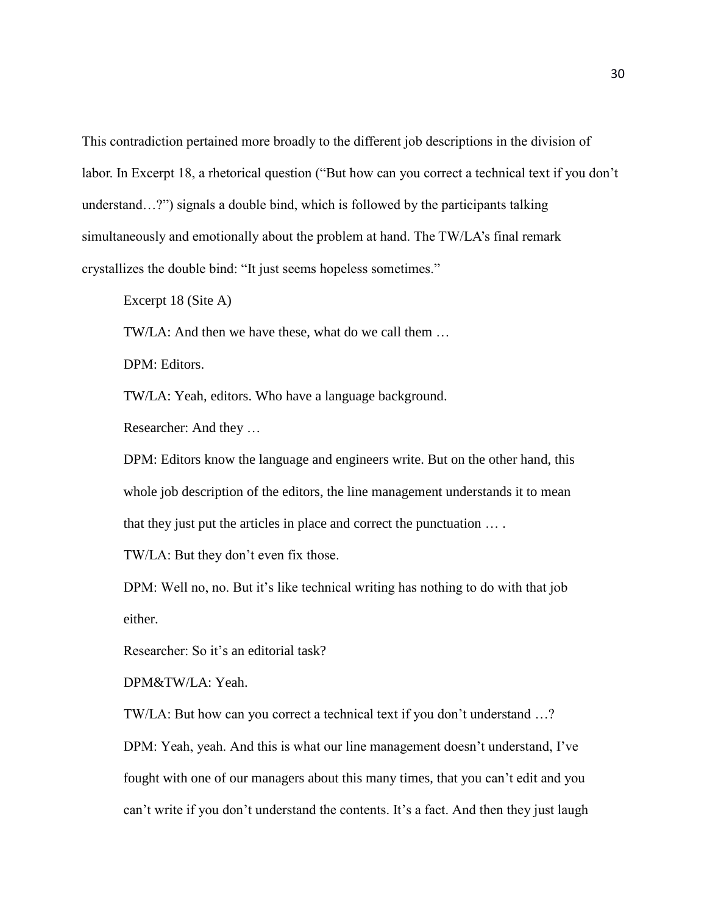This contradiction pertained more broadly to the different job descriptions in the division of labor. In Excerpt 18, a rhetorical question ("But how can you correct a technical text if you don't understand…?") signals a double bind, which is followed by the participants talking simultaneously and emotionally about the problem at hand. The TW/LA's final remark crystallizes the double bind: "It just seems hopeless sometimes."

Excerpt 18 (Site A)

TW/LA: And then we have these, what do we call them …

DPM: Editors.

TW/LA: Yeah, editors. Who have a language background.

Researcher: And they …

DPM: Editors know the language and engineers write. But on the other hand, this whole job description of the editors, the line management understands it to mean that they just put the articles in place and correct the punctuation … .

TW/LA: But they don't even fix those.

DPM: Well no, no. But it's like technical writing has nothing to do with that job either.

Researcher: So it's an editorial task?

DPM&TW/LA: Yeah.

TW/LA: But how can you correct a technical text if you don't understand …?

DPM: Yeah, yeah. And this is what our line management doesn't understand, I've fought with one of our managers about this many times, that you can't edit and you can't write if you don't understand the contents. It's a fact. And then they just laugh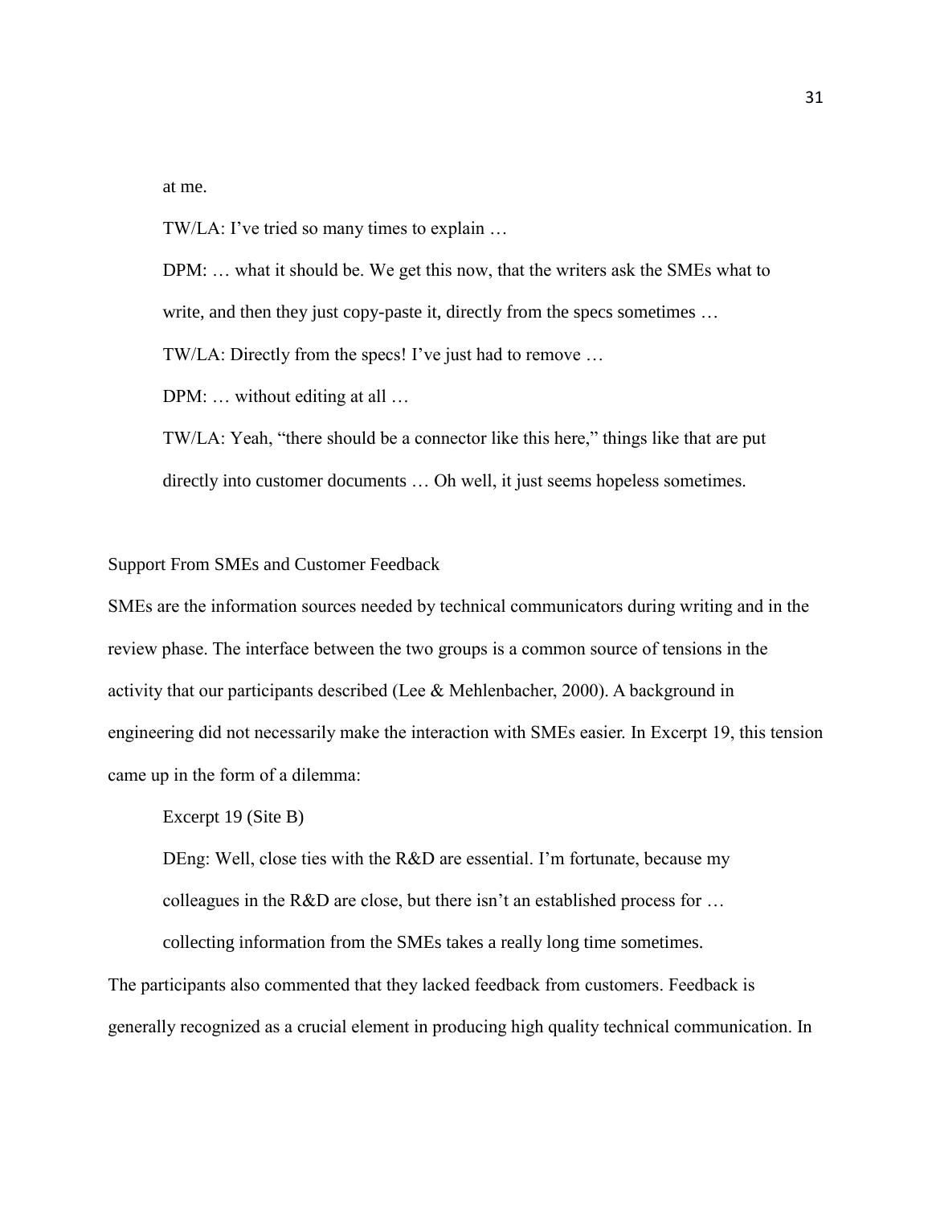at me.

TW/LA: I've tried so many times to explain …

DPM: … what it should be. We get this now, that the writers ask the SMEs what to write, and then they just copy-paste it, directly from the specs sometimes …

TW/LA: Directly from the specs! I've just had to remove …

DPM: … without editing at all …

TW/LA: Yeah, "there should be a connector like this here," things like that are put directly into customer documents … Oh well, it just seems hopeless sometimes.

## Support From SMEs and Customer Feedback

SMEs are the information sources needed by technical communicators during writing and in the review phase. The interface between the two groups is a common source of tensions in the activity that our participants described (Lee & Mehlenbacher, 2000). A background in engineering did not necessarily make the interaction with SMEs easier. In Excerpt 19, this tension came up in the form of a dilemma:

Excerpt 19 (Site B)

DEng: Well, close ties with the R&D are essential. I'm fortunate, because my colleagues in the R&D are close, but there isn't an established process for … collecting information from the SMEs takes a really long time sometimes.

The participants also commented that they lacked feedback from customers. Feedback is generally recognized as a crucial element in producing high quality technical communication. In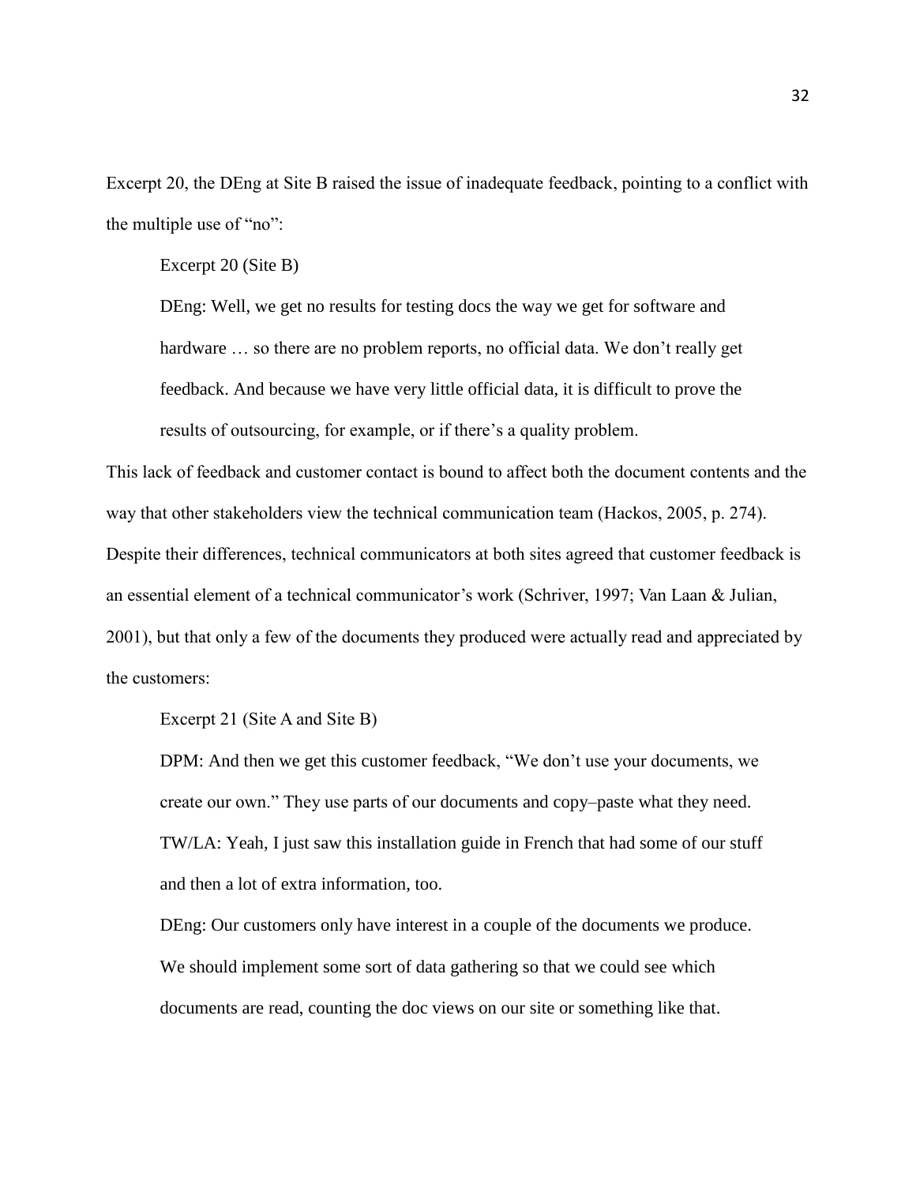Excerpt 20, the DEng at Site B raised the issue of inadequate feedback, pointing to a conflict with the multiple use of "no":

> Excerpt 20 (Site B)
>
> DEng: Well, we get no results for testing docs the way we get for software and hardware … so there are no problem reports, no official data. We don't really get feedback. And because we have very little official data, it is difficult to prove the results of outsourcing, for example, or if there's a quality problem.

This lack of feedback and customer contact is bound to affect both the document contents and the way that other stakeholders view the technical communication team (Hackos, 2005, p. 274). Despite their differences, technical communicators at both sites agreed that customer feedback is an essential element of a technical communicator's work (Schriver, 1997; Van Laan & Julian, 2001), but that only a few of the documents they produced were actually read and appreciated by the customers:

> Excerpt 21 (Site A and Site B)
>
> DPM: And then we get this customer feedback, "We don't use your documents, we create our own." They use parts of our documents and copy–paste what they need.
>
> TW/LA: Yeah, I just saw this installation guide in French that had some of our stuff and then a lot of extra information, too.
>
> DEng: Our customers only have interest in a couple of the documents we produce. We should implement some sort of data gathering so that we could see which documents are read, counting the doc views on our site or something like that.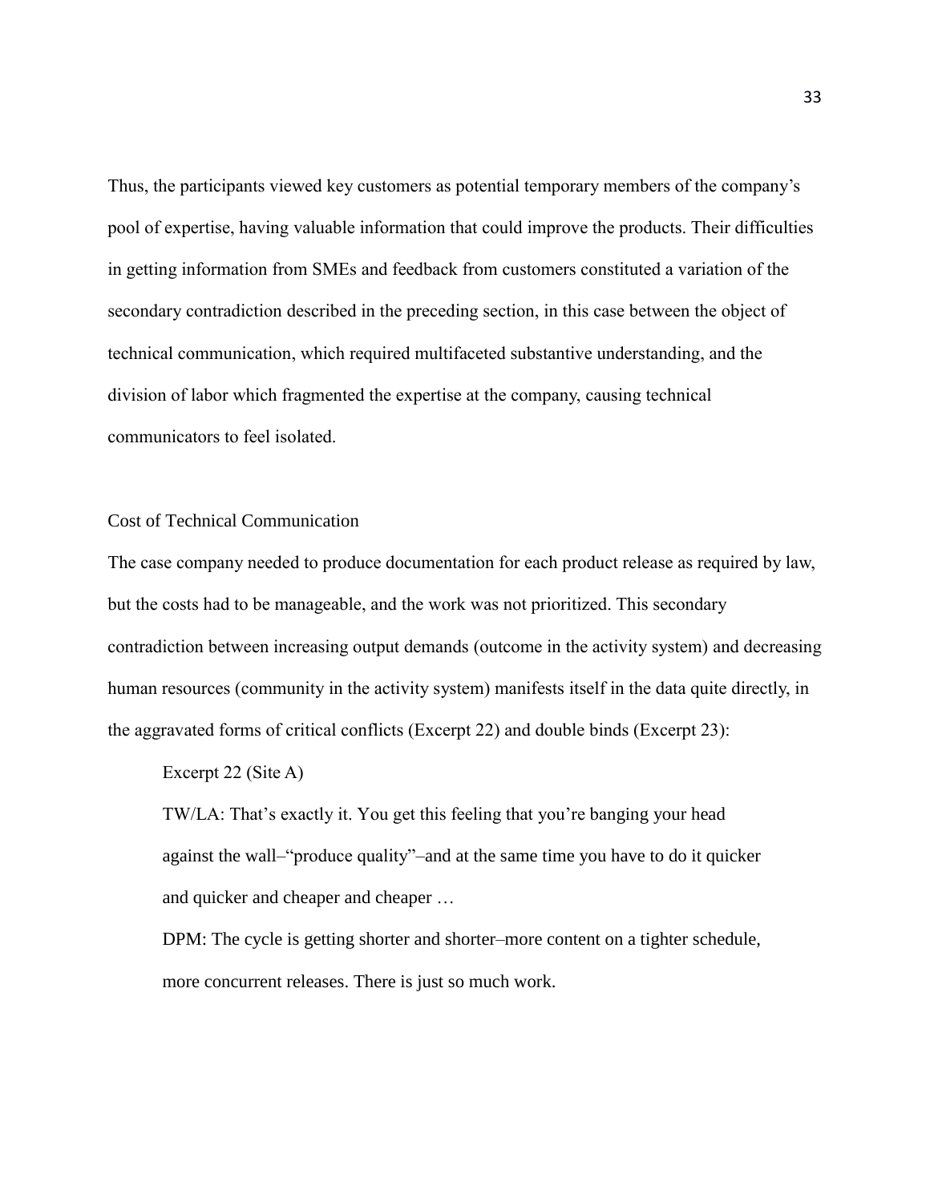Thus, the participants viewed key customers as potential temporary members of the company's pool of expertise, having valuable information that could improve the products. Their difficulties in getting information from SMEs and feedback from customers constituted a variation of the secondary contradiction described in the preceding section, in this case between the object of technical communication, which required multifaceted substantive understanding, and the division of labor which fragmented the expertise at the company, causing technical communicators to feel isolated.

## Cost of Technical Communication

The case company needed to produce documentation for each product release as required by law, but the costs had to be manageable, and the work was not prioritized. This secondary contradiction between increasing output demands (outcome in the activity system) and decreasing human resources (community in the activity system) manifests itself in the data quite directly, in the aggravated forms of critical conflicts (Excerpt 22) and double binds (Excerpt 23):

> Excerpt 22 (Site A)
>
> TW/LA: That's exactly it. You get this feeling that you're banging your head against the wall–"produce quality"–and at the same time you have to do it quicker and quicker and cheaper and cheaper …
>
> DPM: The cycle is getting shorter and shorter–more content on a tighter schedule, more concurrent releases. There is just so much work.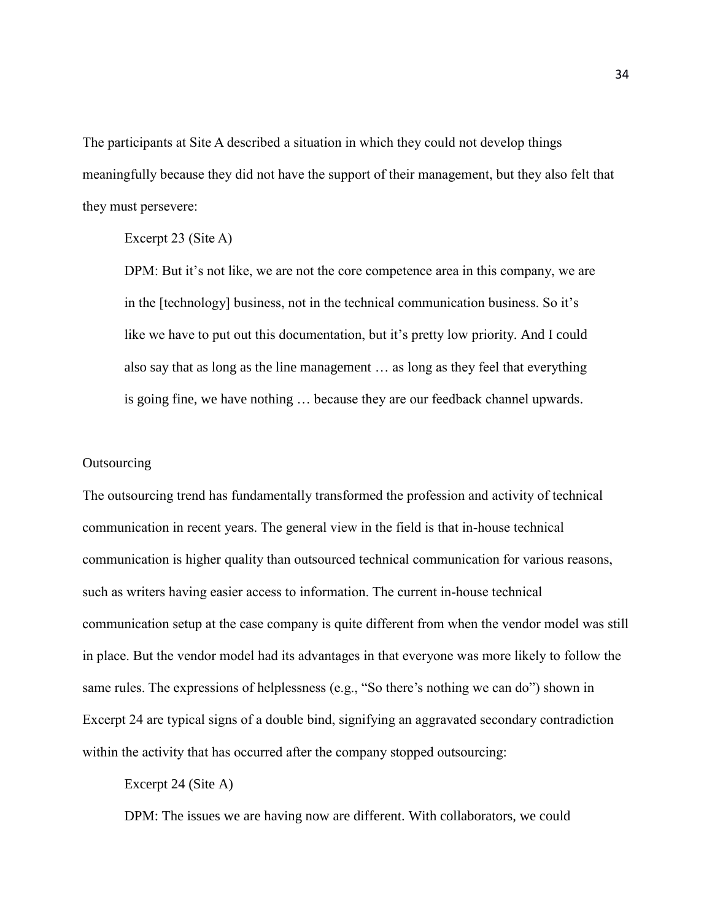The participants at Site A described a situation in which they could not develop things meaningfully because they did not have the support of their management, but they also felt that they must persevere:

> Excerpt 23 (Site A)
>
> DPM: But it's not like, we are not the core competence area in this company, we are in the [technology] business, not in the technical communication business. So it's like we have to put out this documentation, but it's pretty low priority. And I could also say that as long as the line management … as long as they feel that everything is going fine, we have nothing … because they are our feedback channel upwards.

## Outsourcing

The outsourcing trend has fundamentally transformed the profession and activity of technical communication in recent years. The general view in the field is that in-house technical communication is higher quality than outsourced technical communication for various reasons, such as writers having easier access to information. The current in-house technical communication setup at the case company is quite different from when the vendor model was still in place. But the vendor model had its advantages in that everyone was more likely to follow the same rules. The expressions of helplessness (e.g., "So there's nothing we can do") shown in Excerpt 24 are typical signs of a double bind, signifying an aggravated secondary contradiction within the activity that has occurred after the company stopped outsourcing:

> Excerpt 24 (Site A)
>
> DPM: The issues we are having now are different. With collaborators, we could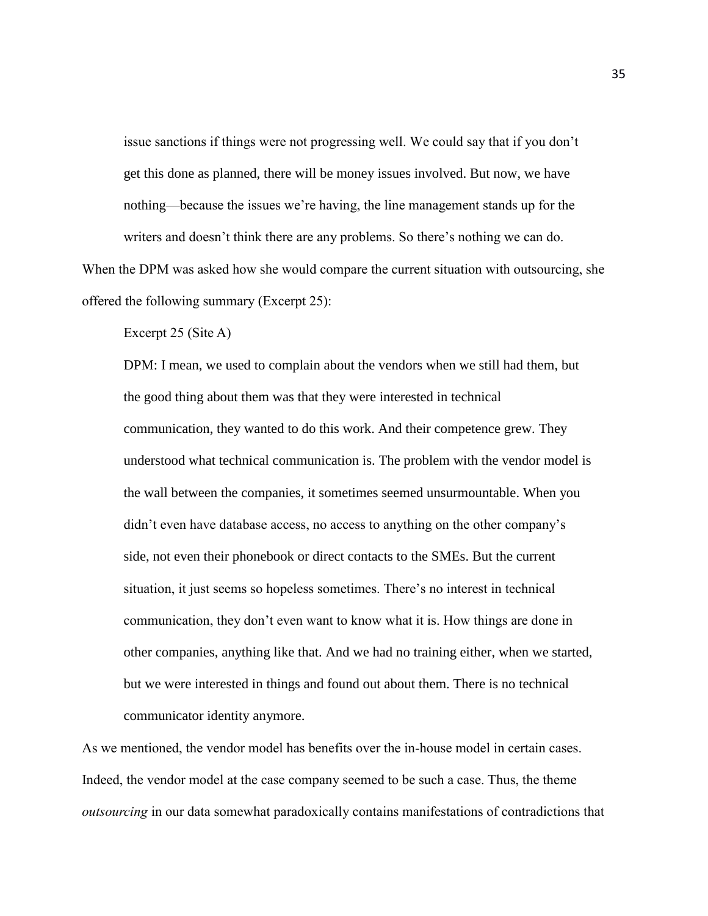> issue sanctions if things were not progressing well. We could say that if you don't get this done as planned, there will be money issues involved. But now, we have nothing—because the issues we're having, the line management stands up for the writers and doesn't think there are any problems. So there's nothing we can do.

When the DPM was asked how she would compare the current situation with outsourcing, she offered the following summary (Excerpt 25):

> Excerpt 25 (Site A)
>
> DPM: I mean, we used to complain about the vendors when we still had them, but the good thing about them was that they were interested in technical communication, they wanted to do this work. And their competence grew. They understood what technical communication is. The problem with the vendor model is the wall between the companies, it sometimes seemed unsurmountable. When you didn't even have database access, no access to anything on the other company's side, not even their phonebook or direct contacts to the SMEs. But the current situation, it just seems so hopeless sometimes. There's no interest in technical communication, they don't even want to know what it is. How things are done in other companies, anything like that. And we had no training either, when we started, but we were interested in things and found out about them. There is no technical communicator identity anymore.

As we mentioned, the vendor model has benefits over the in-house model in certain cases. Indeed, the vendor model at the case company seemed to be such a case. Thus, the theme *outsourcing* in our data somewhat paradoxically contains manifestations of contradictions that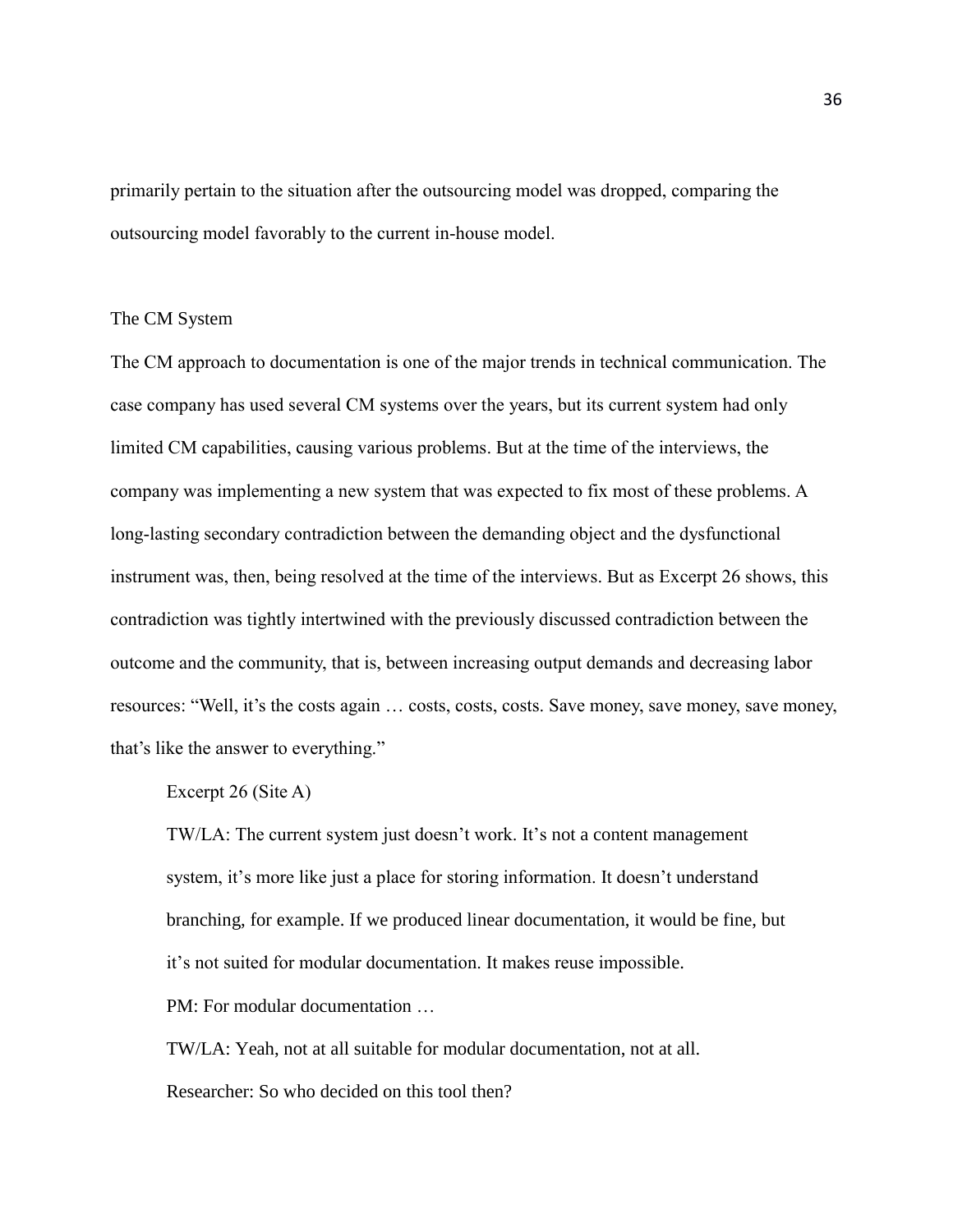primarily pertain to the situation after the outsourcing model was dropped, comparing the outsourcing model favorably to the current in-house model.

## The CM System

The CM approach to documentation is one of the major trends in technical communication. The case company has used several CM systems over the years, but its current system had only limited CM capabilities, causing various problems. But at the time of the interviews, the company was implementing a new system that was expected to fix most of these problems. A long-lasting secondary contradiction between the demanding object and the dysfunctional instrument was, then, being resolved at the time of the interviews. But as Excerpt 26 shows, this contradiction was tightly intertwined with the previously discussed contradiction between the outcome and the community, that is, between increasing output demands and decreasing labor resources: "Well, it's the costs again … costs, costs, costs. Save money, save money, save money, that's like the answer to everything."

> Excerpt 26 (Site A)
>
> TW/LA: The current system just doesn't work. It's not a content management system, it's more like just a place for storing information. It doesn't understand branching, for example. If we produced linear documentation, it would be fine, but it's not suited for modular documentation. It makes reuse impossible.
>
> PM: For modular documentation …
>
> TW/LA: Yeah, not at all suitable for modular documentation, not at all.
>
> Researcher: So who decided on this tool then?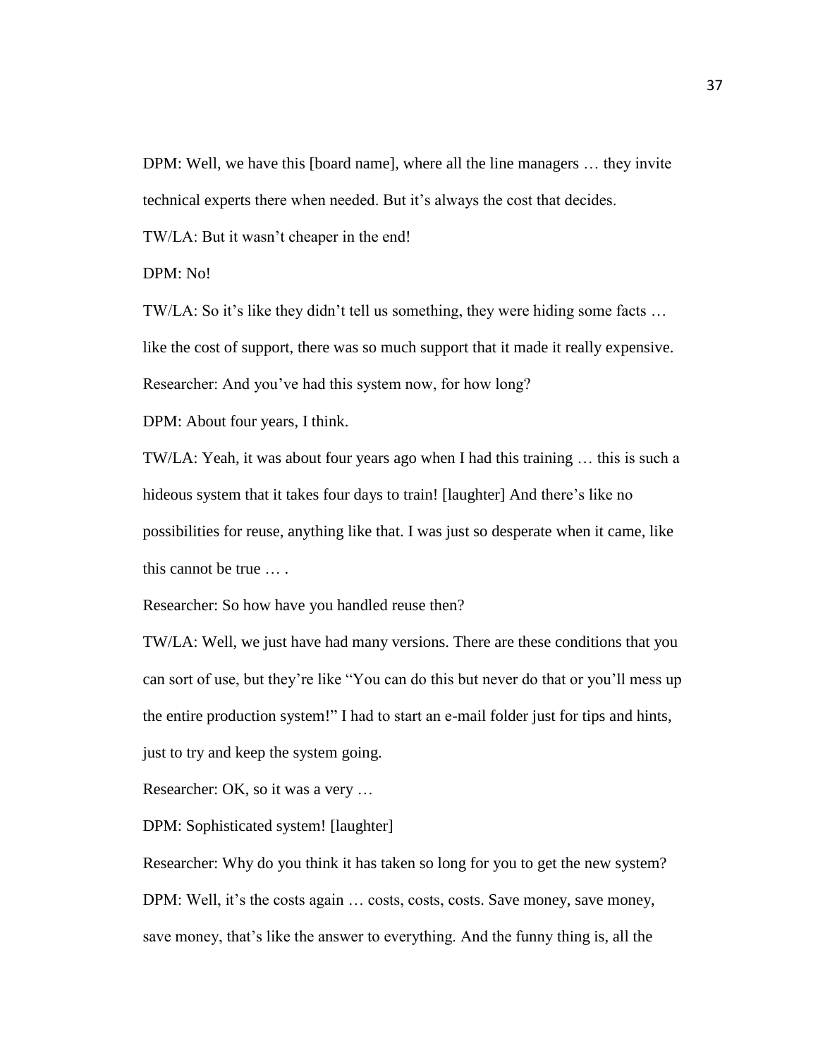DPM: Well, we have this [board name], where all the line managers … they invite technical experts there when needed. But it's always the cost that decides.

TW/LA: But it wasn't cheaper in the end!

DPM: No!

TW/LA: So it's like they didn't tell us something, they were hiding some facts … like the cost of support, there was so much support that it made it really expensive.

Researcher: And you've had this system now, for how long?

DPM: About four years, I think.

TW/LA: Yeah, it was about four years ago when I had this training … this is such a hideous system that it takes four days to train! [laughter] And there's like no possibilities for reuse, anything like that. I was just so desperate when it came, like this cannot be true … .

Researcher: So how have you handled reuse then?

TW/LA: Well, we just have had many versions. There are these conditions that you can sort of use, but they're like "You can do this but never do that or you'll mess up the entire production system!" I had to start an e-mail folder just for tips and hints, just to try and keep the system going.

Researcher: OK, so it was a very …

DPM: Sophisticated system! [laughter]

Researcher: Why do you think it has taken so long for you to get the new system?

DPM: Well, it's the costs again … costs, costs, costs. Save money, save money, save money, that's like the answer to everything. And the funny thing is, all the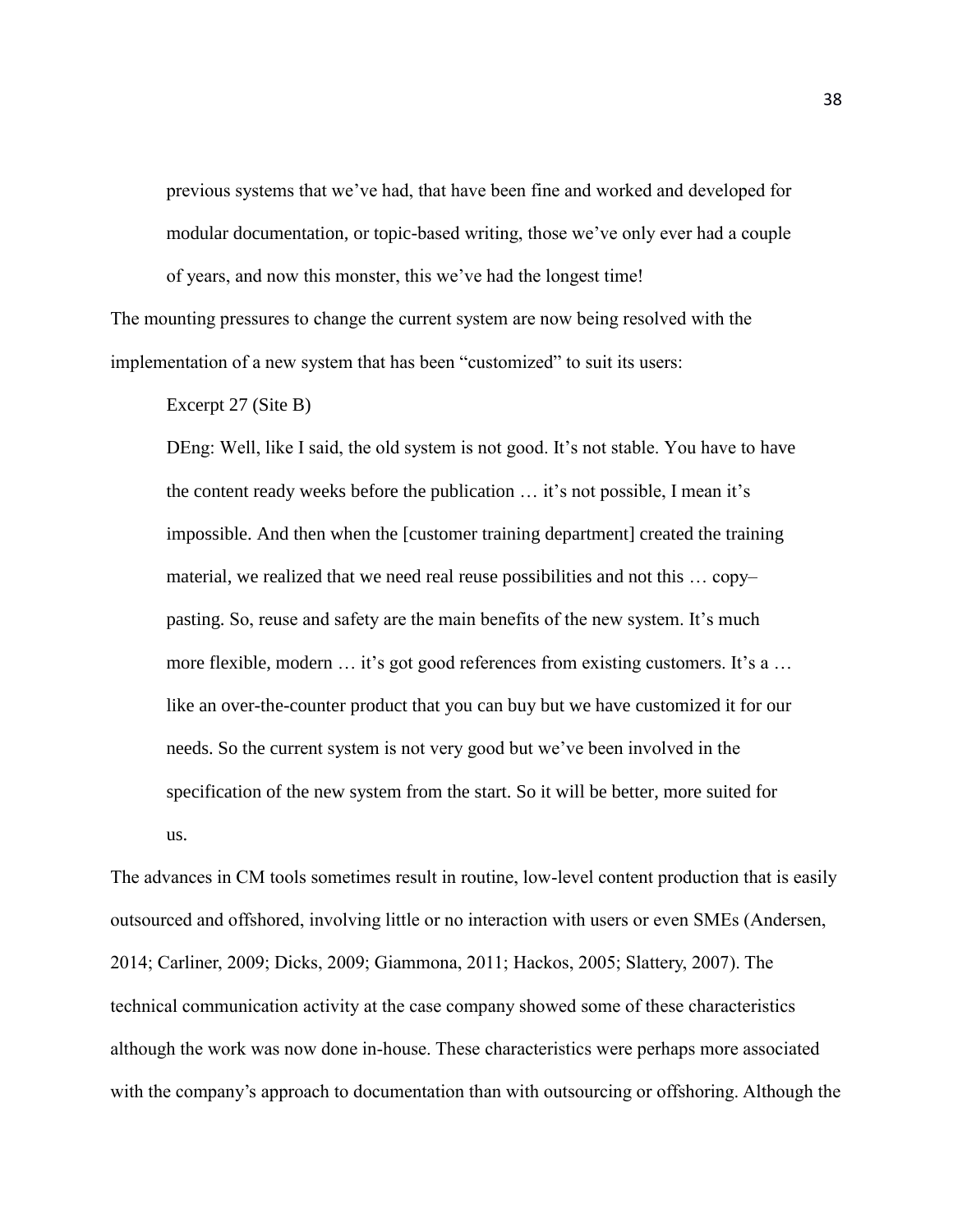> previous systems that we've had, that have been fine and worked and developed for modular documentation, or topic-based writing, those we've only ever had a couple of years, and now this monster, this we've had the longest time!

The mounting pressures to change the current system are now being resolved with the implementation of a new system that has been "customized" to suit its users:

> Excerpt 27 (Site B)
>
> DEng: Well, like I said, the old system is not good. It's not stable. You have to have the content ready weeks before the publication … it's not possible, I mean it's impossible. And then when the [customer training department] created the training material, we realized that we need real reuse possibilities and not this … copy–pasting. So, reuse and safety are the main benefits of the new system. It's much more flexible, modern … it's got good references from existing customers. It's a … like an over-the-counter product that you can buy but we have customized it for our needs. So the current system is not very good but we've been involved in the specification of the new system from the start. So it will be better, more suited for us.

The advances in CM tools sometimes result in routine, low-level content production that is easily outsourced and offshored, involving little or no interaction with users or even SMEs (Andersen, 2014; Carliner, 2009; Dicks, 2009; Giammona, 2011; Hackos, 2005; Slattery, 2007). The technical communication activity at the case company showed some of these characteristics although the work was now done in-house. These characteristics were perhaps more associated with the company's approach to documentation than with outsourcing or offshoring. Although the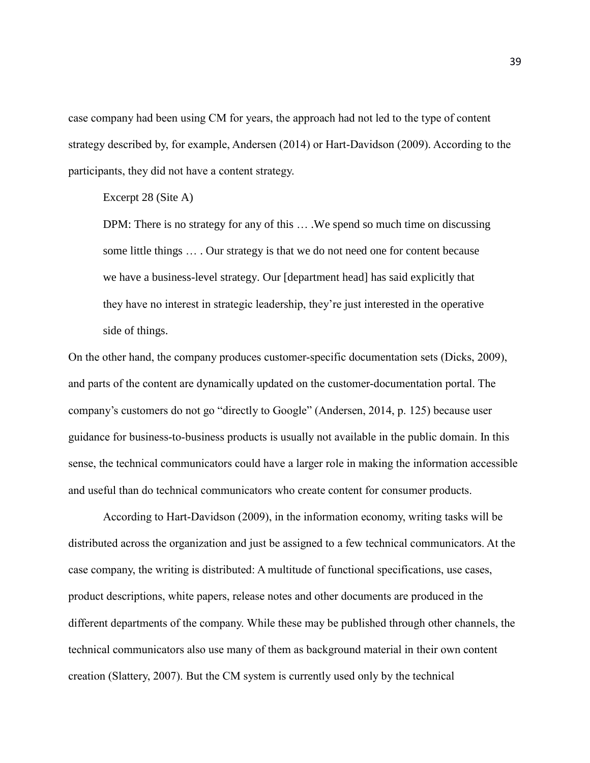case company had been using CM for years, the approach had not led to the type of content strategy described by, for example, Andersen (2014) or Hart-Davidson (2009). According to the participants, they did not have a content strategy.

Excerpt 28 (Site A)

> DPM: There is no strategy for any of this … .We spend so much time on discussing some little things … . Our strategy is that we do not need one for content because we have a business-level strategy. Our [department head] has said explicitly that they have no interest in strategic leadership, they're just interested in the operative side of things.

On the other hand, the company produces customer-specific documentation sets (Dicks, 2009), and parts of the content are dynamically updated on the customer-documentation portal. The company's customers do not go "directly to Google" (Andersen, 2014, p. 125) because user guidance for business-to-business products is usually not available in the public domain. In this sense, the technical communicators could have a larger role in making the information accessible and useful than do technical communicators who create content for consumer products.

According to Hart-Davidson (2009), in the information economy, writing tasks will be distributed across the organization and just be assigned to a few technical communicators. At the case company, the writing is distributed: A multitude of functional specifications, use cases, product descriptions, white papers, release notes and other documents are produced in the different departments of the company. While these may be published through other channels, the technical communicators also use many of them as background material in their own content creation (Slattery, 2007). But the CM system is currently used only by the technical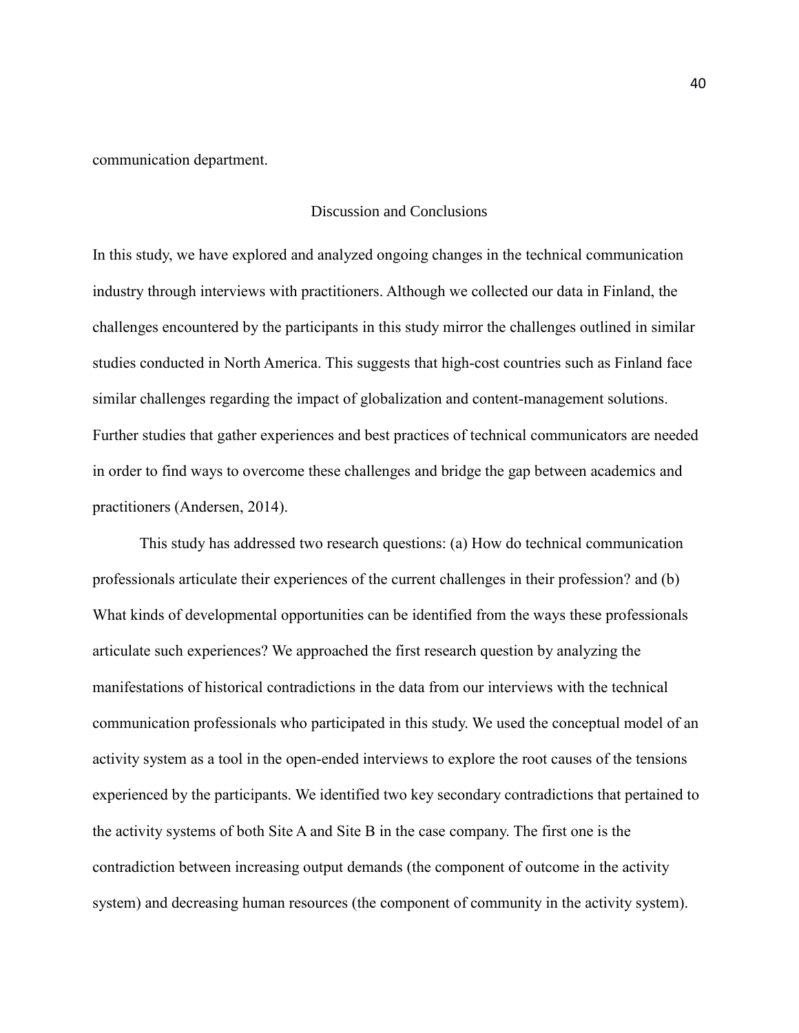communication department.

## Discussion and Conclusions

In this study, we have explored and analyzed ongoing changes in the technical communication industry through interviews with practitioners. Although we collected our data in Finland, the challenges encountered by the participants in this study mirror the challenges outlined in similar studies conducted in North America. This suggests that high-cost countries such as Finland face similar challenges regarding the impact of globalization and content-management solutions. Further studies that gather experiences and best practices of technical communicators are needed in order to find ways to overcome these challenges and bridge the gap between academics and practitioners (Andersen, 2014).

This study has addressed two research questions: (a) How do technical communication professionals articulate their experiences of the current challenges in their profession? and (b) What kinds of developmental opportunities can be identified from the ways these professionals articulate such experiences? We approached the first research question by analyzing the manifestations of historical contradictions in the data from our interviews with the technical communication professionals who participated in this study. We used the conceptual model of an activity system as a tool in the open-ended interviews to explore the root causes of the tensions experienced by the participants. We identified two key secondary contradictions that pertained to the activity systems of both Site A and Site B in the case company. The first one is the contradiction between increasing output demands (the component of outcome in the activity system) and decreasing human resources (the component of community in the activity system).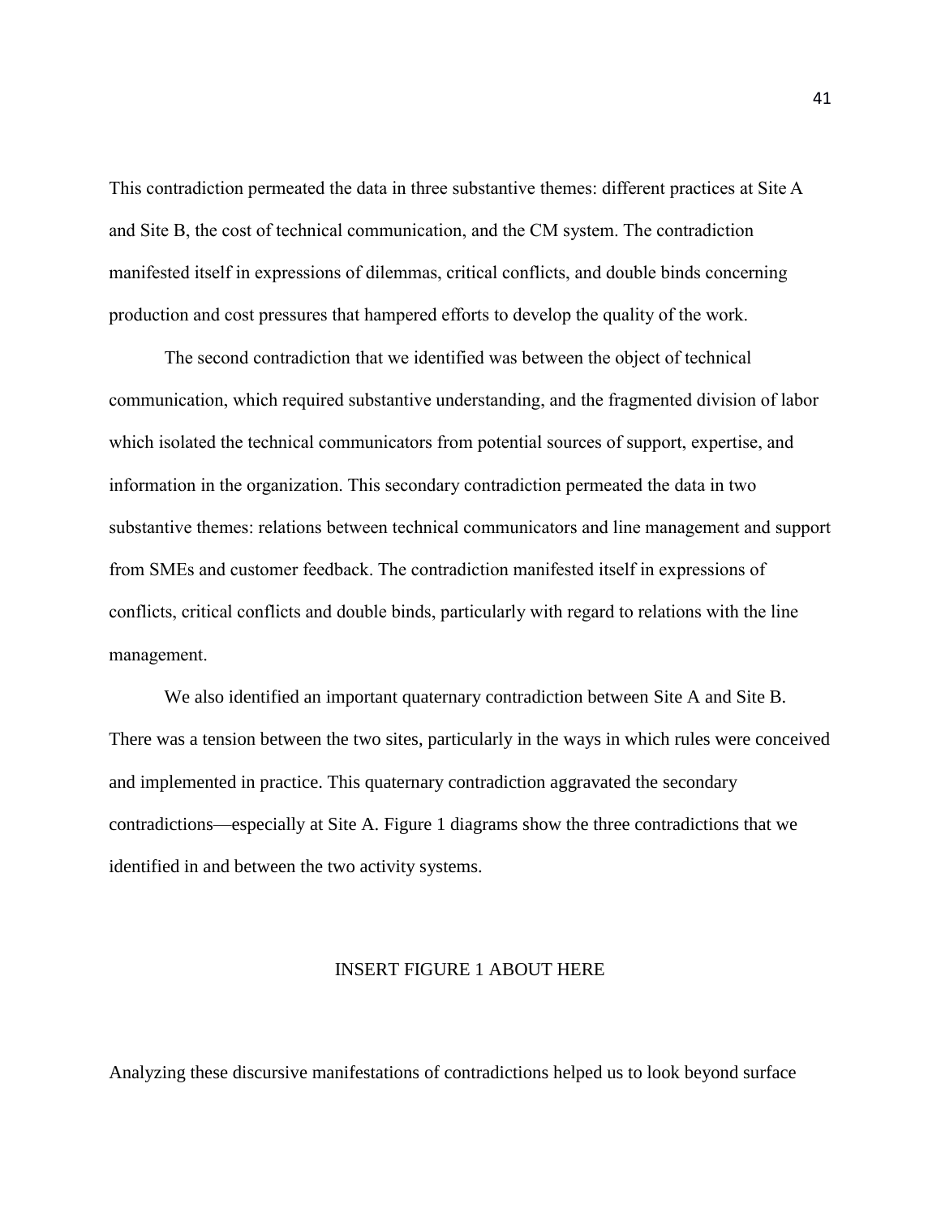This contradiction permeated the data in three substantive themes: different practices at Site A and Site B, the cost of technical communication, and the CM system. The contradiction manifested itself in expressions of dilemmas, critical conflicts, and double binds concerning production and cost pressures that hampered efforts to develop the quality of the work.

The second contradiction that we identified was between the object of technical communication, which required substantive understanding, and the fragmented division of labor which isolated the technical communicators from potential sources of support, expertise, and information in the organization. This secondary contradiction permeated the data in two substantive themes: relations between technical communicators and line management and support from SMEs and customer feedback. The contradiction manifested itself in expressions of conflicts, critical conflicts and double binds, particularly with regard to relations with the line management.

We also identified an important quaternary contradiction between Site A and Site B. There was a tension between the two sites, particularly in the ways in which rules were conceived and implemented in practice. This quaternary contradiction aggravated the secondary contradictions—especially at Site A. Figure 1 diagrams show the three contradictions that we identified in and between the two activity systems.

INSERT FIGURE 1 ABOUT HERE

Analyzing these discursive manifestations of contradictions helped us to look beyond surface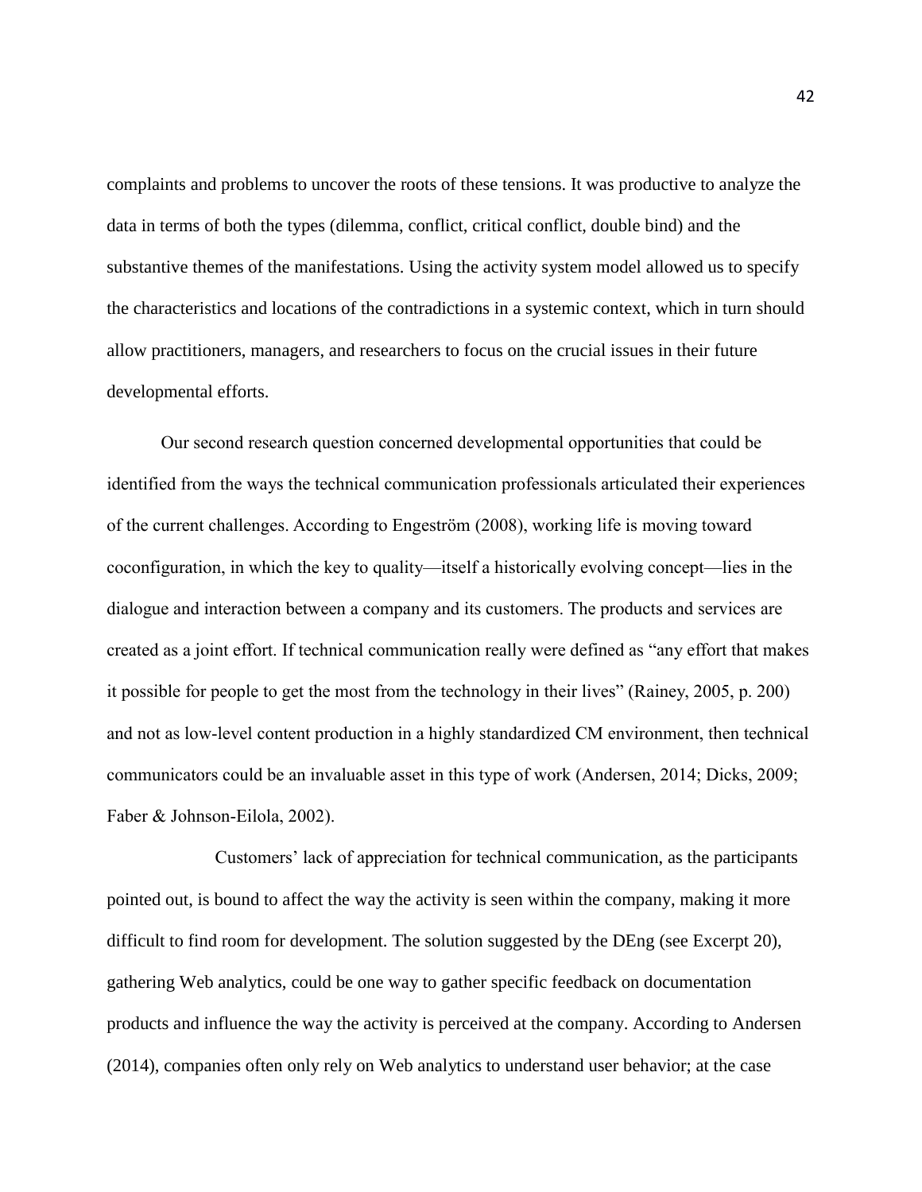complaints and problems to uncover the roots of these tensions. It was productive to analyze the data in terms of both the types (dilemma, conflict, critical conflict, double bind) and the substantive themes of the manifestations. Using the activity system model allowed us to specify the characteristics and locations of the contradictions in a systemic context, which in turn should allow practitioners, managers, and researchers to focus on the crucial issues in their future developmental efforts.

Our second research question concerned developmental opportunities that could be identified from the ways the technical communication professionals articulated their experiences of the current challenges. According to Engeström (2008), working life is moving toward coconfiguration, in which the key to quality—itself a historically evolving concept—lies in the dialogue and interaction between a company and its customers. The products and services are created as a joint effort. If technical communication really were defined as "any effort that makes it possible for people to get the most from the technology in their lives" (Rainey, 2005, p. 200) and not as low-level content production in a highly standardized CM environment, then technical communicators could be an invaluable asset in this type of work (Andersen, 2014; Dicks, 2009; Faber & Johnson-Eilola, 2002).

Customers' lack of appreciation for technical communication, as the participants pointed out, is bound to affect the way the activity is seen within the company, making it more difficult to find room for development. The solution suggested by the DEng (see Excerpt 20), gathering Web analytics, could be one way to gather specific feedback on documentation products and influence the way the activity is perceived at the company. According to Andersen (2014), companies often only rely on Web analytics to understand user behavior; at the case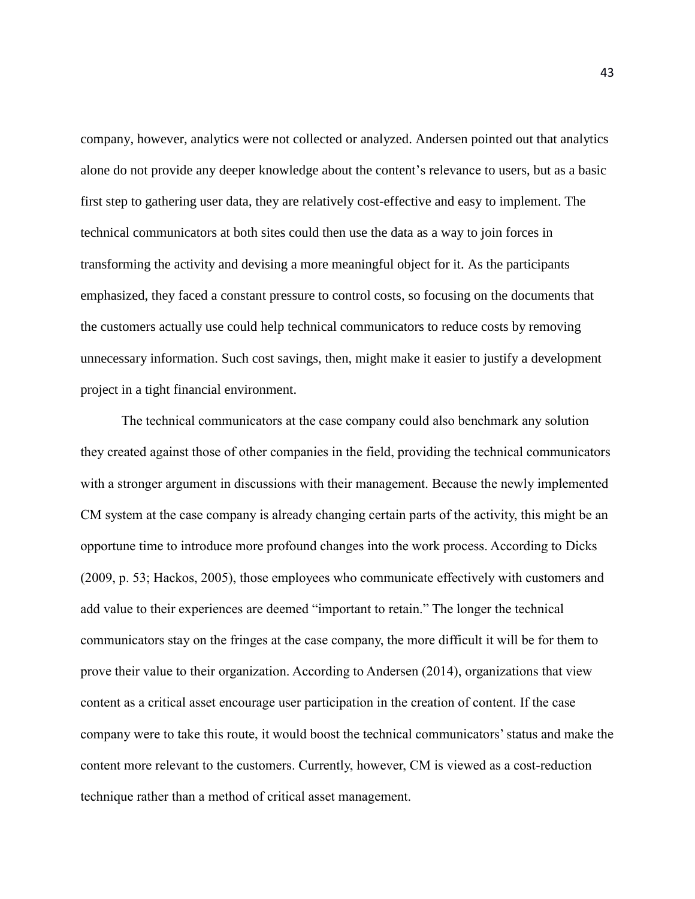company, however, analytics were not collected or analyzed. Andersen pointed out that analytics alone do not provide any deeper knowledge about the content's relevance to users, but as a basic first step to gathering user data, they are relatively cost-effective and easy to implement. The technical communicators at both sites could then use the data as a way to join forces in transforming the activity and devising a more meaningful object for it. As the participants emphasized, they faced a constant pressure to control costs, so focusing on the documents that the customers actually use could help technical communicators to reduce costs by removing unnecessary information. Such cost savings, then, might make it easier to justify a development project in a tight financial environment.

The technical communicators at the case company could also benchmark any solution they created against those of other companies in the field, providing the technical communicators with a stronger argument in discussions with their management. Because the newly implemented CM system at the case company is already changing certain parts of the activity, this might be an opportune time to introduce more profound changes into the work process. According to Dicks (2009, p. 53; Hackos, 2005), those employees who communicate effectively with customers and add value to their experiences are deemed "important to retain." The longer the technical communicators stay on the fringes at the case company, the more difficult it will be for them to prove their value to their organization. According to Andersen (2014), organizations that view content as a critical asset encourage user participation in the creation of content. If the case company were to take this route, it would boost the technical communicators' status and make the content more relevant to the customers. Currently, however, CM is viewed as a cost-reduction technique rather than a method of critical asset management.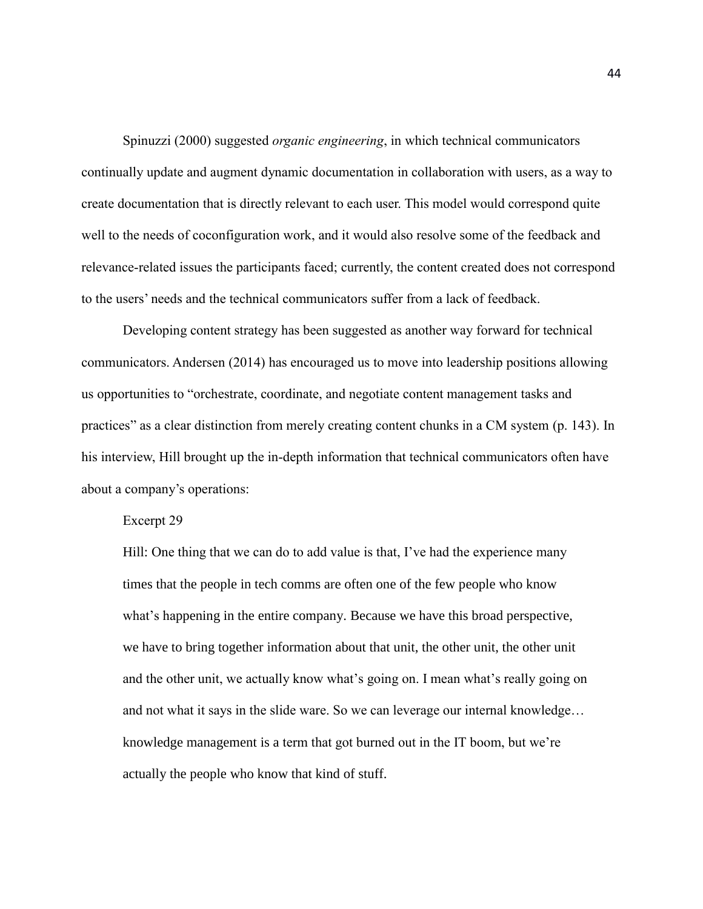Spinuzzi (2000) suggested *organic engineering*, in which technical communicators continually update and augment dynamic documentation in collaboration with users, as a way to create documentation that is directly relevant to each user. This model would correspond quite well to the needs of coconfiguration work, and it would also resolve some of the feedback and relevance-related issues the participants faced; currently, the content created does not correspond to the users' needs and the technical communicators suffer from a lack of feedback.

Developing content strategy has been suggested as another way forward for technical communicators. Andersen (2014) has encouraged us to move into leadership positions allowing us opportunities to "orchestrate, coordinate, and negotiate content management tasks and practices" as a clear distinction from merely creating content chunks in a CM system (p. 143). In his interview, Hill brought up the in-depth information that technical communicators often have about a company's operations:

Excerpt 29

> Hill: One thing that we can do to add value is that, I've had the experience many times that the people in tech comms are often one of the few people who know what's happening in the entire company. Because we have this broad perspective, we have to bring together information about that unit, the other unit, the other unit and the other unit, we actually know what's going on. I mean what's really going on and not what it says in the slide ware. So we can leverage our internal knowledge… knowledge management is a term that got burned out in the IT boom, but we're actually the people who know that kind of stuff.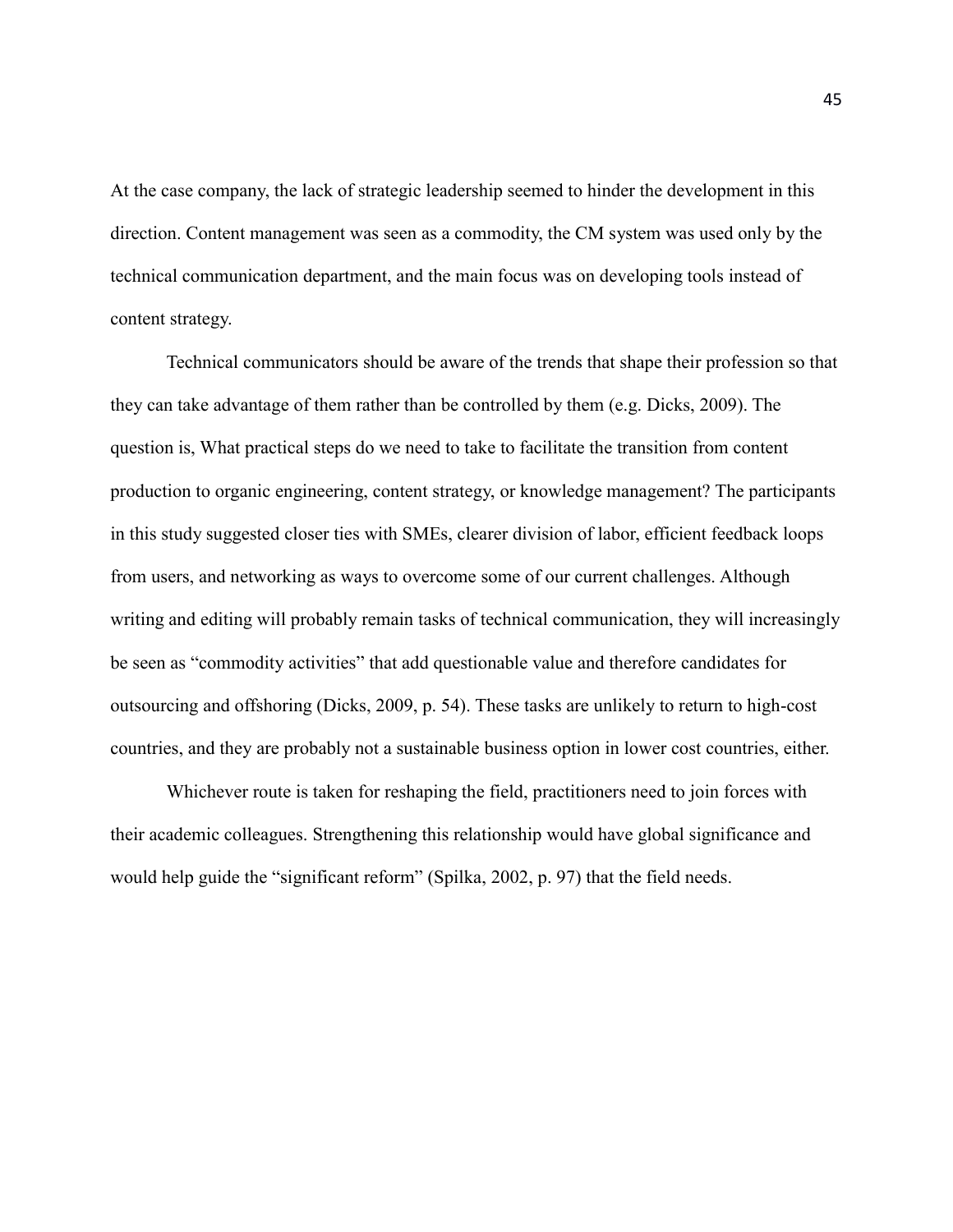At the case company, the lack of strategic leadership seemed to hinder the development in this direction. Content management was seen as a commodity, the CM system was used only by the technical communication department, and the main focus was on developing tools instead of content strategy.

Technical communicators should be aware of the trends that shape their profession so that they can take advantage of them rather than be controlled by them (e.g. Dicks, 2009). The question is, What practical steps do we need to take to facilitate the transition from content production to organic engineering, content strategy, or knowledge management? The participants in this study suggested closer ties with SMEs, clearer division of labor, efficient feedback loops from users, and networking as ways to overcome some of our current challenges. Although writing and editing will probably remain tasks of technical communication, they will increasingly be seen as "commodity activities" that add questionable value and therefore candidates for outsourcing and offshoring (Dicks, 2009, p. 54). These tasks are unlikely to return to high-cost countries, and they are probably not a sustainable business option in lower cost countries, either.

Whichever route is taken for reshaping the field, practitioners need to join forces with their academic colleagues. Strengthening this relationship would have global significance and would help guide the "significant reform" (Spilka, 2002, p. 97) that the field needs.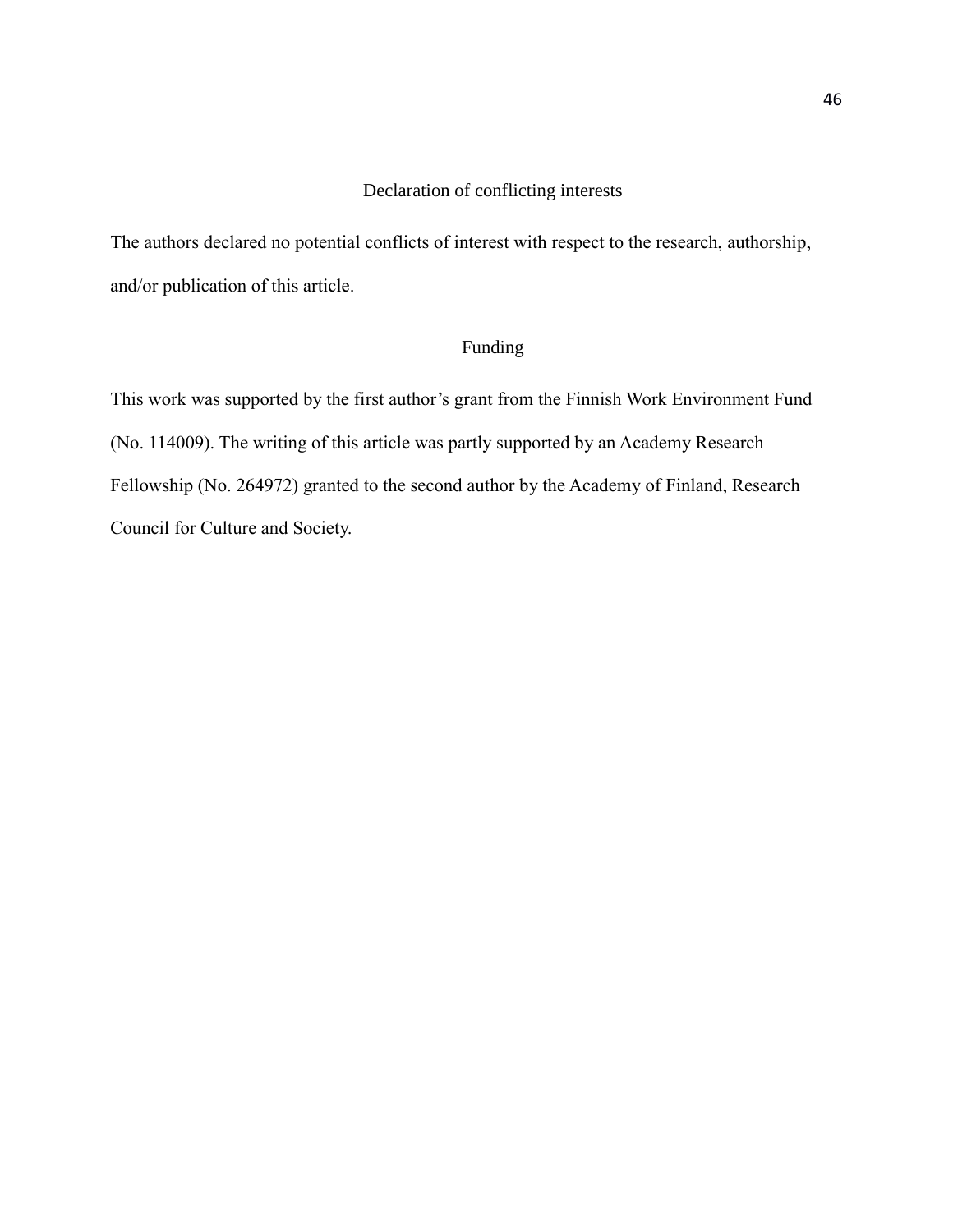## Declaration of conflicting interests

The authors declared no potential conflicts of interest with respect to the research, authorship, and/or publication of this article.

## Funding

This work was supported by the first author's grant from the Finnish Work Environment Fund (No. 114009). The writing of this article was partly supported by an Academy Research Fellowship (No. 264972) granted to the second author by the Academy of Finland, Research Council for Culture and Society.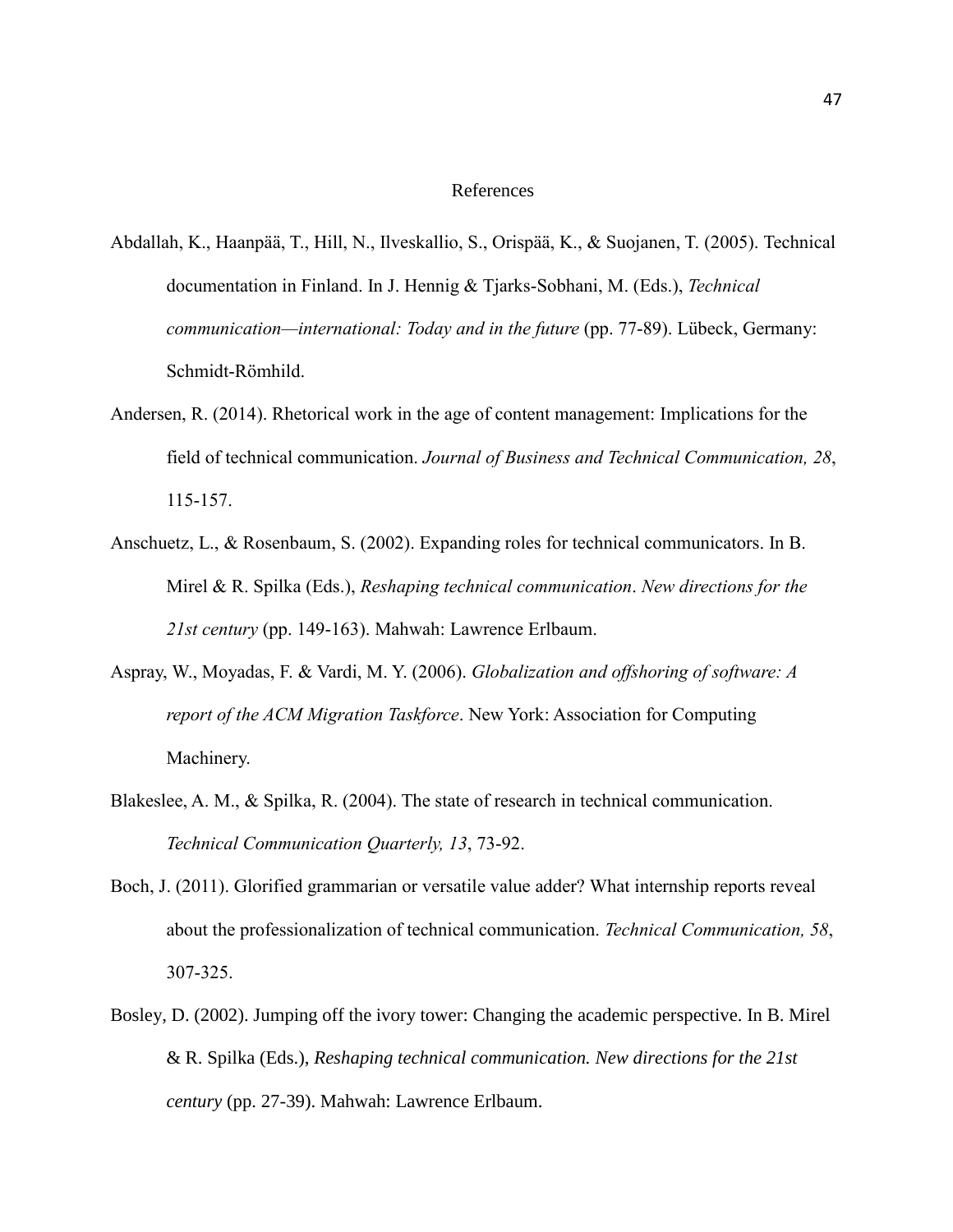# References

Abdallah, K., Haanpää, T., Hill, N., Ilveskallio, S., Orispää, K., & Suojanen, T. (2005). Technical documentation in Finland. In J. Hennig & Tjarks-Sobhani, M. (Eds.), *Technical communication—international: Today and in the future* (pp. 77-89). Lübeck, Germany: Schmidt-Römhild.

Andersen, R. (2014). Rhetorical work in the age of content management: Implications for the field of technical communication. *Journal of Business and Technical Communication, 28*, 115-157.

Anschuetz, L., & Rosenbaum, S. (2002). Expanding roles for technical communicators. In B. Mirel & R. Spilka (Eds.), *Reshaping technical communication*. *New directions for the 21st century* (pp. 149-163). Mahwah: Lawrence Erlbaum.

Aspray, W., Moyadas, F. & Vardi, M. Y. (2006). *Globalization and offshoring of software: A report of the ACM Migration Taskforce*. New York: Association for Computing Machinery.

Blakeslee, A. M., & Spilka, R. (2004). The state of research in technical communication. *Technical Communication Quarterly, 13*, 73-92.

Boch, J. (2011). Glorified grammarian or versatile value adder? What internship reports reveal about the professionalization of technical communication. *Technical Communication, 58*, 307-325.

Bosley, D. (2002). Jumping off the ivory tower: Changing the academic perspective. In B. Mirel & R. Spilka (Eds.), *Reshaping technical communication. New directions for the 21st century* (pp. 27-39). Mahwah: Lawrence Erlbaum.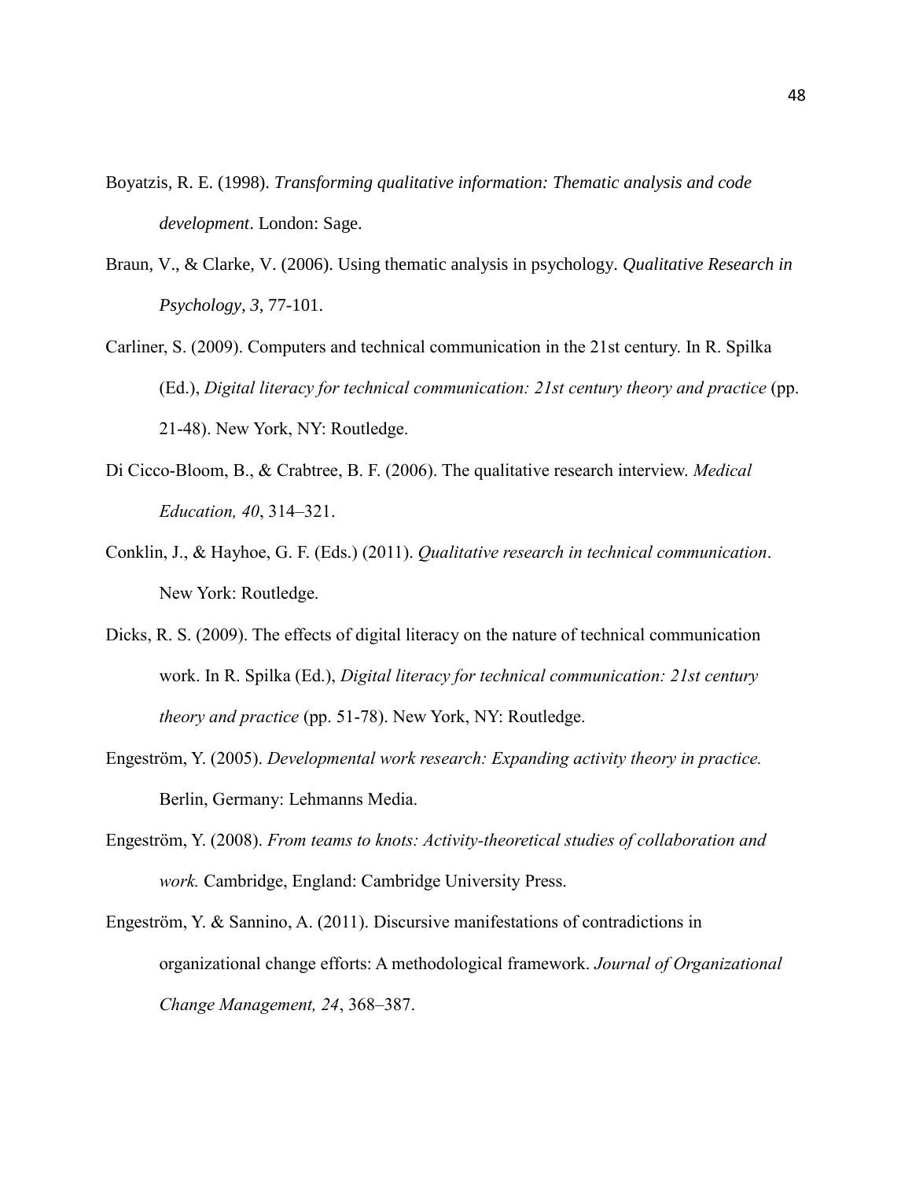Boyatzis, R. E. (1998). *Transforming qualitative information: Thematic analysis and code development*. London: Sage.

Braun, V., & Clarke, V. (2006). Using thematic analysis in psychology. *Qualitative Research in Psychology, 3,* 77-101.

Carliner, S. (2009). Computers and technical communication in the 21st century. In R. Spilka (Ed.), *Digital literacy for technical communication: 21st century theory and practice* (pp. 21-48). New York, NY: Routledge.

Di Cicco-Bloom, B., & Crabtree, B. F. (2006). The qualitative research interview. *Medical Education, 40*, 314–321.

Conklin, J., & Hayhoe, G. F. (Eds.) (2011). *Qualitative research in technical communication*. New York: Routledge.

Dicks, R. S. (2009). The effects of digital literacy on the nature of technical communication work. In R. Spilka (Ed.), *Digital literacy for technical communication: 21st century theory and practice* (pp. 51-78). New York, NY: Routledge.

Engeström, Y. (2005). *Developmental work research: Expanding activity theory in practice.* Berlin, Germany: Lehmanns Media.

Engeström, Y. (2008). *From teams to knots: Activity-theoretical studies of collaboration and work.* Cambridge, England: Cambridge University Press.

Engeström, Y. & Sannino, A. (2011). Discursive manifestations of contradictions in organizational change efforts: A methodological framework. *Journal of Organizational Change Management, 24*, 368–387.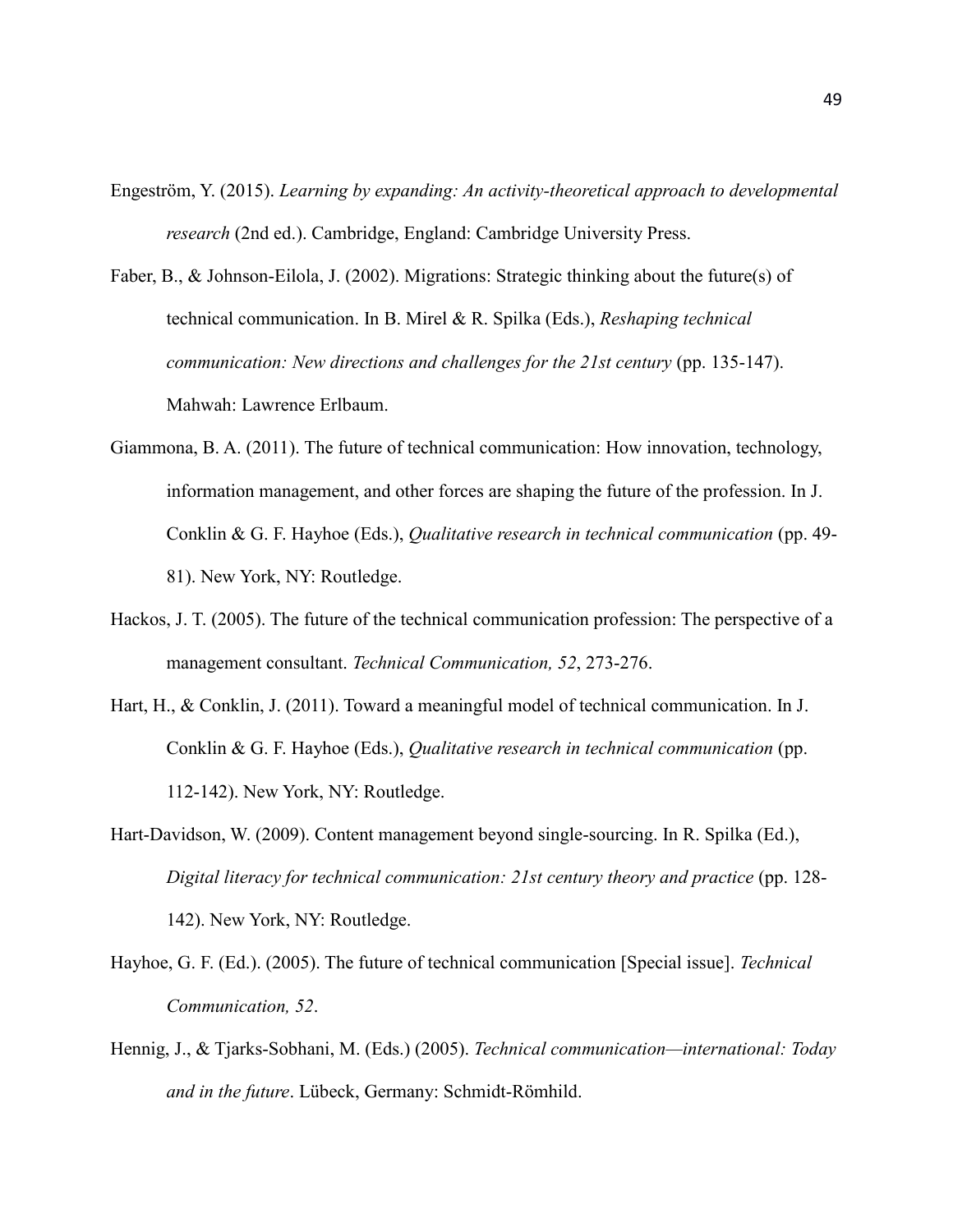Engeström, Y. (2015). *Learning by expanding: An activity-theoretical approach to developmental research* (2nd ed.). Cambridge, England: Cambridge University Press.

Faber, B., & Johnson-Eilola, J. (2002). Migrations: Strategic thinking about the future(s) of technical communication. In B. Mirel & R. Spilka (Eds.), *Reshaping technical communication: New directions and challenges for the 21st century* (pp. 135-147). Mahwah: Lawrence Erlbaum.

Giammona, B. A. (2011). The future of technical communication: How innovation, technology, information management, and other forces are shaping the future of the profession. In J. Conklin & G. F. Hayhoe (Eds.), *Qualitative research in technical communication* (pp. 49-81). New York, NY: Routledge.

Hackos, J. T. (2005). The future of the technical communication profession: The perspective of a management consultant. *Technical Communication, 52*, 273-276.

Hart, H., & Conklin, J. (2011). Toward a meaningful model of technical communication. In J. Conklin & G. F. Hayhoe (Eds.), *Qualitative research in technical communication* (pp. 112-142). New York, NY: Routledge.

Hart-Davidson, W. (2009). Content management beyond single-sourcing. In R. Spilka (Ed.), *Digital literacy for technical communication: 21st century theory and practice* (pp. 128-142). New York, NY: Routledge.

Hayhoe, G. F. (Ed.). (2005). The future of technical communication [Special issue]. *Technical Communication, 52*.

Hennig, J., & Tjarks-Sobhani, M. (Eds.) (2005). *Technical communication—international: Today and in the future*. Lübeck, Germany: Schmidt-Römhild.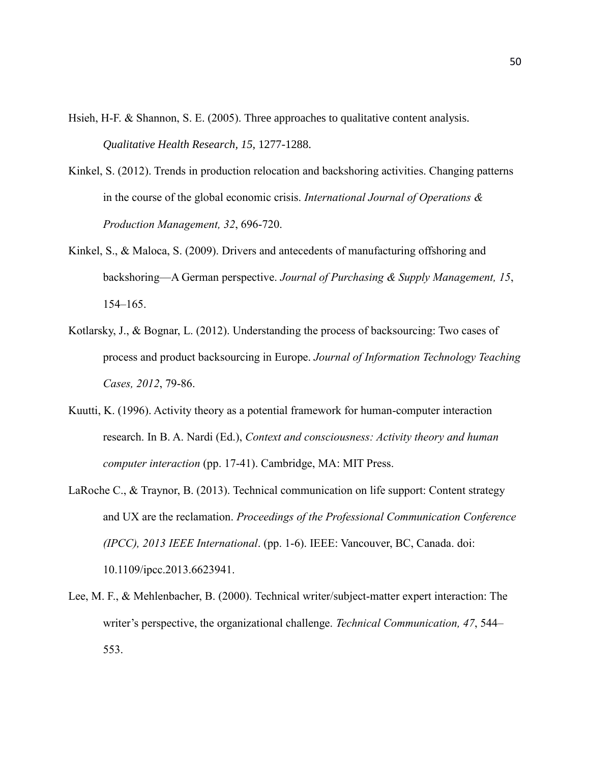Hsieh, H-F. & Shannon, S. E. (2005). Three approaches to qualitative content analysis. *Qualitative Health Research, 15,* 1277-1288.

Kinkel, S. (2012). Trends in production relocation and backshoring activities. Changing patterns in the course of the global economic crisis. *International Journal of Operations & Production Management, 32*, 696-720.

Kinkel, S., & Maloca, S. (2009). Drivers and antecedents of manufacturing offshoring and backshoring—A German perspective. *Journal of Purchasing & Supply Management, 15*, 154–165.

Kotlarsky, J., & Bognar, L. (2012). Understanding the process of backsourcing: Two cases of process and product backsourcing in Europe. *Journal of Information Technology Teaching Cases, 2012*, 79-86.

Kuutti, K. (1996). Activity theory as a potential framework for human-computer interaction research. In B. A. Nardi (Ed.), *Context and consciousness: Activity theory and human computer interaction* (pp. 17-41). Cambridge, MA: MIT Press.

LaRoche C., & Traynor, B. (2013). Technical communication on life support: Content strategy and UX are the reclamation. *Proceedings of the Professional Communication Conference (IPCC), 2013 IEEE International*. (pp. 1-6). IEEE: Vancouver, BC, Canada. doi: 10.1109/ipcc.2013.6623941.

Lee, M. F., & Mehlenbacher, B. (2000). Technical writer/subject-matter expert interaction: The writer's perspective, the organizational challenge. *Technical Communication, 47*, 544–553.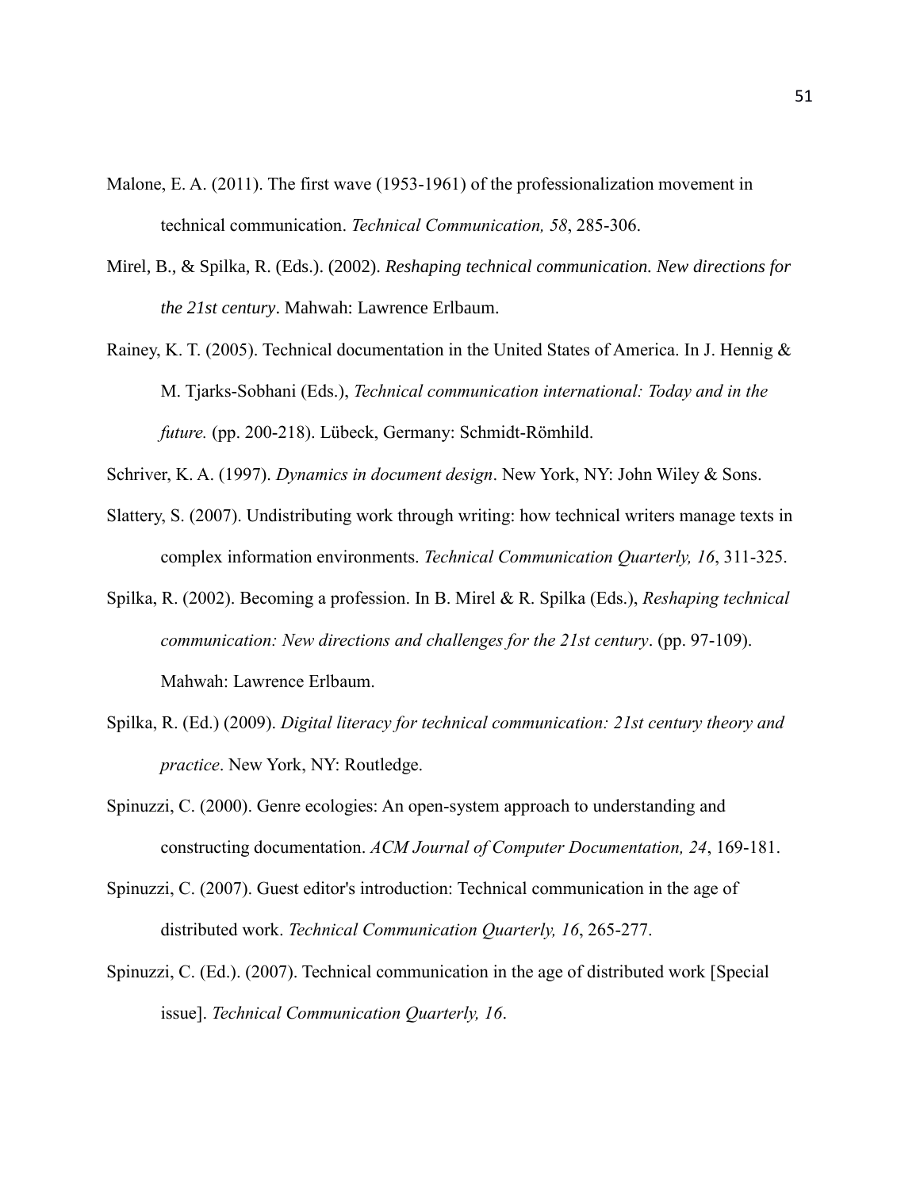Malone, E. A. (2011). The first wave (1953-1961) of the professionalization movement in technical communication. *Technical Communication, 58*, 285-306.

Mirel, B., & Spilka, R. (Eds.). (2002). *Reshaping technical communication. New directions for the 21st century*. Mahwah: Lawrence Erlbaum.

Rainey, K. T. (2005). Technical documentation in the United States of America. In J. Hennig & M. Tjarks-Sobhani (Eds.), *Technical communication international: Today and in the future.* (pp. 200-218). Lübeck, Germany: Schmidt-Römhild.

Schriver, K. A. (1997). *Dynamics in document design*. New York, NY: John Wiley & Sons.

Slattery, S. (2007). Undistributing work through writing: how technical writers manage texts in complex information environments. *Technical Communication Quarterly, 16*, 311-325.

Spilka, R. (2002). Becoming a profession. In B. Mirel & R. Spilka (Eds.), *Reshaping technical communication: New directions and challenges for the 21st century*. (pp. 97-109). Mahwah: Lawrence Erlbaum.

Spilka, R. (Ed.) (2009). *Digital literacy for technical communication: 21st century theory and practice*. New York, NY: Routledge.

Spinuzzi, C. (2000). Genre ecologies: An open-system approach to understanding and constructing documentation. *ACM Journal of Computer Documentation, 24*, 169-181.

Spinuzzi, C. (2007). Guest editor's introduction: Technical communication in the age of distributed work. *Technical Communication Quarterly, 16*, 265-277.

Spinuzzi, C. (Ed.). (2007). Technical communication in the age of distributed work [Special issue]. *Technical Communication Quarterly, 16*.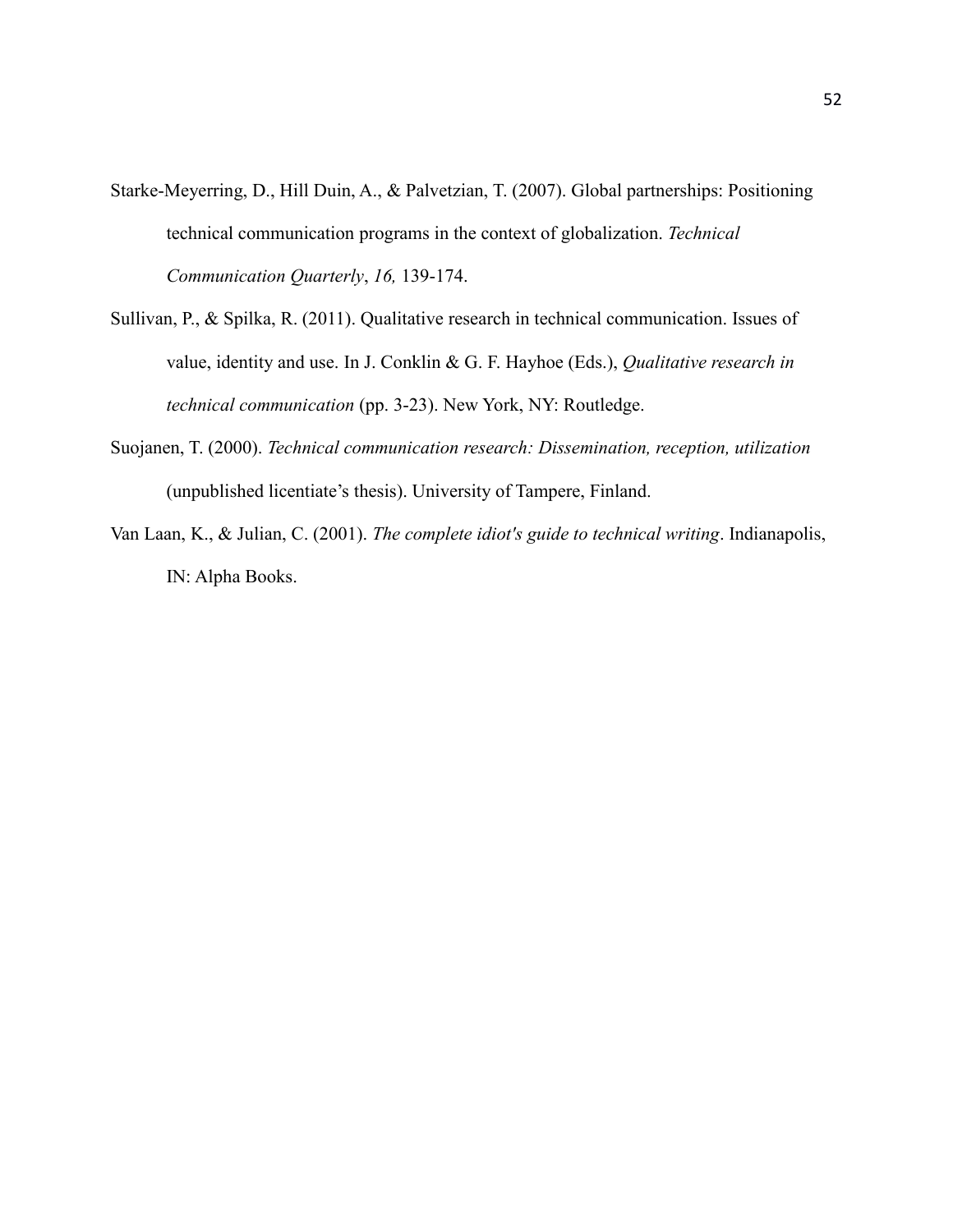Starke-Meyerring, D., Hill Duin, A., & Palvetzian, T. (2007). Global partnerships: Positioning technical communication programs in the context of globalization. *Technical Communication Quarterly*, *16,* 139-174.

Sullivan, P., & Spilka, R. (2011). Qualitative research in technical communication. Issues of value, identity and use. In J. Conklin & G. F. Hayhoe (Eds.), *Qualitative research in technical communication* (pp. 3-23). New York, NY: Routledge.

Suojanen, T. (2000). *Technical communication research: Dissemination, reception, utilization* (unpublished licentiate's thesis). University of Tampere, Finland.

Van Laan, K., & Julian, C. (2001). *The complete idiot's guide to technical writing*. Indianapolis, IN: Alpha Books.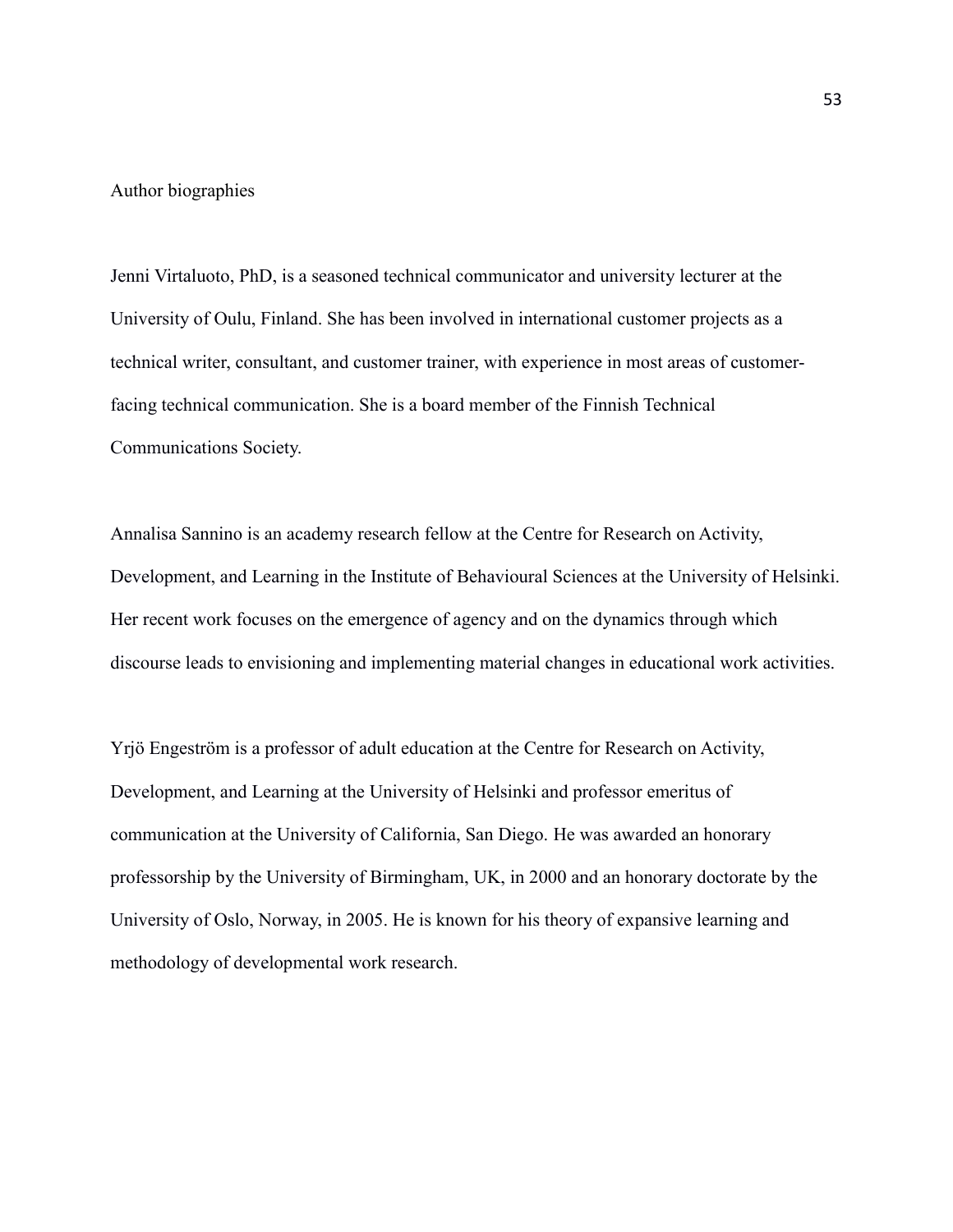## Author biographies

Jenni Virtaluoto, PhD, is a seasoned technical communicator and university lecturer at the University of Oulu, Finland. She has been involved in international customer projects as a technical writer, consultant, and customer trainer, with experience in most areas of customer-facing technical communication. She is a board member of the Finnish Technical Communications Society.

Annalisa Sannino is an academy research fellow at the Centre for Research on Activity, Development, and Learning in the Institute of Behavioural Sciences at the University of Helsinki. Her recent work focuses on the emergence of agency and on the dynamics through which discourse leads to envisioning and implementing material changes in educational work activities.

Yrjö Engeström is a professor of adult education at the Centre for Research on Activity, Development, and Learning at the University of Helsinki and professor emeritus of communication at the University of California, San Diego. He was awarded an honorary professorship by the University of Birmingham, UK, in 2000 and an honorary doctorate by the University of Oslo, Norway, in 2005. He is known for his theory of expansive learning and methodology of developmental work research.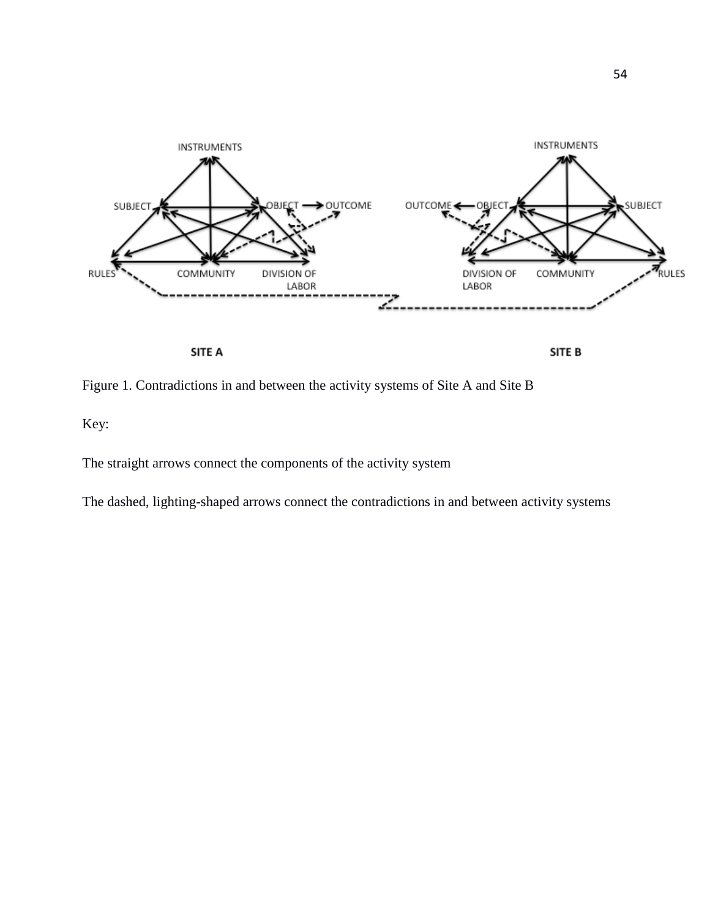Figure 1. Contradictions in and between the activity systems of Site A and Site B

Key:

The straight arrows connect the components of the activity system

The dashed, lighting-shaped arrows connect the contradictions in and between activity systems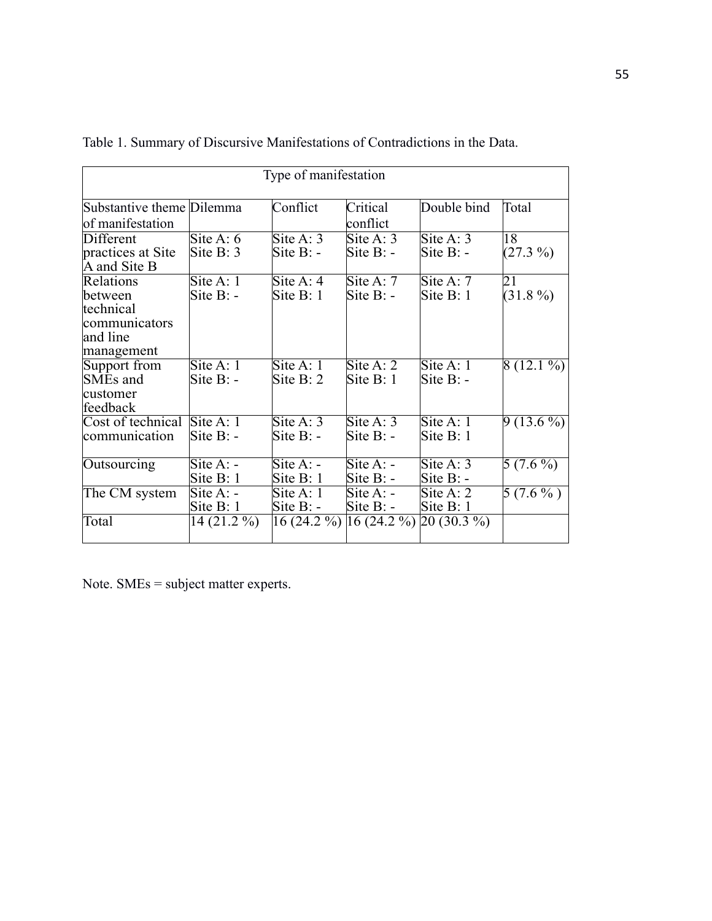Table 1. Summary of Discursive Manifestations of Contradictions in the Data.

| Type of manifestation | | | | | |
|---|---|---|---|---|---|
| Substantive theme of manifestation | Dilemma | Conflict | Critical conflict | Double bind | Total |
| Different practices at Site A and Site B | Site A: 6<br>Site B: 3 | Site A: 3<br>Site B: - | Site A: 3<br>Site B: - | Site A: 3<br>Site B: - | 18 (27.3 %) |
| Relations between technical communicators and line management | Site A: 1<br>Site B: - | Site A: 4<br>Site B: 1 | Site A: 7<br>Site B: - | Site A: 7<br>Site B: 1 | 21 (31.8 %) |
| Support from SMEs and customer feedback | Site A: 1<br>Site B: - | Site A: 1<br>Site B: 2 | Site A: 2<br>Site B: 1 | Site A: 1<br>Site B: - | 8 (12.1 %) |
| Cost of technical communication | Site A: 1<br>Site B: - | Site A: 3<br>Site B: - | Site A: 3<br>Site B: - | Site A: 1<br>Site B: 1 | 9 (13.6 %) |
| Outsourcing | Site A: -<br>Site B: 1 | Site A: -<br>Site B: 1 | Site A: -<br>Site B: - | Site A: 3<br>Site B: - | 5 (7.6 %) |
| The CM system | Site A: -<br>Site B: 1 | Site A: 1<br>Site B: - | Site A: -<br>Site B: - | Site A: 2<br>Site B: 1 | 5 (7.6 % ) |
| Total | 14 (21.2 %) | 16 (24.2 %) | 16 (24.2 %) | 20 (30.3 %) | |

Note. SMEs = subject matter experts.